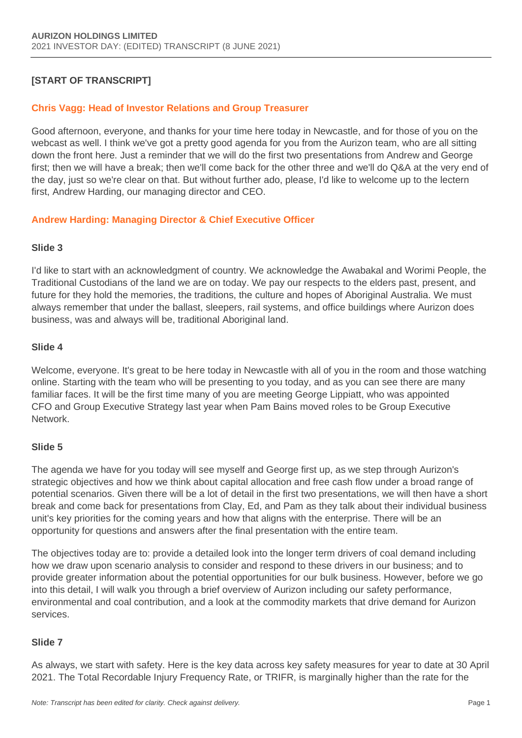## [START OF TRANSCRIPT]

### Chris Vagg: Head of Investor Relations and Group Treasurer

Good afternoon, everyone, and thanks for your time here today in Newcastle, and for those of you on the webcast as well. I think we've got a pretty good agenda for you from the Aurizon team, who are all sitting down the front here. Just a reminder that we will do the first two presentations from Andrew and George first; then we will have a break; then we'll come back for the other three and we'll do Q&A at the very end of the day, just so we're clear on that. But without further ado, please, I'd like to welcome up to the lectern first, Andrew Harding, our managing director and CEO.

### Andrew Harding: Managing Director & Chief Executive Officer

**Slide 3**

I'd like to start with an acknowledgment of country. We acknowledge the Awabakal and Worimi People, the Traditional Custodians of the land we are on today. We pay our respects to the elders past, present, and future for they hold the memories, the traditions, the culture and hopes of Aboriginal Australia. We must always remember that under the ballast, sleepers, rail systems, and office buildings where Aurizon does business, was and always will be, traditional Aboriginal land.

**Slide 4**

Welcome, everyone. It's great to be here today in Newcastle with all of you in the room and those watching online. Starting with the team who will be presenting to you today, and as you can see there are many familiar faces. It will be the first time many of you are meeting George Lippiatt, who was appointed CFO and Group Executive Strategy last year when Pam Bains moved roles to be Group Executive Network.

**Slide 5**

The agenda we have for you today will see myself and George first up, as we step through Aurizon's strategic objectives and how we think about capital allocation and free cash flow under a broad range of potential scenarios. Given there will be a lot of detail in the first two presentations, we will then have a short break and come back for presentations from Clay, Ed, and Pam as they talk about their individual business unit's key priorities for the coming years and how that aligns with the enterprise. There will be an opportunity for questions and answers after the final presentation with the entire team.

The objectives today are to: provide a detailed look into the longer term drivers of coal demand including how we draw upon scenario analysis to consider and respond to these drivers in our business; and to provide greater information about the potential opportunities for our bulk business. However, before we go into this detail, I will walk you through a brief overview of Aurizon including our safety performance, environmental and coal contribution, and a look at the commodity markets that drive demand for Aurizon services.

**Slide 7**

As always, we start with safety. Here is the key data across key safety measures for year to date at 30 April 2021. The Total Recordable Injury Frequency Rate, or TRIFR, is marginally higher than the rate for the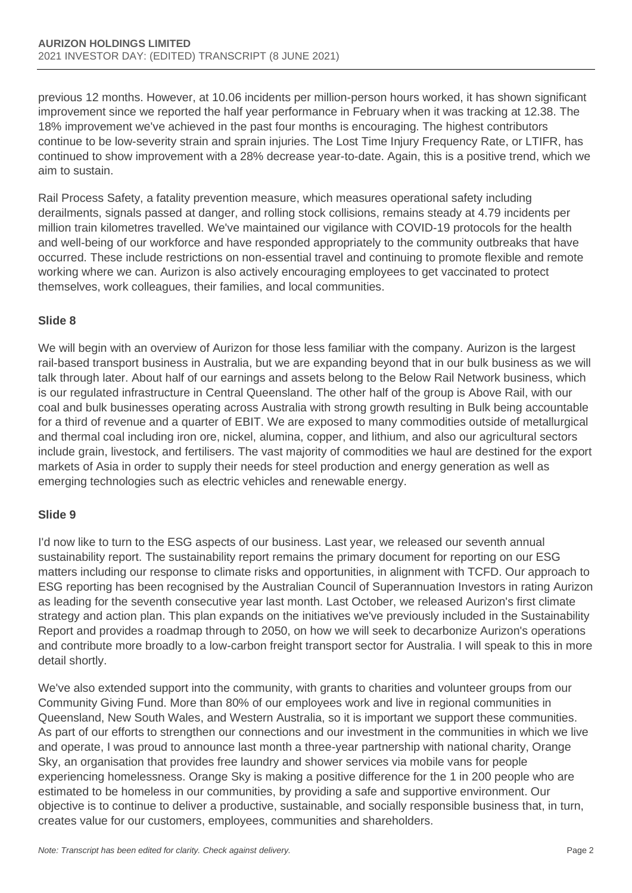previous 12 months. However, at 10.06 incidents per million-person hours worked, it has shown significant improvement since we reported the half year performance in February when it was tracking at 12.38. The 18% improvement we've achieved in the past four months is encouraging. The highest contributors continue to be low-severity strain and sprain injuries. The Lost Time Injury Frequency Rate, or LTIFR, has continued to show improvement with a 28% decrease year-to-date. Again, this is a positive trend, which we aim to sustain.

Rail Process Safety, a fatality prevention measure, which measures operational safety including derailments, signals passed at danger, and rolling stock collisions, remains steady at 4.79 incidents per million train kilometres travelled. We've maintained our vigilance with COVID-19 protocols for the health and well-being of our workforce and have responded appropriately to the community outbreaks that have occurred. These include restrictions on non-essential travel and continuing to promote flexible and remote working where we can. Aurizon is also actively encouraging employees to get vaccinated to protect themselves, work colleagues, their families, and local communities.

**Slide 8**

We will begin with an overview of Aurizon for those less familiar with the company. Aurizon is the largest rail-based transport business in Australia, but we are expanding beyond that in our bulk business as we will talk through later. About half of our earnings and assets belong to the Below Rail Network business, which is our regulated infrastructure in Central Queensland. The other half of the group is Above Rail, with our coal and bulk businesses operating across Australia with strong growth resulting in Bulk being accountable for a third of revenue and a quarter of EBIT. We are exposed to many commodities outside of metallurgical and thermal coal including iron ore, nickel, alumina, copper, and lithium, and also our agricultural sectors include grain, livestock, and fertilisers. The vast majority of commodities we haul are destined for the export markets of Asia in order to supply their needs for steel production and energy generation as well as emerging technologies such as electric vehicles and renewable energy.

**Slide 9**

I'd now like to turn to the ESG aspects of our business. Last year, we released our seventh annual sustainability report. The sustainability report remains the primary document for reporting on our ESG matters including our response to climate risks and opportunities, in alignment with TCFD. Our approach to ESG reporting has been recognised by the Australian Council of Superannuation Investors in rating Aurizon as leading for the seventh consecutive year last month. Last October, we released Aurizon's first climate strategy and action plan. This plan expands on the initiatives we've previously included in the Sustainability Report and provides a roadmap through to 2050, on how we will seek to decarbonize Aurizon's operations and contribute more broadly to a low-carbon freight transport sector for Australia. I will speak to this in more detail shortly.

We've also extended support into the community, with grants to charities and volunteer groups from our Community Giving Fund. More than 80% of our employees work and live in regional communities in Queensland, New South Wales, and Western Australia, so it is important we support these communities. As part of our efforts to strengthen our connections and our investment in the communities in which we live and operate, I was proud to announce last month a three-year partnership with national charity, Orange Sky, an organisation that provides free laundry and shower services via mobile vans for people experiencing homelessness. Orange Sky is making a positive difference for the 1 in 200 people who are estimated to be homeless in our communities, by providing a safe and supportive environment. Our objective is to continue to deliver a productive, sustainable, and socially responsible business that, in turn, creates value for our customers, employees, communities and shareholders.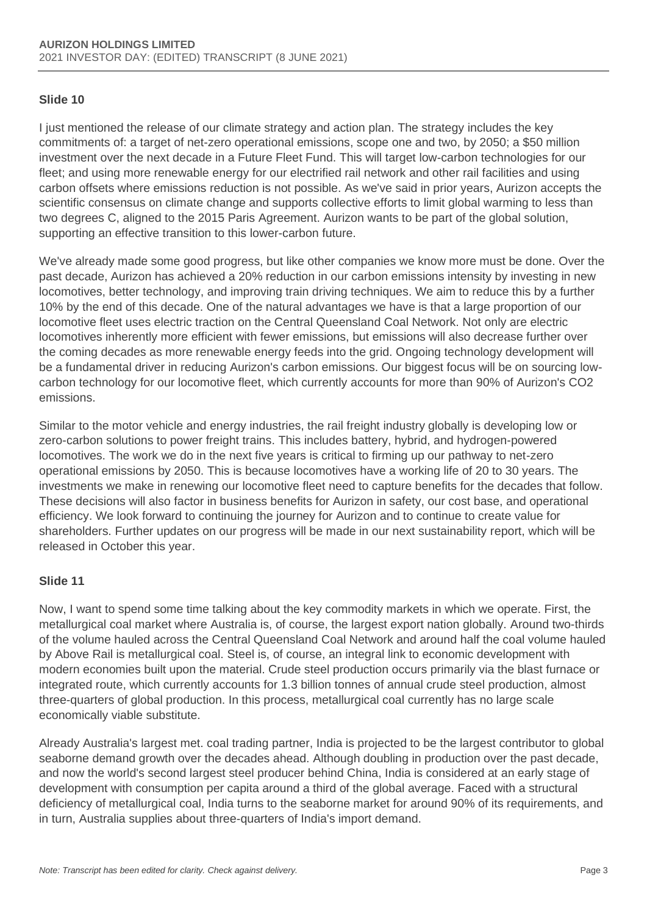## Slide 10

I just mentioned the release of our climate strategy and action plan. The strategy includes the key commitments of: a target of net-zero operational emissions, scope one and two, by 2050; a $50 million investment over the next decade in a Future Fleet Fund. This will target low-carbon technologies for our fleet; and using more renewable energy for our electrified rail network and other rail facilities and using carbon offsets where emissions reduction is not possible. As we've said in prior years, Aurizon accepts the scientific consensus on climate change and supports collective efforts to limit global warming to less than two degrees C, aligned to the 2015 Paris Agreement. Aurizon wants to be part of the global solution, supporting an effective transition to this lower-carbon future.

We've already made some good progress, but like other companies we know more must be done. Over the past decade, Aurizon has achieved a 20% reduction in our carbon emissions intensity by investing in new locomotives, better technology, and improving train driving techniques. We aim to reduce this by a further 10% by the end of this decade. One of the natural advantages we have is that a large proportion of our locomotive fleet uses electric traction on the Central Queensland Coal Network. Not only are electric locomotives inherently more efficient with fewer emissions, but emissions will also decrease further over the coming decades as more renewable energy feeds into the grid. Ongoing technology development will be a fundamental driver in reducing Aurizon's carbon emissions. Our biggest focus will be on sourcing low-carbon technology for our locomotive fleet, which currently accounts for more than 90% of Aurizon's $CO_2$ emissions.

Similar to the motor vehicle and energy industries, the rail freight industry globally is developing low or zero-carbon solutions to power freight trains. This includes battery, hybrid, and hydrogen-powered locomotives. The work we do in the next five years is critical to firming up our pathway to net-zero operational emissions by 2050. This is because locomotives have a working life of 20 to 30 years. The investments we make in renewing our locomotive fleet need to capture benefits for the decades that follow. These decisions will also factor in business benefits for Aurizon in safety, our cost base, and operational efficiency. We look forward to continuing the journey for Aurizon and to continue to create value for shareholders. Further updates on our progress will be made in our next sustainability report, which will be released in October this year.

## Slide 11

Now, I want to spend some time talking about the key commodity markets in which we operate. First, the metallurgical coal market where Australia is, of course, the largest export nation globally. Around two-thirds of the volume hauled across the Central Queensland Coal Network and around half the coal volume hauled by Above Rail is metallurgical coal. Steel is, of course, an integral link to economic development with modern economies built upon the material. Crude steel production occurs primarily via the blast furnace or integrated route, which currently accounts for 1.3 billion tonnes of annual crude steel production, almost three-quarters of global production. In this process, metallurgical coal currently has no large scale economically viable substitute.

Already Australia's largest met. coal trading partner, India is projected to be the largest contributor to global seaborne demand growth over the decades ahead. Although doubling in production over the past decade, and now the world's second largest steel producer behind China, India is considered at an early stage of development with consumption per capita around a third of the global average. Faced with a structural deficiency of metallurgical coal, India turns to the seaborne market for around 90% of its requirements, and in turn, Australia supplies about three-quarters of India's import demand.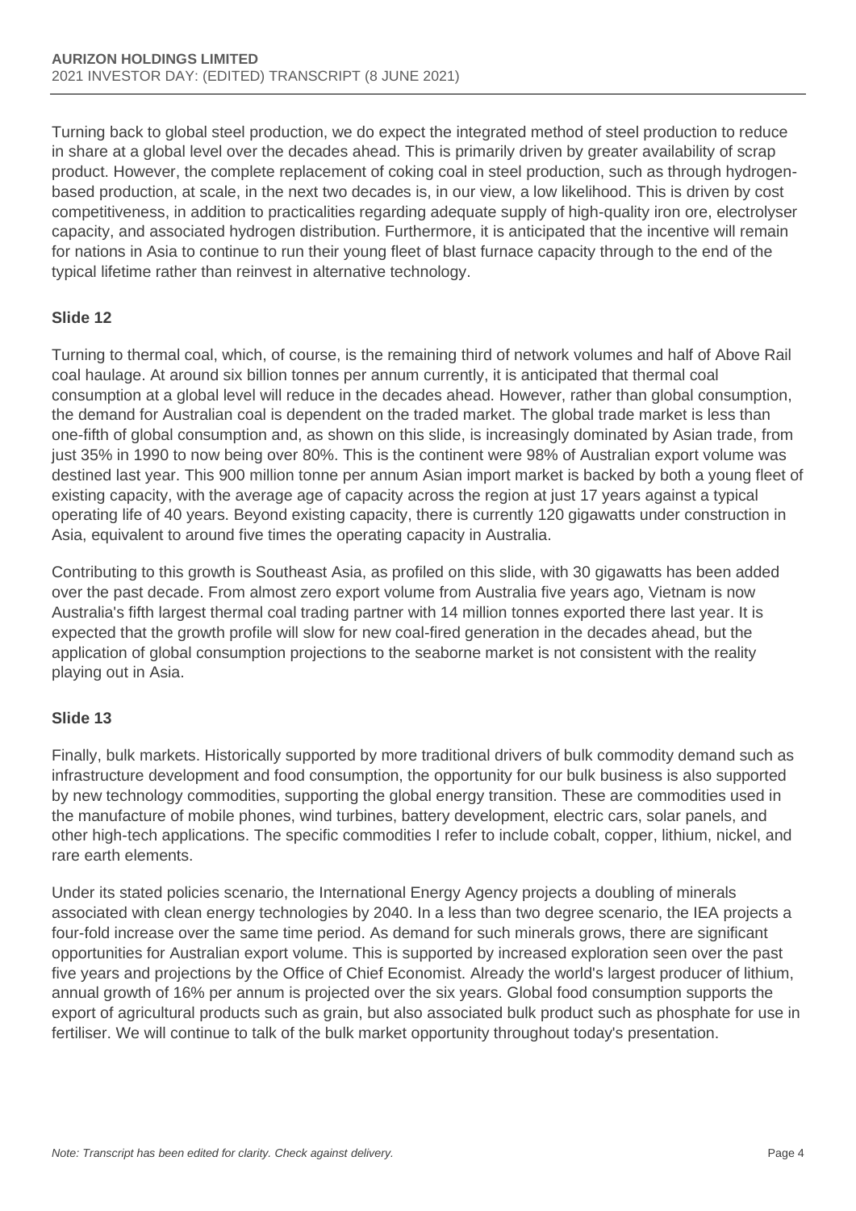Turning back to global steel production, we do expect the integrated method of steel production to reduce in share at a global level over the decades ahead. This is primarily driven by greater availability of scrap product. However, the complete replacement of coking coal in steel production, such as through hydrogen-based production, at scale, in the next two decades is, in our view, a low likelihood. This is driven by cost competitiveness, in addition to practicalities regarding adequate supply of high-quality iron ore, electrolyser capacity, and associated hydrogen distribution. Furthermore, it is anticipated that the incentive will remain for nations in Asia to continue to run their young fleet of blast furnace capacity through to the end of the typical lifetime rather than reinvest in alternative technology.

**Slide 12**

Turning to thermal coal, which, of course, is the remaining third of network volumes and half of Above Rail coal haulage. At around six billion tonnes per annum currently, it is anticipated that thermal coal consumption at a global level will reduce in the decades ahead. However, rather than global consumption, the demand for Australian coal is dependent on the traded market. The global trade market is less than one-fifth of global consumption and, as shown on this slide, is increasingly dominated by Asian trade, from just 35% in 1990 to now being over 80%. This is the continent were 98% of Australian export volume was destined last year. This 900 million tonne per annum Asian import market is backed by both a young fleet of existing capacity, with the average age of capacity across the region at just 17 years against a typical operating life of 40 years. Beyond existing capacity, there is currently 120 gigawatts under construction in Asia, equivalent to around five times the operating capacity in Australia.

Contributing to this growth is Southeast Asia, as profiled on this slide, with 30 gigawatts has been added over the past decade. From almost zero export volume from Australia five years ago, Vietnam is now Australia's fifth largest thermal coal trading partner with 14 million tonnes exported there last year. It is expected that the growth profile will slow for new coal-fired generation in the decades ahead, but the application of global consumption projections to the seaborne market is not consistent with the reality playing out in Asia.

**Slide 13**

Finally, bulk markets. Historically supported by more traditional drivers of bulk commodity demand such as infrastructure development and food consumption, the opportunity for our bulk business is also supported by new technology commodities, supporting the global energy transition. These are commodities used in the manufacture of mobile phones, wind turbines, battery development, electric cars, solar panels, and other high-tech applications. The specific commodities I refer to include cobalt, copper, lithium, nickel, and rare earth elements.

Under its stated policies scenario, the International Energy Agency projects a doubling of minerals associated with clean energy technologies by 2040. In a less than two degree scenario, the IEA projects a four-fold increase over the same time period. As demand for such minerals grows, there are significant opportunities for Australian export volume. This is supported by increased exploration seen over the past five years and projections by the Office of Chief Economist. Already the world's largest producer of lithium, annual growth of 16% per annum is projected over the six years. Global food consumption supports the export of agricultural products such as grain, but also associated bulk product such as phosphate for use in fertiliser. We will continue to talk of the bulk market opportunity throughout today's presentation.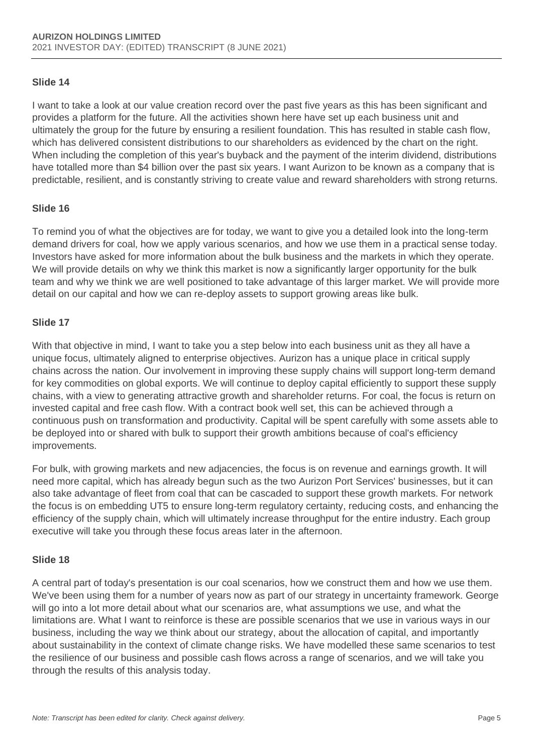### Slide 14

I want to take a look at our value creation record over the past five years as this has been significant and provides a platform for the future. All the activities shown here have set up each business unit and ultimately the group for the future by ensuring a resilient foundation. This has resulted in stable cash flow, which has delivered consistent distributions to our shareholders as evidenced by the chart on the right. When including the completion of this year's buyback and the payment of the interim dividend, distributions have totalled more than $4 billion over the past six years. I want Aurizon to be known as a company that is predictable, resilient, and is constantly striving to create value and reward shareholders with strong returns.

### Slide 16

To remind you of what the objectives are for today, we want to give you a detailed look into the long-term demand drivers for coal, how we apply various scenarios, and how we use them in a practical sense today. Investors have asked for more information about the bulk business and the markets in which they operate. We will provide details on why we think this market is now a significantly larger opportunity for the bulk team and why we think we are well positioned to take advantage of this larger market. We will provide more detail on our capital and how we can re-deploy assets to support growing areas like bulk.

### Slide 17

With that objective in mind, I want to take you a step below into each business unit as they all have a unique focus, ultimately aligned to enterprise objectives. Aurizon has a unique place in critical supply chains across the nation. Our involvement in improving these supply chains will support long-term demand for key commodities on global exports. We will continue to deploy capital efficiently to support these supply chains, with a view to generating attractive growth and shareholder returns. For coal, the focus is return on invested capital and free cash flow. With a contract book well set, this can be achieved through a continuous push on transformation and productivity. Capital will be spent carefully with some assets able to be deployed into or shared with bulk to support their growth ambitions because of coal's efficiency improvements.

For bulk, with growing markets and new adjacencies, the focus is on revenue and earnings growth. It will need more capital, which has already begun such as the two Aurizon Port Services' businesses, but it can also take advantage of fleet from coal that can be cascaded to support these growth markets. For network the focus is on embedding UT5 to ensure long-term regulatory certainty, reducing costs, and enhancing the efficiency of the supply chain, which will ultimately increase throughput for the entire industry. Each group executive will take you through these focus areas later in the afternoon.

### Slide 18

A central part of today's presentation is our coal scenarios, how we construct them and how we use them. We've been using them for a number of years now as part of our strategy in uncertainty framework. George will go into a lot more detail about what our scenarios are, what assumptions we use, and what the limitations are. What I want to reinforce is these are possible scenarios that we use in various ways in our business, including the way we think about our strategy, about the allocation of capital, and importantly about sustainability in the context of climate change risks. We have modelled these same scenarios to test the resilience of our business and possible cash flows across a range of scenarios, and we will take you through the results of this analysis today.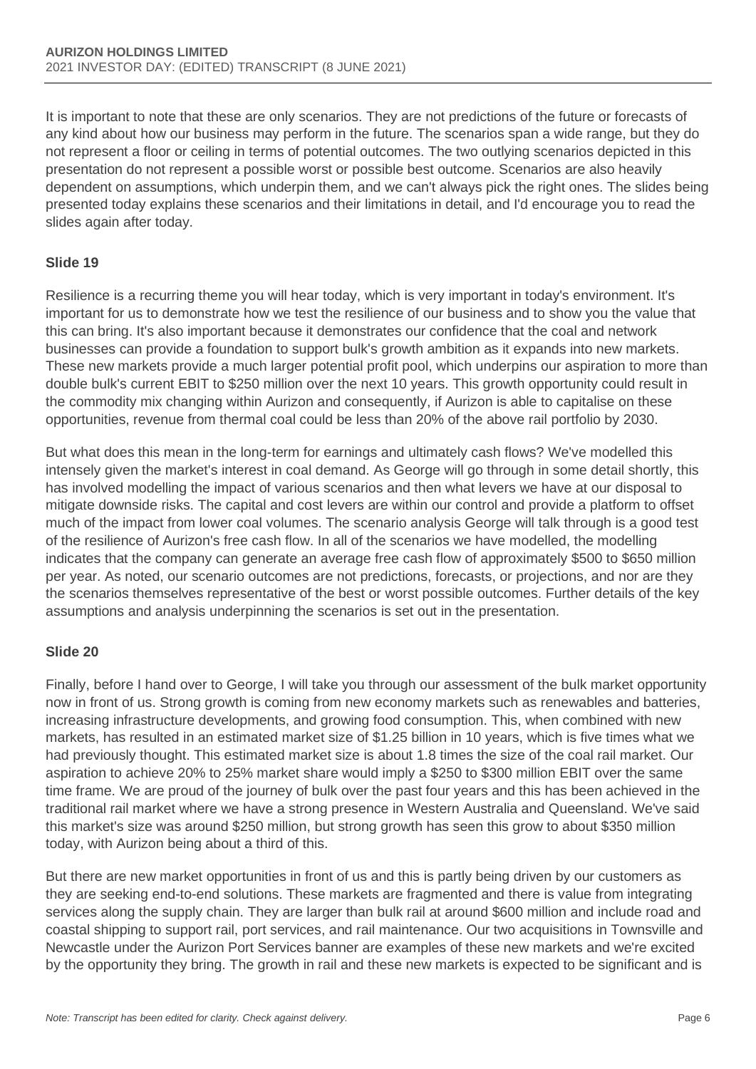It is important to note that these are only scenarios. They are not predictions of the future or forecasts of any kind about how our business may perform in the future. The scenarios span a wide range, but they do not represent a floor or ceiling in terms of potential outcomes. The two outlying scenarios depicted in this presentation do not represent a possible worst or possible best outcome. Scenarios are also heavily dependent on assumptions, which underpin them, and we can't always pick the right ones. The slides being presented today explains these scenarios and their limitations in detail, and I'd encourage you to read the slides again after today.

**Slide 19**

Resilience is a recurring theme you will hear today, which is very important in today's environment. It's important for us to demonstrate how we test the resilience of our business and to show you the value that this can bring. It's also important because it demonstrates our confidence that the coal and network businesses can provide a foundation to support bulk's growth ambition as it expands into new markets. These new markets provide a much larger potential profit pool, which underpins our aspiration to more than double bulk's current EBIT to $250 million over the next 10 years. This growth opportunity could result in the commodity mix changing within Aurizon and consequently, if Aurizon is able to capitalise on these opportunities, revenue from thermal coal could be less than 20% of the above rail portfolio by 2030.

But what does this mean in the long-term for earnings and ultimately cash flows? We've modelled this intensely given the market's interest in coal demand. As George will go through in some detail shortly, this has involved modelling the impact of various scenarios and then what levers we have at our disposal to mitigate downside risks. The capital and cost levers are within our control and provide a platform to offset much of the impact from lower coal volumes. The scenario analysis George will talk through is a good test of the resilience of Aurizon's free cash flow. In all of the scenarios we have modelled, the modelling indicates that the company can generate an average free cash flow of approximately $500 to $650 million per year. As noted, our scenario outcomes are not predictions, forecasts, or projections, and nor are they the scenarios themselves representative of the best or worst possible outcomes. Further details of the key assumptions and analysis underpinning the scenarios is set out in the presentation.

**Slide 20**

Finally, before I hand over to George, I will take you through our assessment of the bulk market opportunity now in front of us. Strong growth is coming from new economy markets such as renewables and batteries, increasing infrastructure developments, and growing food consumption. This, when combined with new markets, has resulted in an estimated market size of $1.25 billion in 10 years, which is five times what we had previously thought. This estimated market size is about 1.8 times the size of the coal rail market. Our aspiration to achieve 20% to 25% market share would imply a $250 to $300 million EBIT over the same time frame. We are proud of the journey of bulk over the past four years and this has been achieved in the traditional rail market where we have a strong presence in Western Australia and Queensland. We've said this market's size was around $250 million, but strong growth has seen this grow to about $350 million today, with Aurizon being about a third of this.

But there are new market opportunities in front of us and this is partly being driven by our customers as they are seeking end-to-end solutions. These markets are fragmented and there is value from integrating services along the supply chain. They are larger than bulk rail at around $600 million and include road and coastal shipping to support rail, port services, and rail maintenance. Our two acquisitions in Townsville and Newcastle under the Aurizon Port Services banner are examples of these new markets and we're excited by the opportunity they bring. The growth in rail and these new markets is expected to be significant and is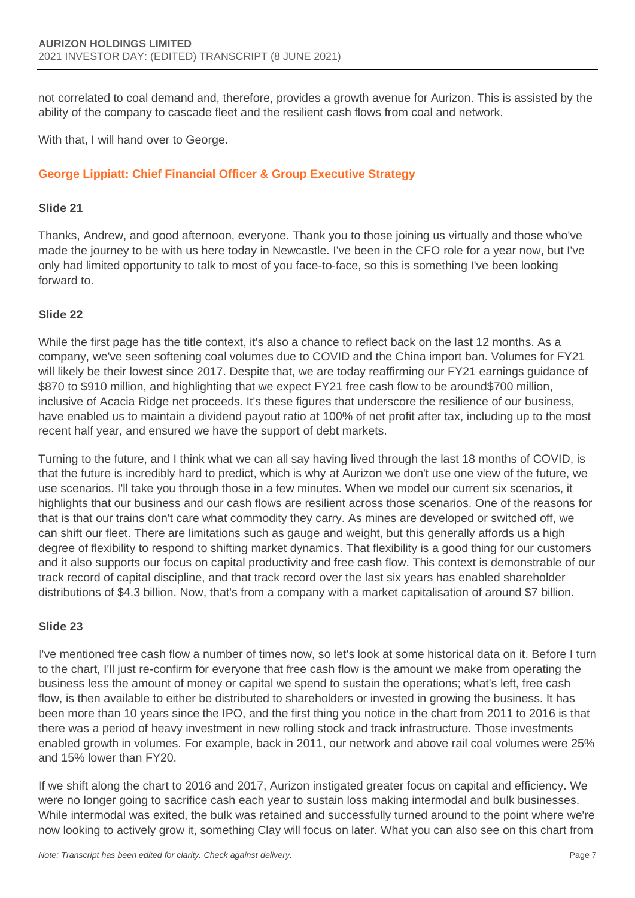not correlated to coal demand and, therefore, provides a growth avenue for Aurizon. This is assisted by the ability of the company to cascade fleet and the resilient cash flows from coal and network.

With that, I will hand over to George.

### George Lippiatt: Chief Financial Officer & Group Executive Strategy

#### Slide 21

Thanks, Andrew, and good afternoon, everyone. Thank you to those joining us virtually and those who've made the journey to be with us here today in Newcastle. I've been in the CFO role for a year now, but I've only had limited opportunity to talk to most of you face-to-face, so this is something I've been looking forward to.

#### Slide 22

While the first page has the title context, it's also a chance to reflect back on the last 12 months. As a company, we've seen softening coal volumes due to COVID and the China import ban. Volumes for FY21 will likely be their lowest since 2017. Despite that, we are today reaffirming our FY21 earnings guidance of $870 to $910 million, and highlighting that we expect FY21 free cash flow to be around$700 million, inclusive of Acacia Ridge net proceeds. It's these figures that underscore the resilience of our business, have enabled us to maintain a dividend payout ratio at 100% of net profit after tax, including up to the most recent half year, and ensured we have the support of debt markets.

Turning to the future, and I think what we can all say having lived through the last 18 months of COVID, is that the future is incredibly hard to predict, which is why at Aurizon we don't use one view of the future, we use scenarios. I'll take you through those in a few minutes. When we model our current six scenarios, it highlights that our business and our cash flows are resilient across those scenarios. One of the reasons for that is that our trains don't care what commodity they carry. As mines are developed or switched off, we can shift our fleet. There are limitations such as gauge and weight, but this generally affords us a high degree of flexibility to respond to shifting market dynamics. That flexibility is a good thing for our customers and it also supports our focus on capital productivity and free cash flow. This context is demonstrable of our track record of capital discipline, and that track record over the last six years has enabled shareholder distributions of $4.3 billion. Now, that's from a company with a market capitalisation of around $7 billion.

#### Slide 23

I've mentioned free cash flow a number of times now, so let's look at some historical data on it. Before I turn to the chart, I'll just re-confirm for everyone that free cash flow is the amount we make from operating the business less the amount of money or capital we spend to sustain the operations; what's left, free cash flow, is then available to either be distributed to shareholders or invested in growing the business. It has been more than 10 years since the IPO, and the first thing you notice in the chart from 2011 to 2016 is that there was a period of heavy investment in new rolling stock and track infrastructure. Those investments enabled growth in volumes. For example, back in 2011, our network and above rail coal volumes were 25% and 15% lower than FY20.

If we shift along the chart to 2016 and 2017, Aurizon instigated greater focus on capital and efficiency. We were no longer going to sacrifice cash each year to sustain loss making intermodal and bulk businesses. While intermodal was exited, the bulk was retained and successfully turned around to the point where we're now looking to actively grow it, something Clay will focus on later. What you can also see on this chart from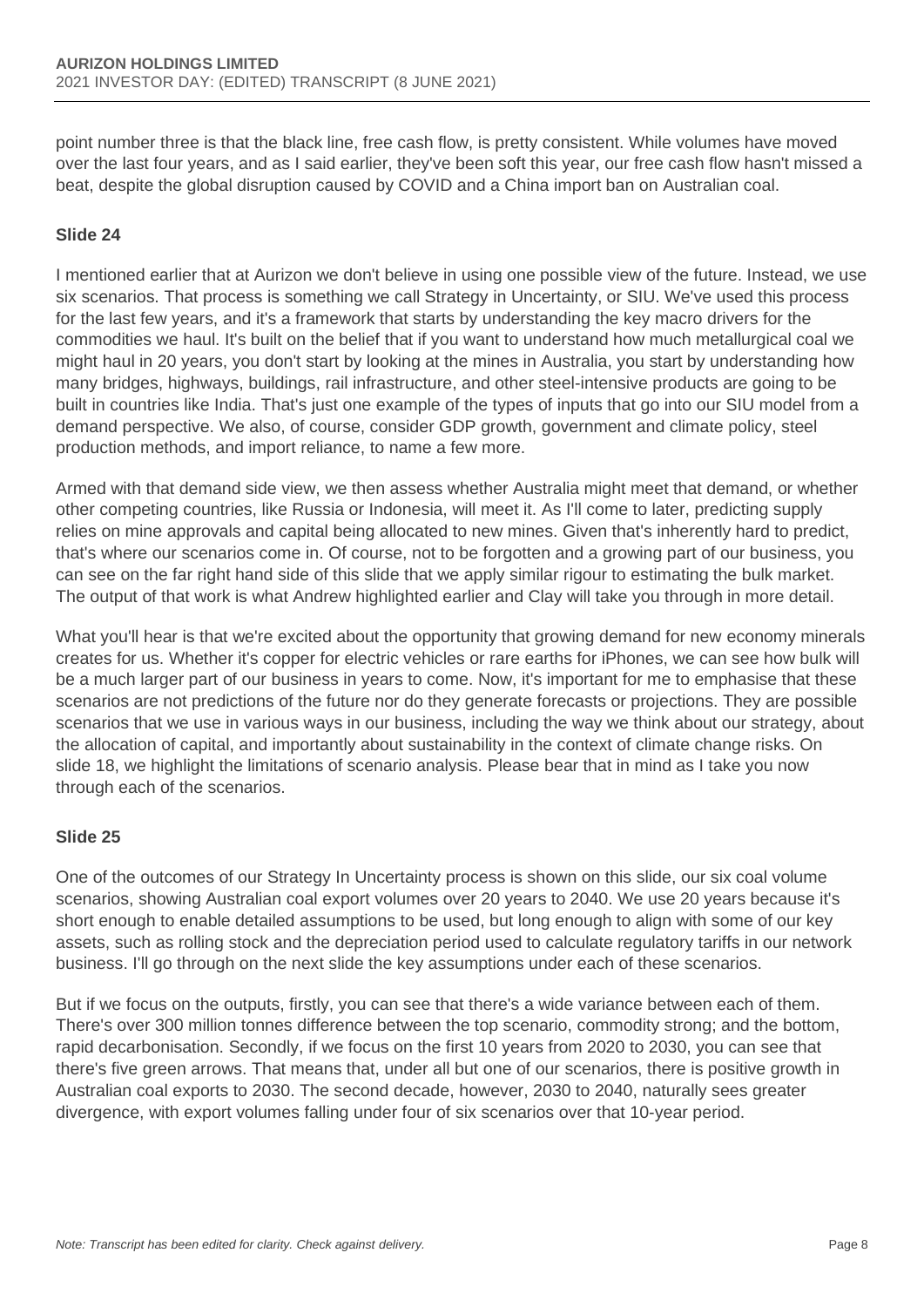point number three is that the black line, free cash flow, is pretty consistent. While volumes have moved over the last four years, and as I said earlier, they've been soft this year, our free cash flow hasn't missed a beat, despite the global disruption caused by COVID and a China import ban on Australian coal.

### Slide 24

I mentioned earlier that at Aurizon we don't believe in using one possible view of the future. Instead, we use six scenarios. That process is something we call Strategy in Uncertainty, or SIU. We've used this process for the last few years, and it's a framework that starts by understanding the key macro drivers for the commodities we haul. It's built on the belief that if you want to understand how much metallurgical coal we might haul in 20 years, you don't start by looking at the mines in Australia, you start by understanding how many bridges, highways, buildings, rail infrastructure, and other steel-intensive products are going to be built in countries like India. That's just one example of the types of inputs that go into our SIU model from a demand perspective. We also, of course, consider GDP growth, government and climate policy, steel production methods, and import reliance, to name a few more.

Armed with that demand side view, we then assess whether Australia might meet that demand, or whether other competing countries, like Russia or Indonesia, will meet it. As I'll come to later, predicting supply relies on mine approvals and capital being allocated to new mines. Given that's inherently hard to predict, that's where our scenarios come in. Of course, not to be forgotten and a growing part of our business, you can see on the far right hand side of this slide that we apply similar rigour to estimating the bulk market. The output of that work is what Andrew highlighted earlier and Clay will take you through in more detail.

What you'll hear is that we're excited about the opportunity that growing demand for new economy minerals creates for us. Whether it's copper for electric vehicles or rare earths for iPhones, we can see how bulk will be a much larger part of our business in years to come. Now, it's important for me to emphasise that these scenarios are not predictions of the future nor do they generate forecasts or projections. They are possible scenarios that we use in various ways in our business, including the way we think about our strategy, about the allocation of capital, and importantly about sustainability in the context of climate change risks. On slide 18, we highlight the limitations of scenario analysis. Please bear that in mind as I take you now through each of the scenarios.

### Slide 25

One of the outcomes of our Strategy In Uncertainty process is shown on this slide, our six coal volume scenarios, showing Australian coal export volumes over 20 years to 2040. We use 20 years because it's short enough to enable detailed assumptions to be used, but long enough to align with some of our key assets, such as rolling stock and the depreciation period used to calculate regulatory tariffs in our network business. I'll go through on the next slide the key assumptions under each of these scenarios.

But if we focus on the outputs, firstly, you can see that there's a wide variance between each of them. There's over 300 million tonnes difference between the top scenario, commodity strong; and the bottom, rapid decarbonisation. Secondly, if we focus on the first 10 years from 2020 to 2030, you can see that there's five green arrows. That means that, under all but one of our scenarios, there is positive growth in Australian coal exports to 2030. The second decade, however, 2030 to 2040, naturally sees greater divergence, with export volumes falling under four of six scenarios over that 10-year period.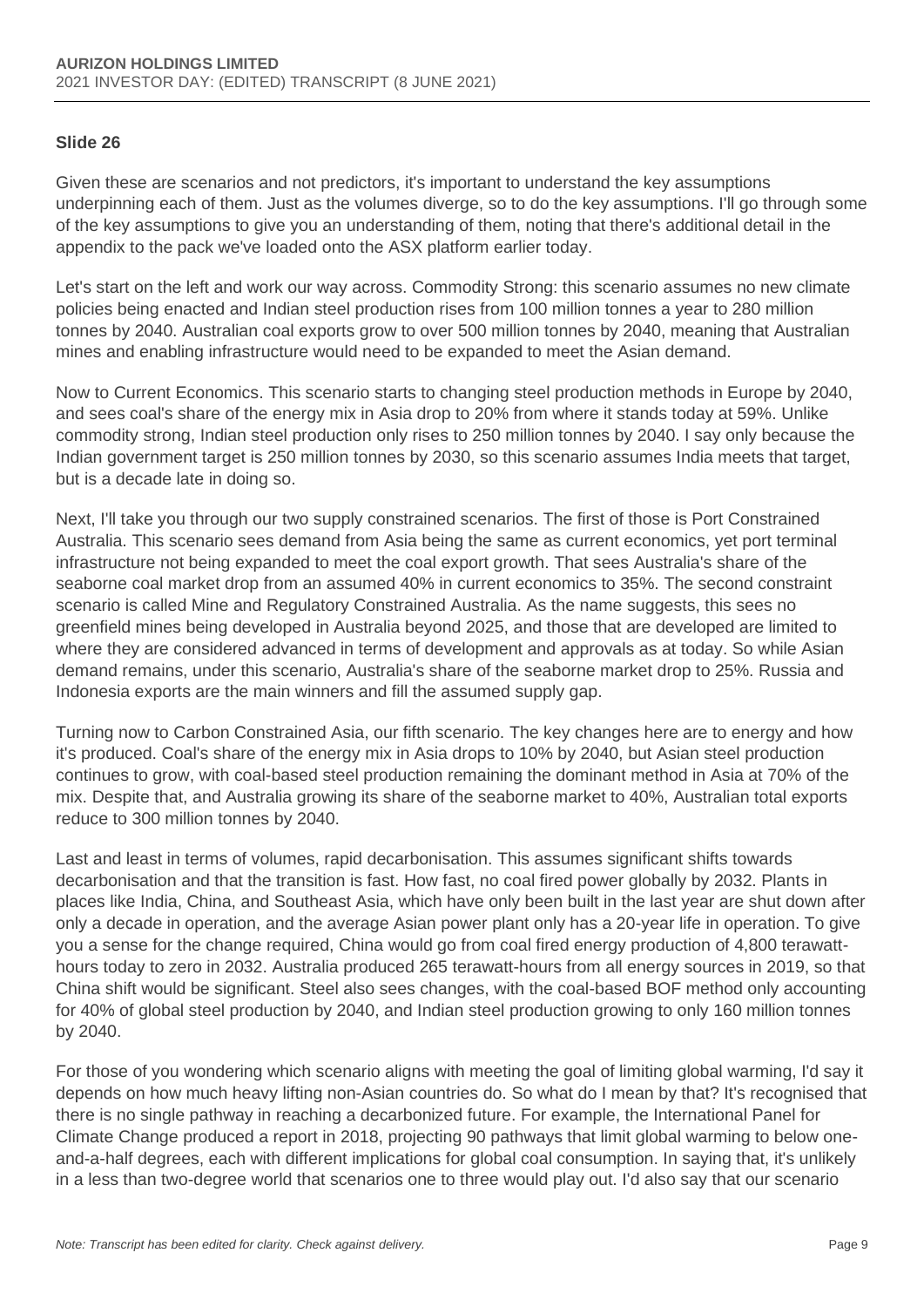## Slide 26

Given these are scenarios and not predictors, it's important to understand the key assumptions underpinning each of them. Just as the volumes diverge, so to do the key assumptions. I'll go through some of the key assumptions to give you an understanding of them, noting that there's additional detail in the appendix to the pack we've loaded onto the ASX platform earlier today.

Let's start on the left and work our way across. Commodity Strong: this scenario assumes no new climate policies being enacted and Indian steel production rises from 100 million tonnes a year to 280 million tonnes by 2040. Australian coal exports grow to over 500 million tonnes by 2040, meaning that Australian mines and enabling infrastructure would need to be expanded to meet the Asian demand.

Now to Current Economics. This scenario starts to changing steel production methods in Europe by 2040, and sees coal's share of the energy mix in Asia drop to 20% from where it stands today at 59%. Unlike commodity strong, Indian steel production only rises to 250 million tonnes by 2040. I say only because the Indian government target is 250 million tonnes by 2030, so this scenario assumes India meets that target, but is a decade late in doing so.

Next, I'll take you through our two supply constrained scenarios. The first of those is Port Constrained Australia. This scenario sees demand from Asia being the same as current economics, yet port terminal infrastructure not being expanded to meet the coal export growth. That sees Australia's share of the seaborne coal market drop from an assumed 40% in current economics to 35%. The second constraint scenario is called Mine and Regulatory Constrained Australia. As the name suggests, this sees no greenfield mines being developed in Australia beyond 2025, and those that are developed are limited to where they are considered advanced in terms of development and approvals as at today. So while Asian demand remains, under this scenario, Australia's share of the seaborne market drop to 25%. Russia and Indonesia exports are the main winners and fill the assumed supply gap.

Turning now to Carbon Constrained Asia, our fifth scenario. The key changes here are to energy and how it's produced. Coal's share of the energy mix in Asia drops to 10% by 2040, but Asian steel production continues to grow, with coal-based steel production remaining the dominant method in Asia at 70% of the mix. Despite that, and Australia growing its share of the seaborne market to 40%, Australian total exports reduce to 300 million tonnes by 2040.

Last and least in terms of volumes, rapid decarbonisation. This assumes significant shifts towards decarbonisation and that the transition is fast. How fast, no coal fired power globally by 2032. Plants in places like India, China, and Southeast Asia, which have only been built in the last year are shut down after only a decade in operation, and the average Asian power plant only has a 20-year life in operation. To give you a sense for the change required, China would go from coal fired energy production of 4,800 terawatt-hours today to zero in 2032. Australia produced 265 terawatt-hours from all energy sources in 2019, so that China shift would be significant. Steel also sees changes, with the coal-based BOF method only accounting for 40% of global steel production by 2040, and Indian steel production growing to only 160 million tonnes by 2040.

For those of you wondering which scenario aligns with meeting the goal of limiting global warming, I'd say it depends on how much heavy lifting non-Asian countries do. So what do I mean by that? It's recognised that there is no single pathway in reaching a decarbonized future. For example, the International Panel for Climate Change produced a report in 2018, projecting 90 pathways that limit global warming to below one-and-a-half degrees, each with different implications for global coal consumption. In saying that, it's unlikely in a less than two-degree world that scenarios one to three would play out. I'd also say that our scenario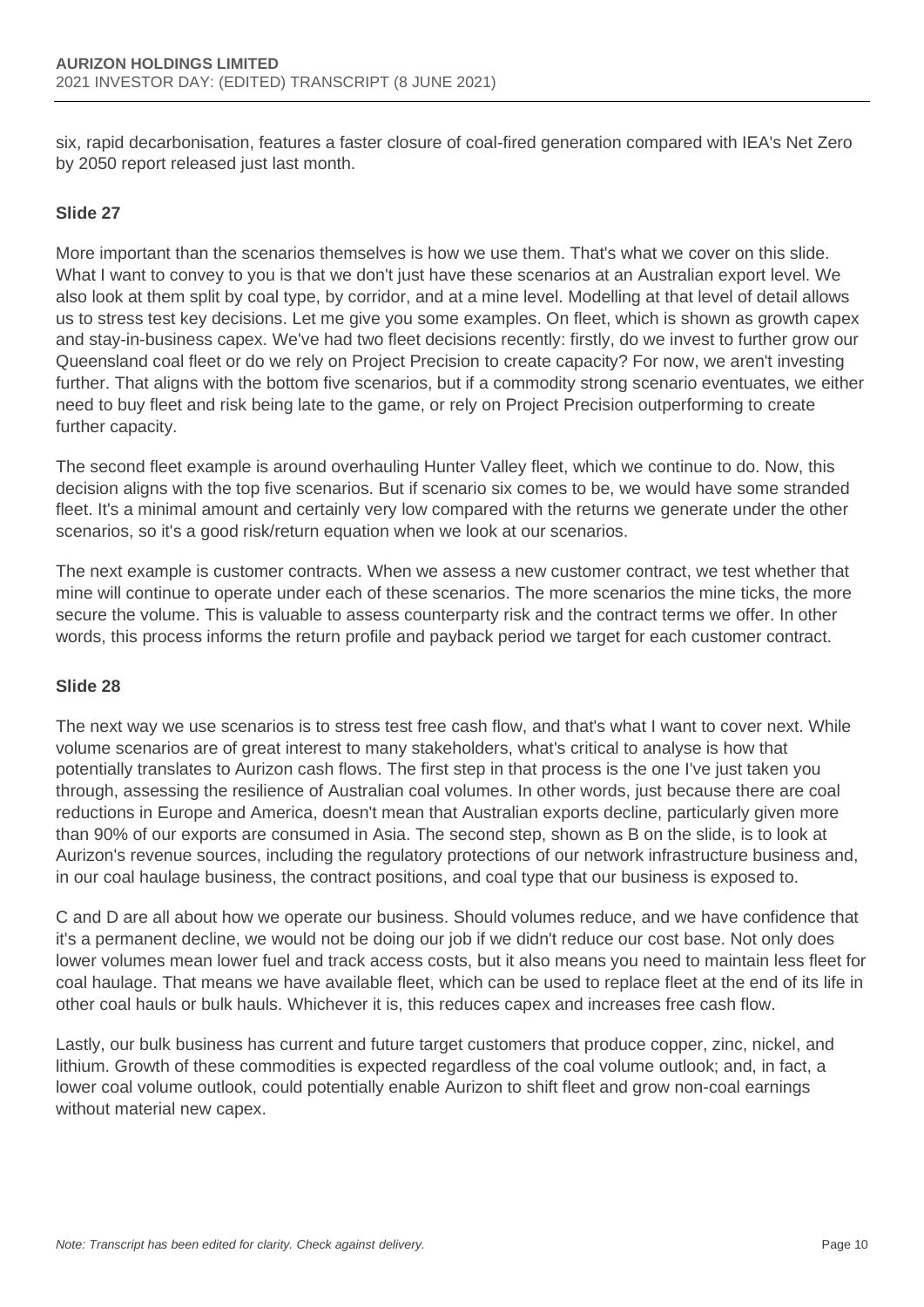six, rapid decarbonisation, features a faster closure of coal-fired generation compared with IEA's Net Zero by 2050 report released just last month.

### Slide 27

More important than the scenarios themselves is how we use them. That's what we cover on this slide. What I want to convey to you is that we don't just have these scenarios at an Australian export level. We also look at them split by coal type, by corridor, and at a mine level. Modelling at that level of detail allows us to stress test key decisions. Let me give you some examples. On fleet, which is shown as growth capex and stay-in-business capex. We've had two fleet decisions recently: firstly, do we invest to further grow our Queensland coal fleet or do we rely on Project Precision to create capacity? For now, we aren't investing further. That aligns with the bottom five scenarios, but if a commodity strong scenario eventuates, we either need to buy fleet and risk being late to the game, or rely on Project Precision outperforming to create further capacity.

The second fleet example is around overhauling Hunter Valley fleet, which we continue to do. Now, this decision aligns with the top five scenarios. But if scenario six comes to be, we would have some stranded fleet. It's a minimal amount and certainly very low compared with the returns we generate under the other scenarios, so it's a good risk/return equation when we look at our scenarios.

The next example is customer contracts. When we assess a new customer contract, we test whether that mine will continue to operate under each of these scenarios. The more scenarios the mine ticks, the more secure the volume. This is valuable to assess counterparty risk and the contract terms we offer. In other words, this process informs the return profile and payback period we target for each customer contract.

### Slide 28

The next way we use scenarios is to stress test free cash flow, and that's what I want to cover next. While volume scenarios are of great interest to many stakeholders, what's critical to analyse is how that potentially translates to Aurizon cash flows. The first step in that process is the one I've just taken you through, assessing the resilience of Australian coal volumes. In other words, just because there are coal reductions in Europe and America, doesn't mean that Australian exports decline, particularly given more than 90% of our exports are consumed in Asia. The second step, shown as B on the slide, is to look at Aurizon's revenue sources, including the regulatory protections of our network infrastructure business and, in our coal haulage business, the contract positions, and coal type that our business is exposed to.

C and D are all about how we operate our business. Should volumes reduce, and we have confidence that it's a permanent decline, we would not be doing our job if we didn't reduce our cost base. Not only does lower volumes mean lower fuel and track access costs, but it also means you need to maintain less fleet for coal haulage. That means we have available fleet, which can be used to replace fleet at the end of its life in other coal hauls or bulk hauls. Whichever it is, this reduces capex and increases free cash flow.

Lastly, our bulk business has current and future target customers that produce copper, zinc, nickel, and lithium. Growth of these commodities is expected regardless of the coal volume outlook; and, in fact, a lower coal volume outlook, could potentially enable Aurizon to shift fleet and grow non-coal earnings without material new capex.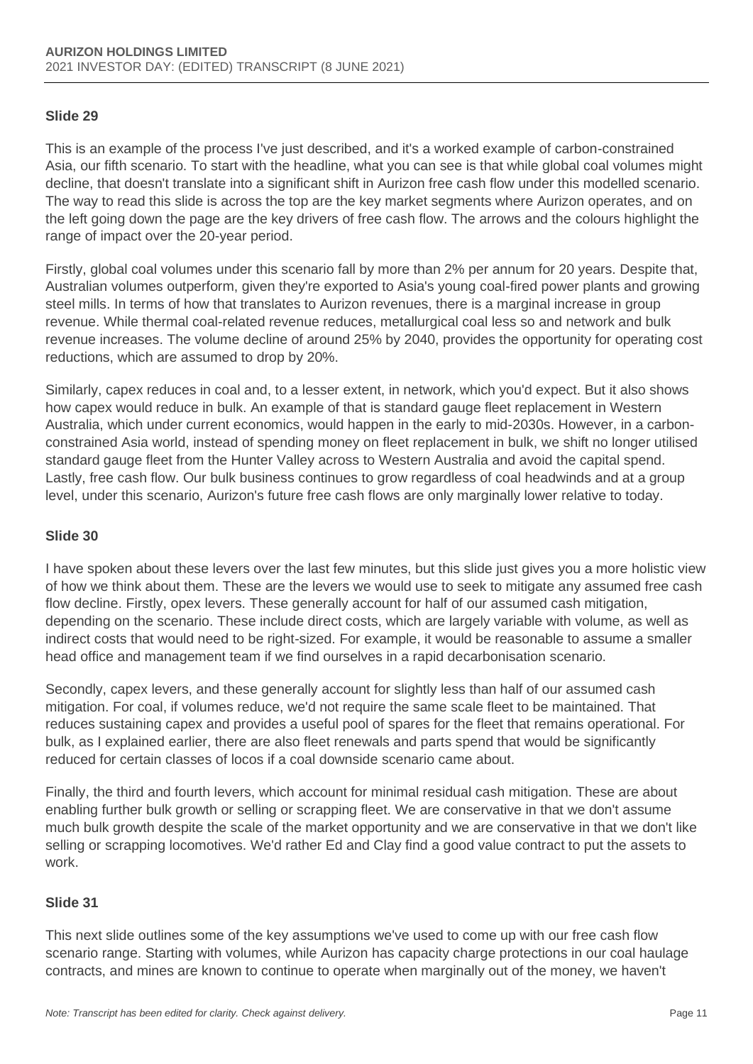## Slide 29

This is an example of the process I've just described, and it's a worked example of carbon-constrained Asia, our fifth scenario. To start with the headline, what you can see is that while global coal volumes might decline, that doesn't translate into a significant shift in Aurizon free cash flow under this modelled scenario. The way to read this slide is across the top are the key market segments where Aurizon operates, and on the left going down the page are the key drivers of free cash flow. The arrows and the colours highlight the range of impact over the 20-year period.

Firstly, global coal volumes under this scenario fall by more than 2% per annum for 20 years. Despite that, Australian volumes outperform, given they're exported to Asia's young coal-fired power plants and growing steel mills. In terms of how that translates to Aurizon revenues, there is a marginal increase in group revenue. While thermal coal-related revenue reduces, metallurgical coal less so and network and bulk revenue increases. The volume decline of around 25% by 2040, provides the opportunity for operating cost reductions, which are assumed to drop by 20%.

Similarly, capex reduces in coal and, to a lesser extent, in network, which you'd expect. But it also shows how capex would reduce in bulk. An example of that is standard gauge fleet replacement in Western Australia, which under current economics, would happen in the early to mid-2030s. However, in a carbon-constrained Asia world, instead of spending money on fleet replacement in bulk, we shift no longer utilised standard gauge fleet from the Hunter Valley across to Western Australia and avoid the capital spend. Lastly, free cash flow. Our bulk business continues to grow regardless of coal headwinds and at a group level, under this scenario, Aurizon's future free cash flows are only marginally lower relative to today.

## Slide 30

I have spoken about these levers over the last few minutes, but this slide just gives you a more holistic view of how we think about them. These are the levers we would use to seek to mitigate any assumed free cash flow decline. Firstly, opex levers. These generally account for half of our assumed cash mitigation, depending on the scenario. These include direct costs, which are largely variable with volume, as well as indirect costs that would need to be right-sized. For example, it would be reasonable to assume a smaller head office and management team if we find ourselves in a rapid decarbonisation scenario.

Secondly, capex levers, and these generally account for slightly less than half of our assumed cash mitigation. For coal, if volumes reduce, we'd not require the same scale fleet to be maintained. That reduces sustaining capex and provides a useful pool of spares for the fleet that remains operational. For bulk, as I explained earlier, there are also fleet renewals and parts spend that would be significantly reduced for certain classes of locos if a coal downside scenario came about.

Finally, the third and fourth levers, which account for minimal residual cash mitigation. These are about enabling further bulk growth or selling or scrapping fleet. We are conservative in that we don't assume much bulk growth despite the scale of the market opportunity and we are conservative in that we don't like selling or scrapping locomotives. We'd rather Ed and Clay find a good value contract to put the assets to work.

## Slide 31

This next slide outlines some of the key assumptions we've used to come up with our free cash flow scenario range. Starting with volumes, while Aurizon has capacity charge protections in our coal haulage contracts, and mines are known to continue to operate when marginally out of the money, we haven't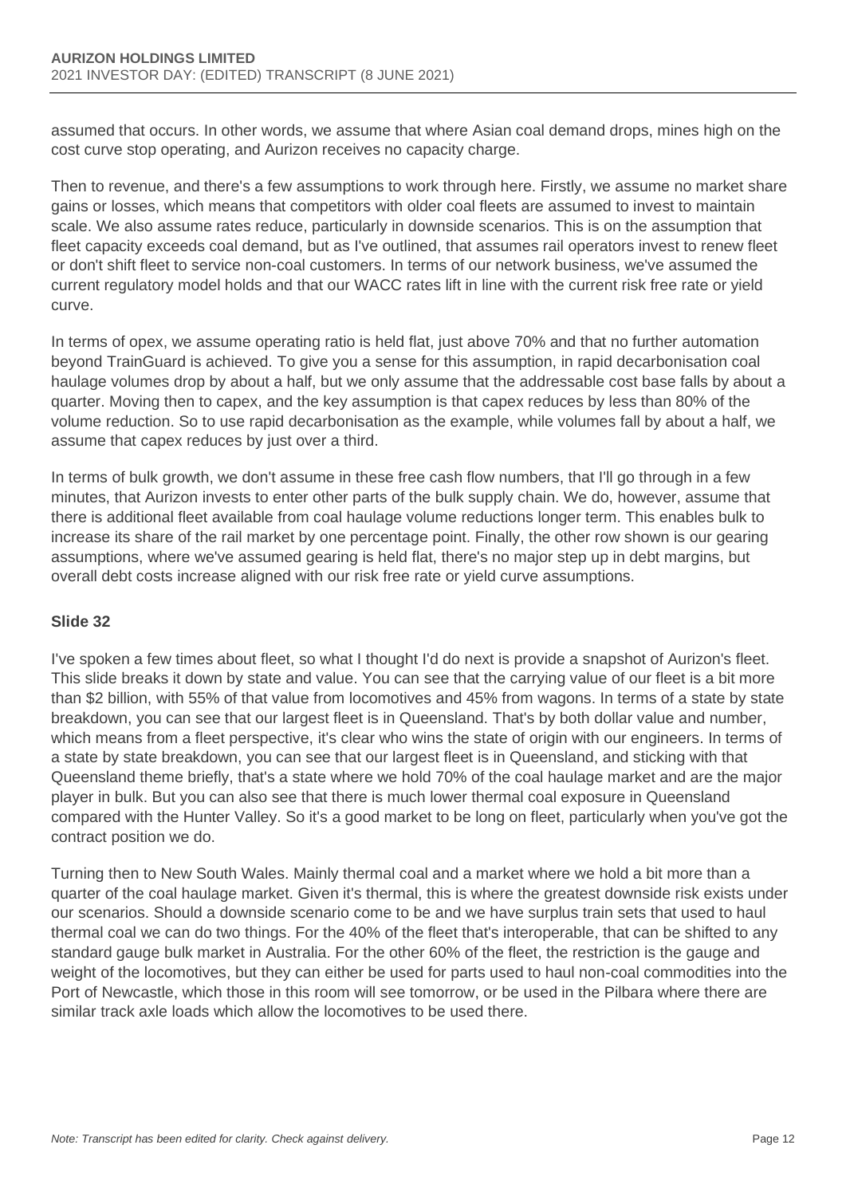assumed that occurs. In other words, we assume that where Asian coal demand drops, mines high on the cost curve stop operating, and Aurizon receives no capacity charge.

Then to revenue, and there's a few assumptions to work through here. Firstly, we assume no market share gains or losses, which means that competitors with older coal fleets are assumed to invest to maintain scale. We also assume rates reduce, particularly in downside scenarios. This is on the assumption that fleet capacity exceeds coal demand, but as I've outlined, that assumes rail operators invest to renew fleet or don't shift fleet to service non-coal customers. In terms of our network business, we've assumed the current regulatory model holds and that our WACC rates lift in line with the current risk free rate or yield curve.

In terms of opex, we assume operating ratio is held flat, just above 70% and that no further automation beyond TrainGuard is achieved. To give you a sense for this assumption, in rapid decarbonisation coal haulage volumes drop by about a half, but we only assume that the addressable cost base falls by about a quarter. Moving then to capex, and the key assumption is that capex reduces by less than 80% of the volume reduction. So to use rapid decarbonisation as the example, while volumes fall by about a half, we assume that capex reduces by just over a third.

In terms of bulk growth, we don't assume in these free cash flow numbers, that I'll go through in a few minutes, that Aurizon invests to enter other parts of the bulk supply chain. We do, however, assume that there is additional fleet available from coal haulage volume reductions longer term. This enables bulk to increase its share of the rail market by one percentage point. Finally, the other row shown is our gearing assumptions, where we've assumed gearing is held flat, there's no major step up in debt margins, but overall debt costs increase aligned with our risk free rate or yield curve assumptions.

### Slide 32

I've spoken a few times about fleet, so what I thought I'd do next is provide a snapshot of Aurizon's fleet. This slide breaks it down by state and value. You can see that the carrying value of our fleet is a bit more than $2 billion, with 55% of that value from locomotives and 45% from wagons. In terms of a state by state breakdown, you can see that our largest fleet is in Queensland. That's by both dollar value and number, which means from a fleet perspective, it's clear who wins the state of origin with our engineers. In terms of a state by state breakdown, you can see that our largest fleet is in Queensland, and sticking with that Queensland theme briefly, that's a state where we hold 70% of the coal haulage market and are the major player in bulk. But you can also see that there is much lower thermal coal exposure in Queensland compared with the Hunter Valley. So it's a good market to be long on fleet, particularly when you've got the contract position we do.

Turning then to New South Wales. Mainly thermal coal and a market where we hold a bit more than a quarter of the coal haulage market. Given it's thermal, this is where the greatest downside risk exists under our scenarios. Should a downside scenario come to be and we have surplus train sets that used to haul thermal coal we can do two things. For the 40% of the fleet that's interoperable, that can be shifted to any standard gauge bulk market in Australia. For the other 60% of the fleet, the restriction is the gauge and weight of the locomotives, but they can either be used for parts used to haul non-coal commodities into the Port of Newcastle, which those in this room will see tomorrow, or be used in the Pilbara where there are similar track axle loads which allow the locomotives to be used there.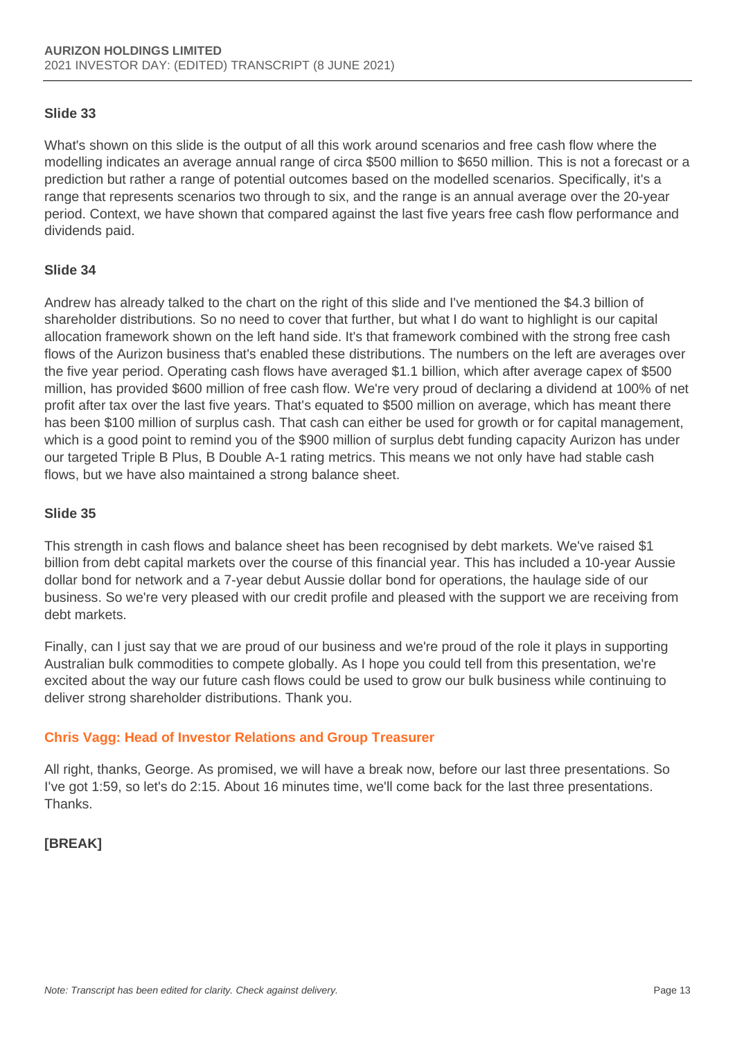### Slide 33

What's shown on this slide is the output of all this work around scenarios and free cash flow where the modelling indicates an average annual range of circa $500 million to $650 million. This is not a forecast or a prediction but rather a range of potential outcomes based on the modelled scenarios. Specifically, it's a range that represents scenarios two through to six, and the range is an annual average over the 20-year period. Context, we have shown that compared against the last five years free cash flow performance and dividends paid.

### Slide 34

Andrew has already talked to the chart on the right of this slide and I've mentioned the $4.3 billion of shareholder distributions. So no need to cover that further, but what I do want to highlight is our capital allocation framework shown on the left hand side. It's that framework combined with the strong free cash flows of the Aurizon business that's enabled these distributions. The numbers on the left are averages over the five year period. Operating cash flows have averaged $1.1 billion, which after average capex of $500 million, has provided $600 million of free cash flow. We're very proud of declaring a dividend at 100% of net profit after tax over the last five years. That's equated to $500 million on average, which has meant there has been $100 million of surplus cash. That cash can either be used for growth or for capital management, which is a good point to remind you of the $900 million of surplus debt funding capacity Aurizon has under our targeted Triple B Plus, B Double A-1 rating metrics. This means we not only have had stable cash flows, but we have also maintained a strong balance sheet.

### Slide 35

This strength in cash flows and balance sheet has been recognised by debt markets. We've raised $1 billion from debt capital markets over the course of this financial year. This has included a 10-year Aussie dollar bond for network and a 7-year debut Aussie dollar bond for operations, the haulage side of our business. So we're very pleased with our credit profile and pleased with the support we are receiving from debt markets.

Finally, can I just say that we are proud of our business and we're proud of the role it plays in supporting Australian bulk commodities to compete globally. As I hope you could tell from this presentation, we're excited about the way our future cash flows could be used to grow our bulk business while continuing to deliver strong shareholder distributions. Thank you.

### Chris Vagg: Head of Investor Relations and Group Treasurer

All right, thanks, George. As promised, we will have a break now, before our last three presentations. So I've got 1:59, so let's do 2:15. About 16 minutes time, we'll come back for the last three presentations. Thanks.

### [BREAK]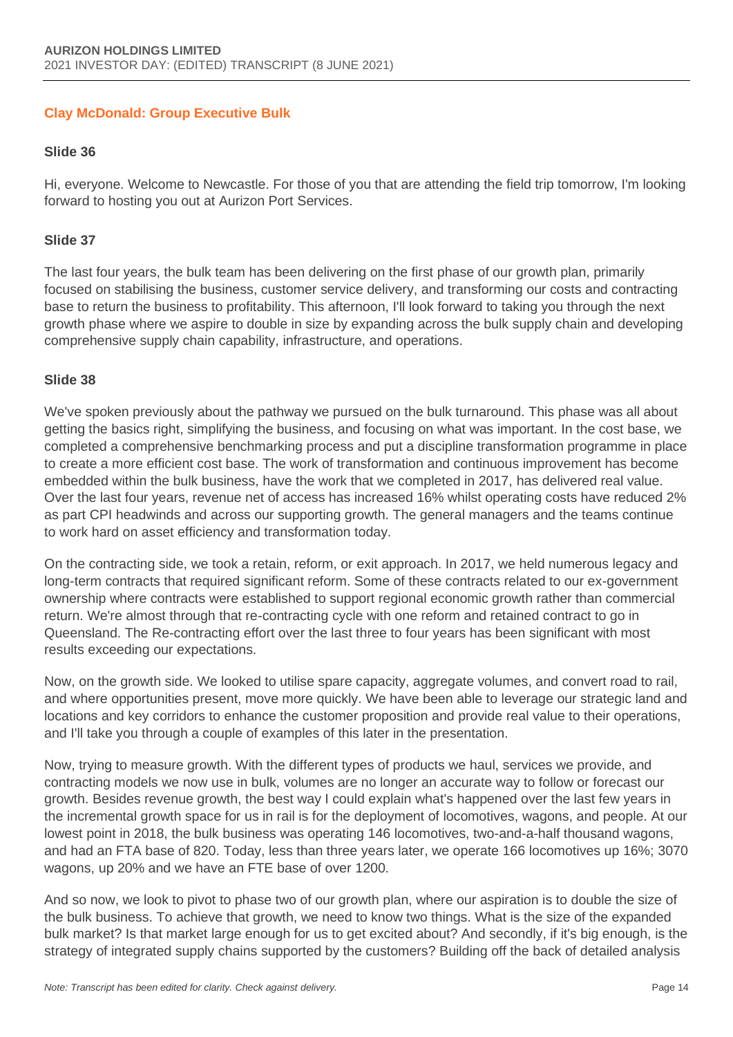## Clay McDonald: Group Executive Bulk

### Slide 36

Hi, everyone. Welcome to Newcastle. For those of you that are attending the field trip tomorrow, I'm looking forward to hosting you out at Aurizon Port Services.

### Slide 37

The last four years, the bulk team has been delivering on the first phase of our growth plan, primarily focused on stabilising the business, customer service delivery, and transforming our costs and contracting base to return the business to profitability. This afternoon, I'll look forward to taking you through the next growth phase where we aspire to double in size by expanding across the bulk supply chain and developing comprehensive supply chain capability, infrastructure, and operations.

### Slide 38

We've spoken previously about the pathway we pursued on the bulk turnaround. This phase was all about getting the basics right, simplifying the business, and focusing on what was important. In the cost base, we completed a comprehensive benchmarking process and put a discipline transformation programme in place to create a more efficient cost base. The work of transformation and continuous improvement has become embedded within the bulk business, have the work that we completed in 2017, has delivered real value. Over the last four years, revenue net of access has increased 16% whilst operating costs have reduced 2% as part CPI headwinds and across our supporting growth. The general managers and the teams continue to work hard on asset efficiency and transformation today.

On the contracting side, we took a retain, reform, or exit approach. In 2017, we held numerous legacy and long-term contracts that required significant reform. Some of these contracts related to our ex-government ownership where contracts were established to support regional economic growth rather than commercial return. We're almost through that re-contracting cycle with one reform and retained contract to go in Queensland. The Re-contracting effort over the last three to four years has been significant with most results exceeding our expectations.

Now, on the growth side. We looked to utilise spare capacity, aggregate volumes, and convert road to rail, and where opportunities present, move more quickly. We have been able to leverage our strategic land and locations and key corridors to enhance the customer proposition and provide real value to their operations, and I'll take you through a couple of examples of this later in the presentation.

Now, trying to measure growth. With the different types of products we haul, services we provide, and contracting models we now use in bulk, volumes are no longer an accurate way to follow or forecast our growth. Besides revenue growth, the best way I could explain what's happened over the last few years in the incremental growth space for us in rail is for the deployment of locomotives, wagons, and people. At our lowest point in 2018, the bulk business was operating 146 locomotives, two-and-a-half thousand wagons, and had an FTA base of 820. Today, less than three years later, we operate 166 locomotives up 16%; 3070 wagons, up 20% and we have an FTE base of over 1200.

And so now, we look to pivot to phase two of our growth plan, where our aspiration is to double the size of the bulk business. To achieve that growth, we need to know two things. What is the size of the expanded bulk market? Is that market large enough for us to get excited about? And secondly, if it's big enough, is the strategy of integrated supply chains supported by the customers? Building off the back of detailed analysis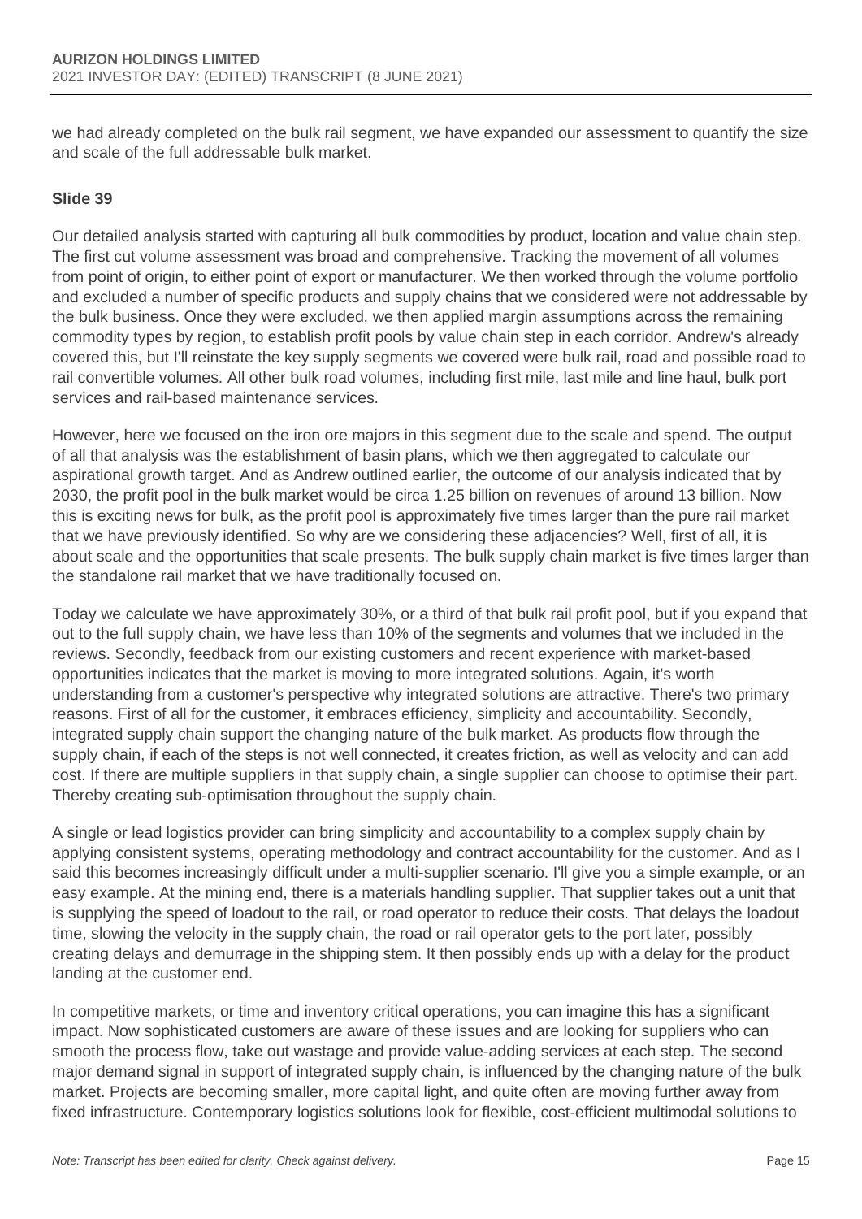we had already completed on the bulk rail segment, we have expanded our assessment to quantify the size and scale of the full addressable bulk market.

**Slide 39**

Our detailed analysis started with capturing all bulk commodities by product, location and value chain step. The first cut volume assessment was broad and comprehensive. Tracking the movement of all volumes from point of origin, to either point of export or manufacturer. We then worked through the volume portfolio and excluded a number of specific products and supply chains that we considered were not addressable by the bulk business. Once they were excluded, we then applied margin assumptions across the remaining commodity types by region, to establish profit pools by value chain step in each corridor. Andrew's already covered this, but I'll reinstate the key supply segments we covered were bulk rail, road and possible road to rail convertible volumes. All other bulk road volumes, including first mile, last mile and line haul, bulk port services and rail-based maintenance services.

However, here we focused on the iron ore majors in this segment due to the scale and spend. The output of all that analysis was the establishment of basin plans, which we then aggregated to calculate our aspirational growth target. And as Andrew outlined earlier, the outcome of our analysis indicated that by 2030, the profit pool in the bulk market would be circa 1.25 billion on revenues of around 13 billion. Now this is exciting news for bulk, as the profit pool is approximately five times larger than the pure rail market that we have previously identified. So why are we considering these adjacencies? Well, first of all, it is about scale and the opportunities that scale presents. The bulk supply chain market is five times larger than the standalone rail market that we have traditionally focused on.

Today we calculate we have approximately 30%, or a third of that bulk rail profit pool, but if you expand that out to the full supply chain, we have less than 10% of the segments and volumes that we included in the reviews. Secondly, feedback from our existing customers and recent experience with market-based opportunities indicates that the market is moving to more integrated solutions. Again, it's worth understanding from a customer's perspective why integrated solutions are attractive. There's two primary reasons. First of all for the customer, it embraces efficiency, simplicity and accountability. Secondly, integrated supply chain support the changing nature of the bulk market. As products flow through the supply chain, if each of the steps is not well connected, it creates friction, as well as velocity and can add cost. If there are multiple suppliers in that supply chain, a single supplier can choose to optimise their part. Thereby creating sub-optimisation throughout the supply chain.

A single or lead logistics provider can bring simplicity and accountability to a complex supply chain by applying consistent systems, operating methodology and contract accountability for the customer. And as I said this becomes increasingly difficult under a multi-supplier scenario. I'll give you a simple example, or an easy example. At the mining end, there is a materials handling supplier. That supplier takes out a unit that is supplying the speed of loadout to the rail, or road operator to reduce their costs. That delays the loadout time, slowing the velocity in the supply chain, the road or rail operator gets to the port later, possibly creating delays and demurrage in the shipping stem. It then possibly ends up with a delay for the product landing at the customer end.

In competitive markets, or time and inventory critical operations, you can imagine this has a significant impact. Now sophisticated customers are aware of these issues and are looking for suppliers who can smooth the process flow, take out wastage and provide value-adding services at each step. The second major demand signal in support of integrated supply chain, is influenced by the changing nature of the bulk market. Projects are becoming smaller, more capital light, and quite often are moving further away from fixed infrastructure. Contemporary logistics solutions look for flexible, cost-efficient multimodal solutions to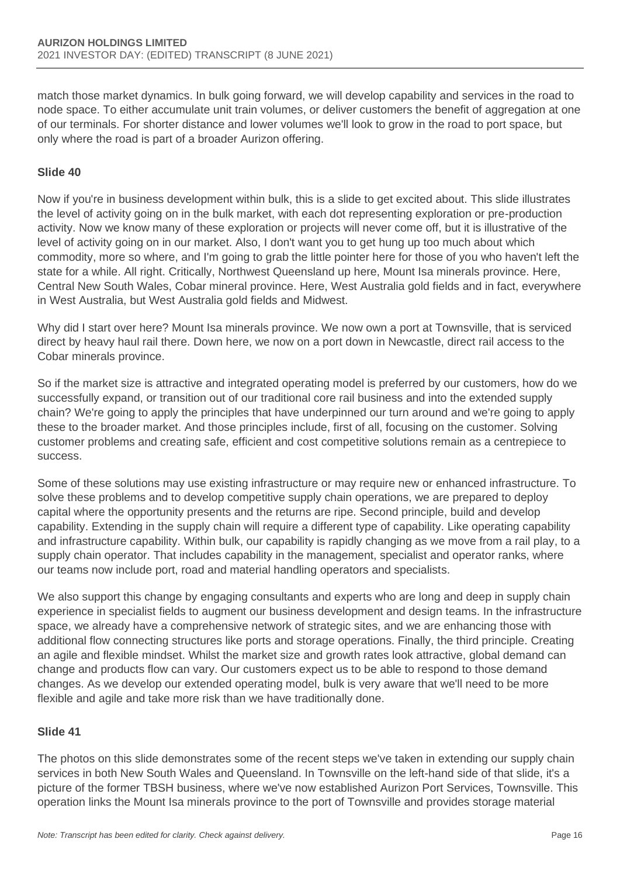match those market dynamics. In bulk going forward, we will develop capability and services in the road to node space. To either accumulate unit train volumes, or deliver customers the benefit of aggregation at one of our terminals. For shorter distance and lower volumes we'll look to grow in the road to port space, but only where the road is part of a broader Aurizon offering.

### Slide 40

Now if you're in business development within bulk, this is a slide to get excited about. This slide illustrates the level of activity going on in the bulk market, with each dot representing exploration or pre-production activity. Now we know many of these exploration or projects will never come off, but it is illustrative of the level of activity going on in our market. Also, I don't want you to get hung up too much about which commodity, more so where, and I'm going to grab the little pointer here for those of you who haven't left the state for a while. All right. Critically, Northwest Queensland up here, Mount Isa minerals province. Here, Central New South Wales, Cobar mineral province. Here, West Australia gold fields and in fact, everywhere in West Australia, but West Australia gold fields and Midwest.

Why did I start over here? Mount Isa minerals province. We now own a port at Townsville, that is serviced direct by heavy haul rail there. Down here, we now on a port down in Newcastle, direct rail access to the Cobar minerals province.

So if the market size is attractive and integrated operating model is preferred by our customers, how do we successfully expand, or transition out of our traditional core rail business and into the extended supply chain? We're going to apply the principles that have underpinned our turn around and we're going to apply these to the broader market. And those principles include, first of all, focusing on the customer. Solving customer problems and creating safe, efficient and cost competitive solutions remain as a centrepiece to success.

Some of these solutions may use existing infrastructure or may require new or enhanced infrastructure. To solve these problems and to develop competitive supply chain operations, we are prepared to deploy capital where the opportunity presents and the returns are ripe. Second principle, build and develop capability. Extending in the supply chain will require a different type of capability. Like operating capability and infrastructure capability. Within bulk, our capability is rapidly changing as we move from a rail play, to a supply chain operator. That includes capability in the management, specialist and operator ranks, where our teams now include port, road and material handling operators and specialists.

We also support this change by engaging consultants and experts who are long and deep in supply chain experience in specialist fields to augment our business development and design teams. In the infrastructure space, we already have a comprehensive network of strategic sites, and we are enhancing those with additional flow connecting structures like ports and storage operations. Finally, the third principle. Creating an agile and flexible mindset. Whilst the market size and growth rates look attractive, global demand can change and products flow can vary. Our customers expect us to be able to respond to those demand changes. As we develop our extended operating model, bulk is very aware that we'll need to be more flexible and agile and take more risk than we have traditionally done.

### Slide 41

The photos on this slide demonstrates some of the recent steps we've taken in extending our supply chain services in both New South Wales and Queensland. In Townsville on the left-hand side of that slide, it's a picture of the former TBSH business, where we've now established Aurizon Port Services, Townsville. This operation links the Mount Isa minerals province to the port of Townsville and provides storage material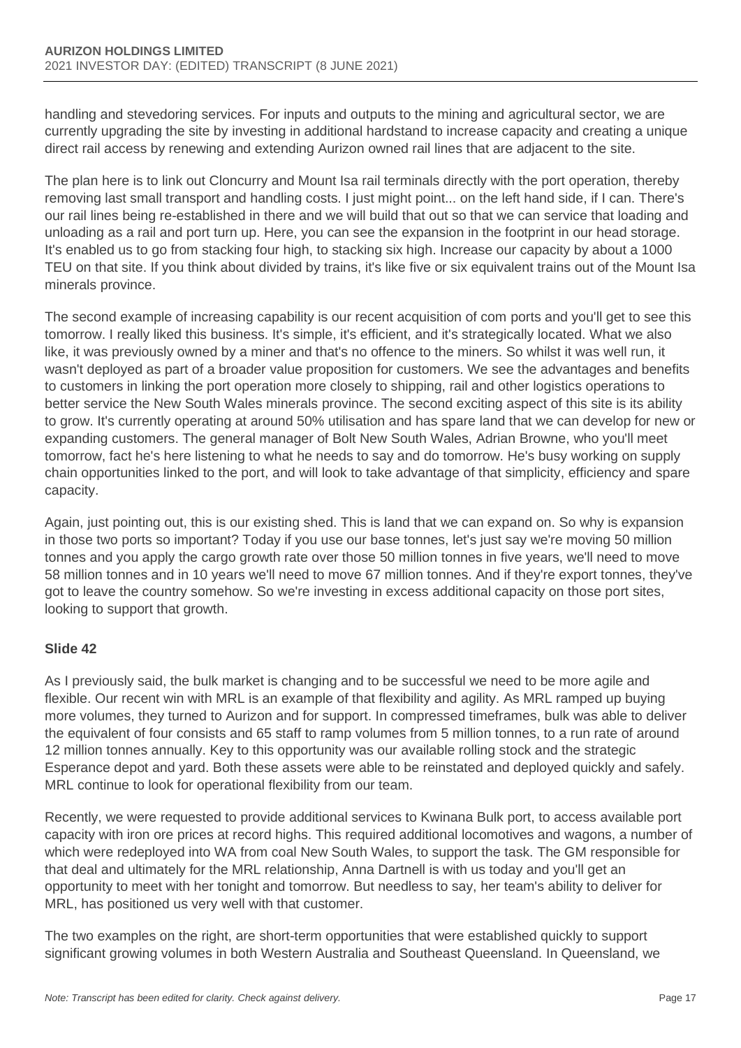handling and stevedoring services. For inputs and outputs to the mining and agricultural sector, we are currently upgrading the site by investing in additional hardstand to increase capacity and creating a unique direct rail access by renewing and extending Aurizon owned rail lines that are adjacent to the site.

The plan here is to link out Cloncurry and Mount Isa rail terminals directly with the port operation, thereby removing last small transport and handling costs. I just might point... on the left hand side, if I can. There's our rail lines being re-established in there and we will build that out so that we can service that loading and unloading as a rail and port turn up. Here, you can see the expansion in the footprint in our head storage. It's enabled us to go from stacking four high, to stacking six high. Increase our capacity by about a 1000 TEU on that site. If you think about divided by trains, it's like five or six equivalent trains out of the Mount Isa minerals province.

The second example of increasing capability is our recent acquisition of com ports and you'll get to see this tomorrow. I really liked this business. It's simple, it's efficient, and it's strategically located. What we also like, it was previously owned by a miner and that's no offence to the miners. So whilst it was well run, it wasn't deployed as part of a broader value proposition for customers. We see the advantages and benefits to customers in linking the port operation more closely to shipping, rail and other logistics operations to better service the New South Wales minerals province. The second exciting aspect of this site is its ability to grow. It's currently operating at around 50% utilisation and has spare land that we can develop for new or expanding customers. The general manager of Bolt New South Wales, Adrian Browne, who you'll meet tomorrow, fact he's here listening to what he needs to say and do tomorrow. He's busy working on supply chain opportunities linked to the port, and will look to take advantage of that simplicity, efficiency and spare capacity.

Again, just pointing out, this is our existing shed. This is land that we can expand on. So why is expansion in those two ports so important? Today if you use our base tonnes, let's just say we're moving 50 million tonnes and you apply the cargo growth rate over those 50 million tonnes in five years, we'll need to move 58 million tonnes and in 10 years we'll need to move 67 million tonnes. And if they're export tonnes, they've got to leave the country somehow. So we're investing in excess additional capacity on those port sites, looking to support that growth.

**Slide 42**

As I previously said, the bulk market is changing and to be successful we need to be more agile and flexible. Our recent win with MRL is an example of that flexibility and agility. As MRL ramped up buying more volumes, they turned to Aurizon and for support. In compressed timeframes, bulk was able to deliver the equivalent of four consists and 65 staff to ramp volumes from 5 million tonnes, to a run rate of around 12 million tonnes annually. Key to this opportunity was our available rolling stock and the strategic Esperance depot and yard. Both these assets were able to be reinstated and deployed quickly and safely. MRL continue to look for operational flexibility from our team.

Recently, we were requested to provide additional services to Kwinana Bulk port, to access available port capacity with iron ore prices at record highs. This required additional locomotives and wagons, a number of which were redeployed into WA from coal New South Wales, to support the task. The GM responsible for that deal and ultimately for the MRL relationship, Anna Dartnell is with us today and you'll get an opportunity to meet with her tonight and tomorrow. But needless to say, her team's ability to deliver for MRL, has positioned us very well with that customer.

The two examples on the right, are short-term opportunities that were established quickly to support significant growing volumes in both Western Australia and Southeast Queensland. In Queensland, we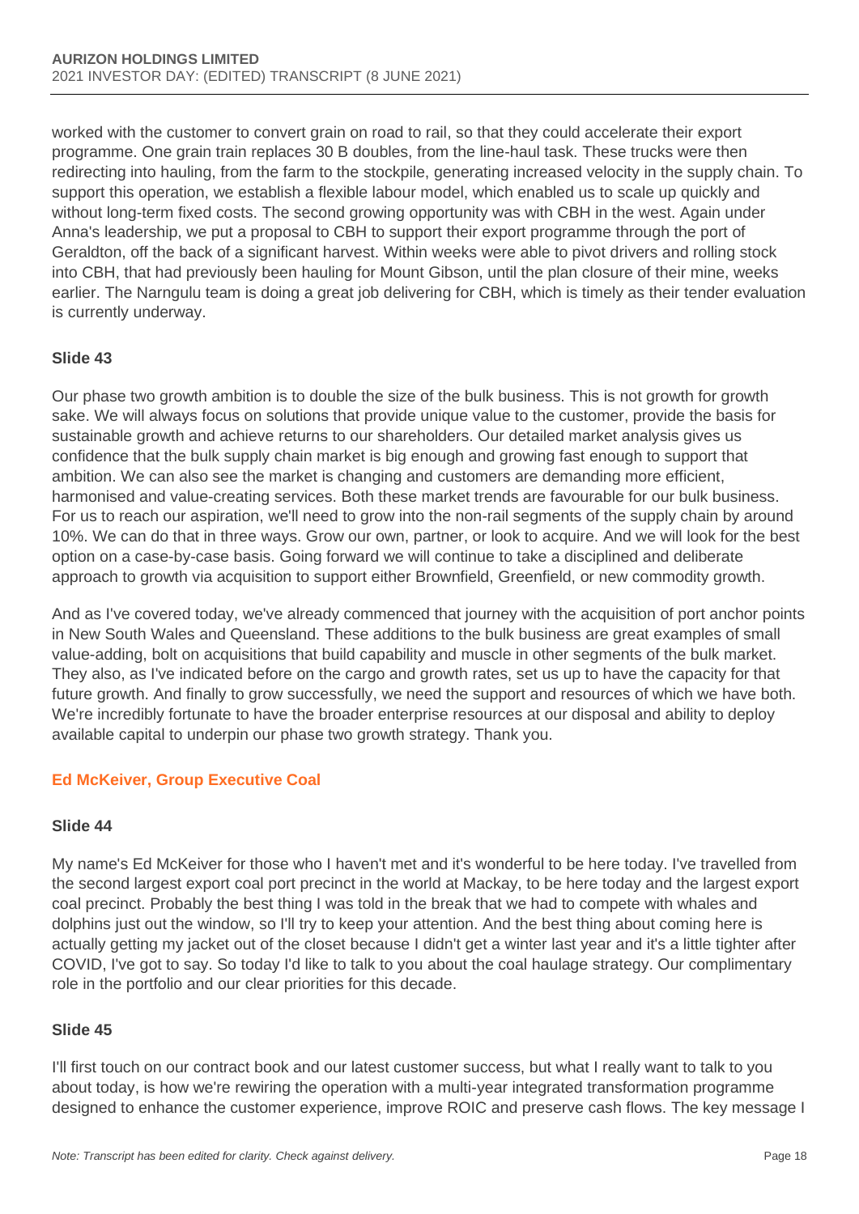worked with the customer to convert grain on road to rail, so that they could accelerate their export programme. One grain train replaces 30 B doubles, from the line-haul task. These trucks were then redirecting into hauling, from the farm to the stockpile, generating increased velocity in the supply chain. To support this operation, we establish a flexible labour model, which enabled us to scale up quickly and without long-term fixed costs. The second growing opportunity was with CBH in the west. Again under Anna's leadership, we put a proposal to CBH to support their export programme through the port of Geraldton, off the back of a significant harvest. Within weeks were able to pivot drivers and rolling stock into CBH, that had previously been hauling for Mount Gibson, until the plan closure of their mine, weeks earlier. The Narngulu team is doing a great job delivering for CBH, which is timely as their tender evaluation is currently underway.

#### Slide 43

Our phase two growth ambition is to double the size of the bulk business. This is not growth for growth sake. We will always focus on solutions that provide unique value to the customer, provide the basis for sustainable growth and achieve returns to our shareholders. Our detailed market analysis gives us confidence that the bulk supply chain market is big enough and growing fast enough to support that ambition. We can also see the market is changing and customers are demanding more efficient, harmonised and value-creating services. Both these market trends are favourable for our bulk business. For us to reach our aspiration, we'll need to grow into the non-rail segments of the supply chain by around 10%. We can do that in three ways. Grow our own, partner, or look to acquire. And we will look for the best option on a case-by-case basis. Going forward we will continue to take a disciplined and deliberate approach to growth via acquisition to support either Brownfield, Greenfield, or new commodity growth.

And as I've covered today, we've already commenced that journey with the acquisition of port anchor points in New South Wales and Queensland. These additions to the bulk business are great examples of small value-adding, bolt on acquisitions that build capability and muscle in other segments of the bulk market. They also, as I've indicated before on the cargo and growth rates, set us up to have the capacity for that future growth. And finally to grow successfully, we need the support and resources of which we have both. We're incredibly fortunate to have the broader enterprise resources at our disposal and ability to deploy available capital to underpin our phase two growth strategy. Thank you.

### Ed McKeiver, Group Executive Coal

#### Slide 44

My name's Ed McKeiver for those who I haven't met and it's wonderful to be here today. I've travelled from the second largest export coal port precinct in the world at Mackay, to be here today and the largest export coal precinct. Probably the best thing I was told in the break that we had to compete with whales and dolphins just out the window, so I'll try to keep your attention. And the best thing about coming here is actually getting my jacket out of the closet because I didn't get a winter last year and it's a little tighter after COVID, I've got to say. So today I'd like to talk to you about the coal haulage strategy. Our complimentary role in the portfolio and our clear priorities for this decade.

#### Slide 45

I'll first touch on our contract book and our latest customer success, but what I really want to talk to you about today, is how we're rewiring the operation with a multi-year integrated transformation programme designed to enhance the customer experience, improve ROIC and preserve cash flows. The key message I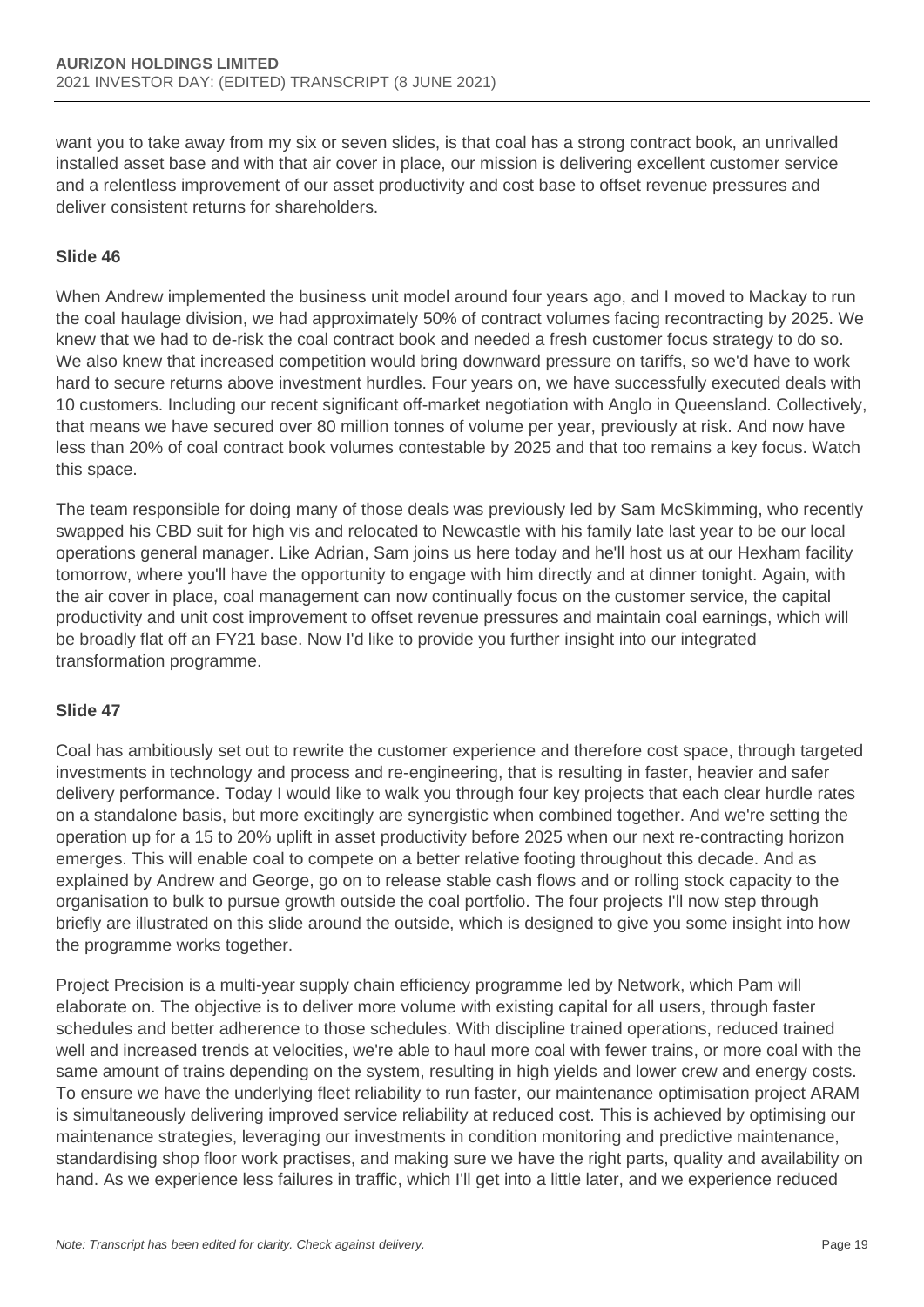want you to take away from my six or seven slides, is that coal has a strong contract book, an unrivalled installed asset base and with that air cover in place, our mission is delivering excellent customer service and a relentless improvement of our asset productivity and cost base to offset revenue pressures and deliver consistent returns for shareholders.

**Slide 46**

When Andrew implemented the business unit model around four years ago, and I moved to Mackay to run the coal haulage division, we had approximately 50% of contract volumes facing recontracting by 2025. We knew that we had to de-risk the coal contract book and needed a fresh customer focus strategy to do so. We also knew that increased competition would bring downward pressure on tariffs, so we'd have to work hard to secure returns above investment hurdles. Four years on, we have successfully executed deals with 10 customers. Including our recent significant off-market negotiation with Anglo in Queensland. Collectively, that means we have secured over 80 million tonnes of volume per year, previously at risk. And now have less than 20% of coal contract book volumes contestable by 2025 and that too remains a key focus. Watch this space.

The team responsible for doing many of those deals was previously led by Sam McSkimming, who recently swapped his CBD suit for high vis and relocated to Newcastle with his family late last year to be our local operations general manager. Like Adrian, Sam joins us here today and he'll host us at our Hexham facility tomorrow, where you'll have the opportunity to engage with him directly and at dinner tonight. Again, with the air cover in place, coal management can now continually focus on the customer service, the capital productivity and unit cost improvement to offset revenue pressures and maintain coal earnings, which will be broadly flat off an FY21 base. Now I'd like to provide you further insight into our integrated transformation programme.

**Slide 47**

Coal has ambitiously set out to rewrite the customer experience and therefore cost space, through targeted investments in technology and process and re-engineering, that is resulting in faster, heavier and safer delivery performance. Today I would like to walk you through four key projects that each clear hurdle rates on a standalone basis, but more excitingly are synergistic when combined together. And we're setting the operation up for a 15 to 20% uplift in asset productivity before 2025 when our next re-contracting horizon emerges. This will enable coal to compete on a better relative footing throughout this decade. And as explained by Andrew and George, go on to release stable cash flows and or rolling stock capacity to the organisation to bulk to pursue growth outside the coal portfolio. The four projects I'll now step through briefly are illustrated on this slide around the outside, which is designed to give you some insight into how the programme works together.

Project Precision is a multi-year supply chain efficiency programme led by Network, which Pam will elaborate on. The objective is to deliver more volume with existing capital for all users, through faster schedules and better adherence to those schedules. With discipline trained operations, reduced trained well and increased trends at velocities, we're able to haul more coal with fewer trains, or more coal with the same amount of trains depending on the system, resulting in high yields and lower crew and energy costs. To ensure we have the underlying fleet reliability to run faster, our maintenance optimisation project ARAM is simultaneously delivering improved service reliability at reduced cost. This is achieved by optimising our maintenance strategies, leveraging our investments in condition monitoring and predictive maintenance, standardising shop floor work practises, and making sure we have the right parts, quality and availability on hand. As we experience less failures in traffic, which I'll get into a little later, and we experience reduced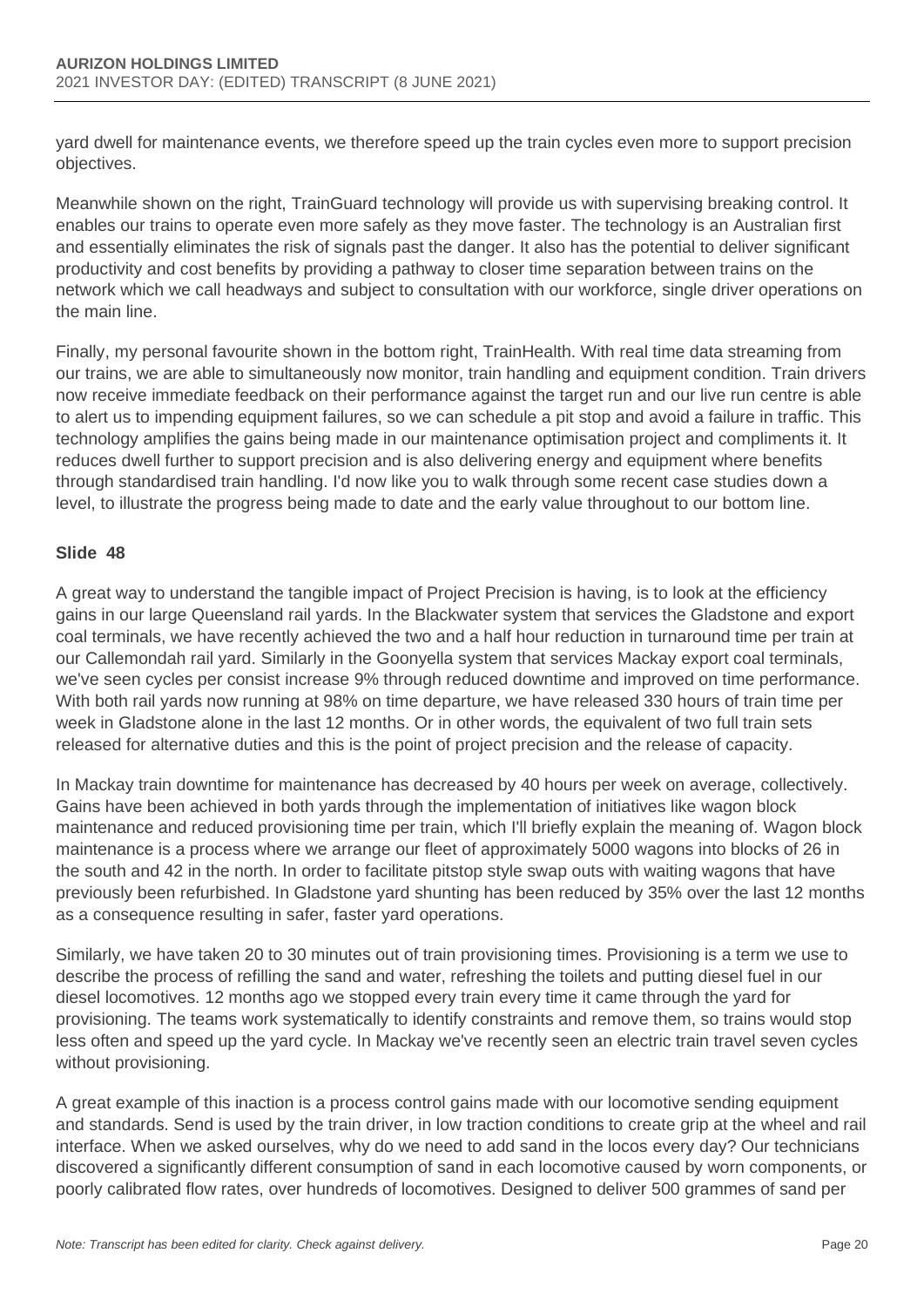yard dwell for maintenance events, we therefore speed up the train cycles even more to support precision objectives.

Meanwhile shown on the right, TrainGuard technology will provide us with supervising breaking control. It enables our trains to operate even more safely as they move faster. The technology is an Australian first and essentially eliminates the risk of signals past the danger. It also has the potential to deliver significant productivity and cost benefits by providing a pathway to closer time separation between trains on the network which we call headways and subject to consultation with our workforce, single driver operations on the main line.

Finally, my personal favourite shown in the bottom right, TrainHealth. With real time data streaming from our trains, we are able to simultaneously now monitor, train handling and equipment condition. Train drivers now receive immediate feedback on their performance against the target run and our live run centre is able to alert us to impending equipment failures, so we can schedule a pit stop and avoid a failure in traffic. This technology amplifies the gains being made in our maintenance optimisation project and compliments it. It reduces dwell further to support precision and is also delivering energy and equipment where benefits through standardised train handling. I'd now like you to walk through some recent case studies down a level, to illustrate the progress being made to date and the early value throughout to our bottom line.

**Slide 48**

A great way to understand the tangible impact of Project Precision is having, is to look at the efficiency gains in our large Queensland rail yards. In the Blackwater system that services the Gladstone and export coal terminals, we have recently achieved the two and a half hour reduction in turnaround time per train at our Callemondah rail yard. Similarly in the Goonyella system that services Mackay export coal terminals, we've seen cycles per consist increase 9% through reduced downtime and improved on time performance. With both rail yards now running at 98% on time departure, we have released 330 hours of train time per week in Gladstone alone in the last 12 months. Or in other words, the equivalent of two full train sets released for alternative duties and this is the point of project precision and the release of capacity.

In Mackay train downtime for maintenance has decreased by 40 hours per week on average, collectively. Gains have been achieved in both yards through the implementation of initiatives like wagon block maintenance and reduced provisioning time per train, which I'll briefly explain the meaning of. Wagon block maintenance is a process where we arrange our fleet of approximately 5000 wagons into blocks of 26 in the south and 42 in the north. In order to facilitate pitstop style swap outs with waiting wagons that have previously been refurbished. In Gladstone yard shunting has been reduced by 35% over the last 12 months as a consequence resulting in safer, faster yard operations.

Similarly, we have taken 20 to 30 minutes out of train provisioning times. Provisioning is a term we use to describe the process of refilling the sand and water, refreshing the toilets and putting diesel fuel in our diesel locomotives. 12 months ago we stopped every train every time it came through the yard for provisioning. The teams work systematically to identify constraints and remove them, so trains would stop less often and speed up the yard cycle. In Mackay we've recently seen an electric train travel seven cycles without provisioning.

A great example of this inaction is a process control gains made with our locomotive sending equipment and standards. Send is used by the train driver, in low traction conditions to create grip at the wheel and rail interface. When we asked ourselves, why do we need to add sand in the locos every day? Our technicians discovered a significantly different consumption of sand in each locomotive caused by worn components, or poorly calibrated flow rates, over hundreds of locomotives. Designed to deliver 500 grammes of sand per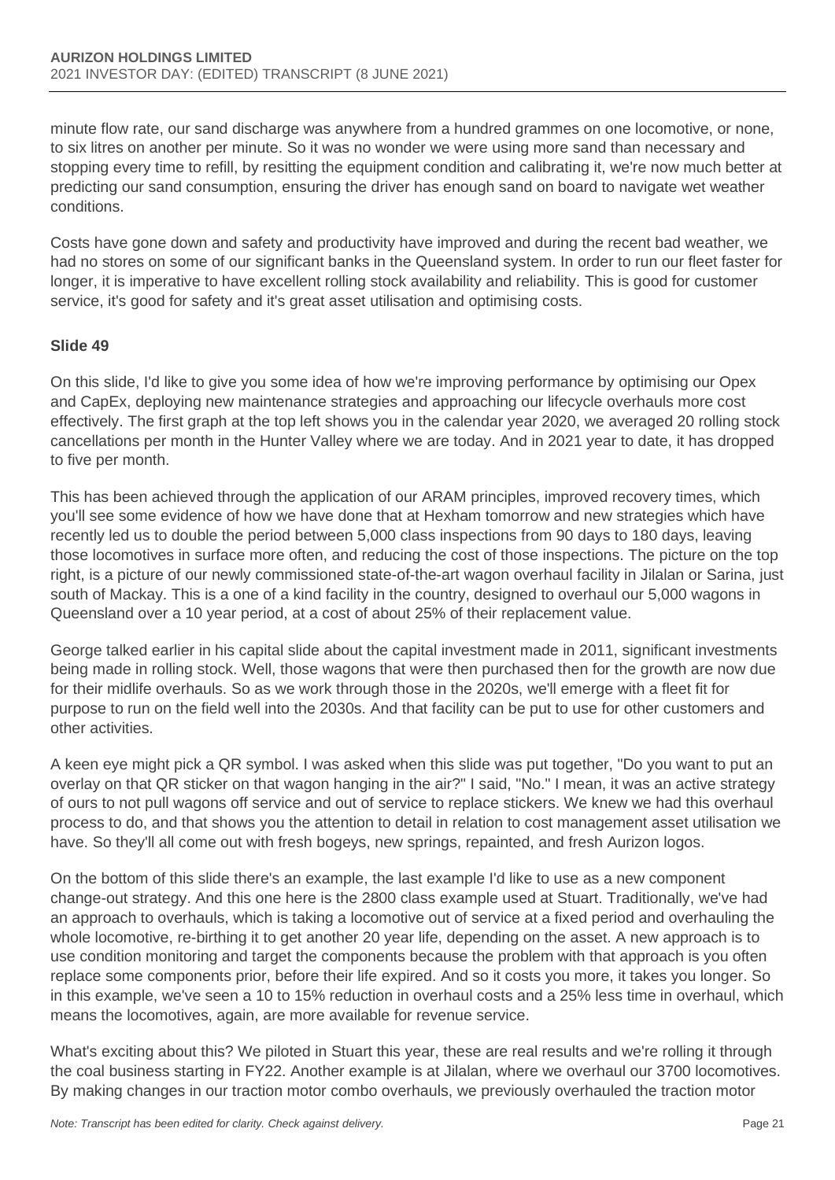minute flow rate, our sand discharge was anywhere from a hundred grammes on one locomotive, or none, to six litres on another per minute. So it was no wonder we were using more sand than necessary and stopping every time to refill, by resitting the equipment condition and calibrating it, we're now much better at predicting our sand consumption, ensuring the driver has enough sand on board to navigate wet weather conditions.

Costs have gone down and safety and productivity have improved and during the recent bad weather, we had no stores on some of our significant banks in the Queensland system. In order to run our fleet faster for longer, it is imperative to have excellent rolling stock availability and reliability. This is good for customer service, it's good for safety and it's great asset utilisation and optimising costs.

**Slide 49**

On this slide, I'd like to give you some idea of how we're improving performance by optimising our Opex and CapEx, deploying new maintenance strategies and approaching our lifecycle overhauls more cost effectively. The first graph at the top left shows you in the calendar year 2020, we averaged 20 rolling stock cancellations per month in the Hunter Valley where we are today. And in 2021 year to date, it has dropped to five per month.

This has been achieved through the application of our ARAM principles, improved recovery times, which you'll see some evidence of how we have done that at Hexham tomorrow and new strategies which have recently led us to double the period between 5,000 class inspections from 90 days to 180 days, leaving those locomotives in surface more often, and reducing the cost of those inspections. The picture on the top right, is a picture of our newly commissioned state-of-the-art wagon overhaul facility in Jilalan or Sarina, just south of Mackay. This is a one of a kind facility in the country, designed to overhaul our 5,000 wagons in Queensland over a 10 year period, at a cost of about 25% of their replacement value.

George talked earlier in his capital slide about the capital investment made in 2011, significant investments being made in rolling stock. Well, those wagons that were then purchased then for the growth are now due for their midlife overhauls. So as we work through those in the 2020s, we'll emerge with a fleet fit for purpose to run on the field well into the 2030s. And that facility can be put to use for other customers and other activities.

A keen eye might pick a QR symbol. I was asked when this slide was put together, "Do you want to put an overlay on that QR sticker on that wagon hanging in the air?" I said, "No." I mean, it was an active strategy of ours to not pull wagons off service and out of service to replace stickers. We knew we had this overhaul process to do, and that shows you the attention to detail in relation to cost management asset utilisation we have. So they'll all come out with fresh bogeys, new springs, repainted, and fresh Aurizon logos.

On the bottom of this slide there's an example, the last example I'd like to use as a new component change-out strategy. And this one here is the 2800 class example used at Stuart. Traditionally, we've had an approach to overhauls, which is taking a locomotive out of service at a fixed period and overhauling the whole locomotive, re-birthing it to get another 20 year life, depending on the asset. A new approach is to use condition monitoring and target the components because the problem with that approach is you often replace some components prior, before their life expired. And so it costs you more, it takes you longer. So in this example, we've seen a 10 to 15% reduction in overhaul costs and a 25% less time in overhaul, which means the locomotives, again, are more available for revenue service.

What's exciting about this? We piloted in Stuart this year, these are real results and we're rolling it through the coal business starting in FY22. Another example is at Jilalan, where we overhaul our 3700 locomotives. By making changes in our traction motor combo overhauls, we previously overhauled the traction motor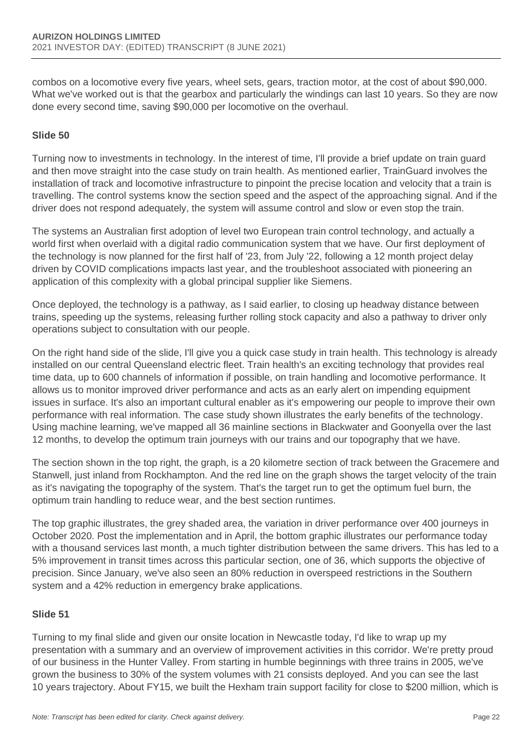combos on a locomotive every five years, wheel sets, gears, traction motor, at the cost of about $90,000. What we've worked out is that the gearbox and particularly the windings can last 10 years. So they are now done every second time, saving $90,000 per locomotive on the overhaul.

### Slide 50

Turning now to investments in technology. In the interest of time, I'll provide a brief update on train guard and then move straight into the case study on train health. As mentioned earlier, TrainGuard involves the installation of track and locomotive infrastructure to pinpoint the precise location and velocity that a train is travelling. The control systems know the section speed and the aspect of the approaching signal. And if the driver does not respond adequately, the system will assume control and slow or even stop the train.

The systems an Australian first adoption of level two European train control technology, and actually a world first when overlaid with a digital radio communication system that we have. Our first deployment of the technology is now planned for the first half of '23, from July '22, following a 12 month project delay driven by COVID complications impacts last year, and the troubleshoot associated with pioneering an application of this complexity with a global principal supplier like Siemens.

Once deployed, the technology is a pathway, as I said earlier, to closing up headway distance between trains, speeding up the systems, releasing further rolling stock capacity and also a pathway to driver only operations subject to consultation with our people.

On the right hand side of the slide, I'll give you a quick case study in train health. This technology is already installed on our central Queensland electric fleet. Train health's an exciting technology that provides real time data, up to 600 channels of information if possible, on train handling and locomotive performance. It allows us to monitor improved driver performance and acts as an early alert on impending equipment issues in surface. It's also an important cultural enabler as it's empowering our people to improve their own performance with real information. The case study shown illustrates the early benefits of the technology. Using machine learning, we've mapped all 36 mainline sections in Blackwater and Goonyella over the last 12 months, to develop the optimum train journeys with our trains and our topography that we have.

The section shown in the top right, the graph, is a 20 kilometre section of track between the Gracemere and Stanwell, just inland from Rockhampton. And the red line on the graph shows the target velocity of the train as it's navigating the topography of the system. That's the target run to get the optimum fuel burn, the optimum train handling to reduce wear, and the best section runtimes.

The top graphic illustrates, the grey shaded area, the variation in driver performance over 400 journeys in October 2020. Post the implementation and in April, the bottom graphic illustrates our performance today with a thousand services last month, a much tighter distribution between the same drivers. This has led to a 5% improvement in transit times across this particular section, one of 36, which supports the objective of precision. Since January, we've also seen an 80% reduction in overspeed restrictions in the Southern system and a 42% reduction in emergency brake applications.

### Slide 51

Turning to my final slide and given our onsite location in Newcastle today, I'd like to wrap up my presentation with a summary and an overview of improvement activities in this corridor. We're pretty proud of our business in the Hunter Valley. From starting in humble beginnings with three trains in 2005, we've grown the business to 30% of the system volumes with 21 consists deployed. And you can see the last 10 years trajectory. About FY15, we built the Hexham train support facility for close to $200 million, which is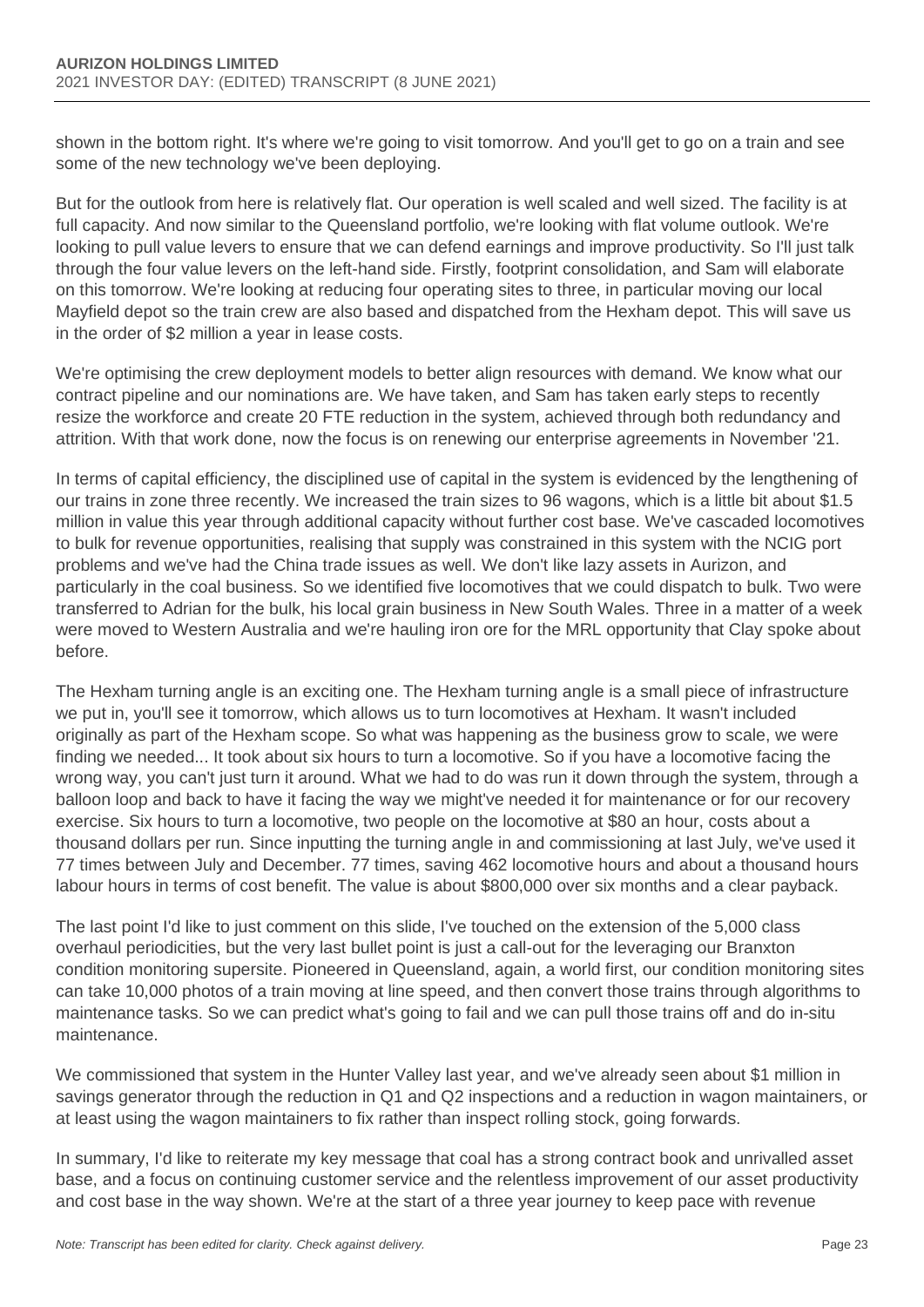shown in the bottom right. It's where we're going to visit tomorrow. And you'll get to go on a train and see some of the new technology we've been deploying.

But for the outlook from here is relatively flat. Our operation is well scaled and well sized. The facility is at full capacity. And now similar to the Queensland portfolio, we're looking with flat volume outlook. We're looking to pull value levers to ensure that we can defend earnings and improve productivity. So I'll just talk through the four value levers on the left-hand side. Firstly, footprint consolidation, and Sam will elaborate on this tomorrow. We're looking at reducing four operating sites to three, in particular moving our local Mayfield depot so the train crew are also based and dispatched from the Hexham depot. This will save us in the order of $2 million a year in lease costs.

We're optimising the crew deployment models to better align resources with demand. We know what our contract pipeline and our nominations are. We have taken, and Sam has taken early steps to recently resize the workforce and create 20 FTE reduction in the system, achieved through both redundancy and attrition. With that work done, now the focus is on renewing our enterprise agreements in November '21.

In terms of capital efficiency, the disciplined use of capital in the system is evidenced by the lengthening of our trains in zone three recently. We increased the train sizes to 96 wagons, which is a little bit about $1.5 million in value this year through additional capacity without further cost base. We've cascaded locomotives to bulk for revenue opportunities, realising that supply was constrained in this system with the NCIG port problems and we've had the China trade issues as well. We don't like lazy assets in Aurizon, and particularly in the coal business. So we identified five locomotives that we could dispatch to bulk. Two were transferred to Adrian for the bulk, his local grain business in New South Wales. Three in a matter of a week were moved to Western Australia and we're hauling iron ore for the MRL opportunity that Clay spoke about before.

The Hexham turning angle is an exciting one. The Hexham turning angle is a small piece of infrastructure we put in, you'll see it tomorrow, which allows us to turn locomotives at Hexham. It wasn't included originally as part of the Hexham scope. So what was happening as the business grow to scale, we were finding we needed... It took about six hours to turn a locomotive. So if you have a locomotive facing the wrong way, you can't just turn it around. What we had to do was run it down through the system, through a balloon loop and back to have it facing the way we might've needed it for maintenance or for our recovery exercise. Six hours to turn a locomotive, two people on the locomotive at $80 an hour, costs about a thousand dollars per run. Since inputting the turning angle in and commissioning at last July, we've used it 77 times between July and December. 77 times, saving 462 locomotive hours and about a thousand hours labour hours in terms of cost benefit. The value is about $800,000 over six months and a clear payback.

The last point I'd like to just comment on this slide, I've touched on the extension of the 5,000 class overhaul periodicities, but the very last bullet point is just a call-out for the leveraging our Branxton condition monitoring supersite. Pioneered in Queensland, again, a world first, our condition monitoring sites can take 10,000 photos of a train moving at line speed, and then convert those trains through algorithms to maintenance tasks. So we can predict what's going to fail and we can pull those trains off and do in-situ maintenance.

We commissioned that system in the Hunter Valley last year, and we've already seen about $1 million in savings generator through the reduction in Q1 and Q2 inspections and a reduction in wagon maintainers, or at least using the wagon maintainers to fix rather than inspect rolling stock, going forwards.

In summary, I'd like to reiterate my key message that coal has a strong contract book and unrivalled asset base, and a focus on continuing customer service and the relentless improvement of our asset productivity and cost base in the way shown. We're at the start of a three year journey to keep pace with revenue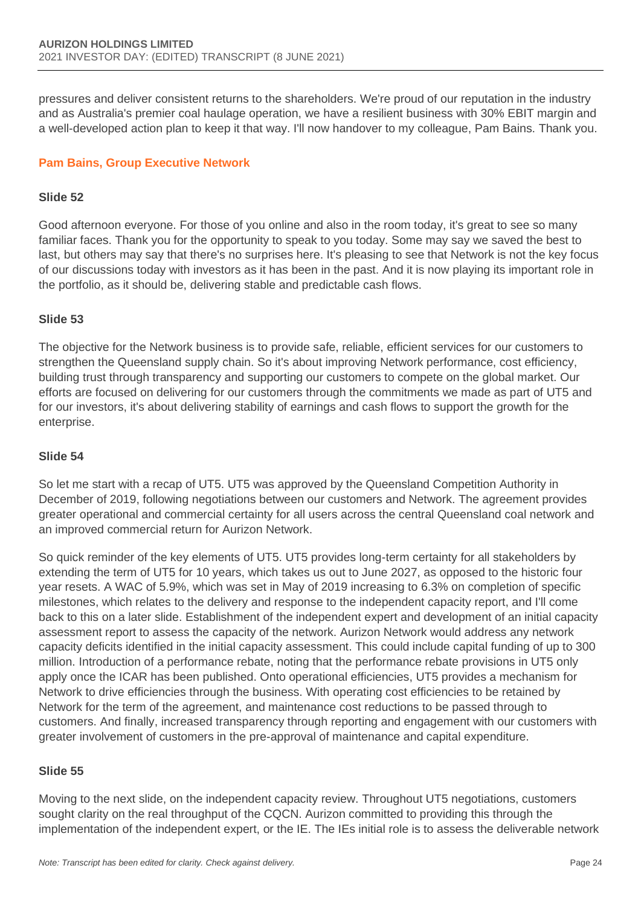pressures and deliver consistent returns to the shareholders. We're proud of our reputation in the industry and as Australia's premier coal haulage operation, we have a resilient business with 30% EBIT margin and a well-developed action plan to keep it that way. I'll now handover to my colleague, Pam Bains. Thank you.

**Pam Bains, Group Executive Network**

**Slide 52**

Good afternoon everyone. For those of you online and also in the room today, it's great to see so many familiar faces. Thank you for the opportunity to speak to you today. Some may say we saved the best to last, but others may say that there's no surprises here. It's pleasing to see that Network is not the key focus of our discussions today with investors as it has been in the past. And it is now playing its important role in the portfolio, as it should be, delivering stable and predictable cash flows.

**Slide 53**

The objective for the Network business is to provide safe, reliable, efficient services for our customers to strengthen the Queensland supply chain. So it's about improving Network performance, cost efficiency, building trust through transparency and supporting our customers to compete on the global market. Our efforts are focused on delivering for our customers through the commitments we made as part of UT5 and for our investors, it's about delivering stability of earnings and cash flows to support the growth for the enterprise.

**Slide 54**

So let me start with a recap of UT5. UT5 was approved by the Queensland Competition Authority in December of 2019, following negotiations between our customers and Network. The agreement provides greater operational and commercial certainty for all users across the central Queensland coal network and an improved commercial return for Aurizon Network.

So quick reminder of the key elements of UT5. UT5 provides long-term certainty for all stakeholders by extending the term of UT5 for 10 years, which takes us out to June 2027, as opposed to the historic four year resets. A WAC of 5.9%, which was set in May of 2019 increasing to 6.3% on completion of specific milestones, which relates to the delivery and response to the independent capacity report, and I'll come back to this on a later slide. Establishment of the independent expert and development of an initial capacity assessment report to assess the capacity of the network. Aurizon Network would address any network capacity deficits identified in the initial capacity assessment. This could include capital funding of up to 300 million. Introduction of a performance rebate, noting that the performance rebate provisions in UT5 only apply once the ICAR has been published. Onto operational efficiencies, UT5 provides a mechanism for Network to drive efficiencies through the business. With operating cost efficiencies to be retained by Network for the term of the agreement, and maintenance cost reductions to be passed through to customers. And finally, increased transparency through reporting and engagement with our customers with greater involvement of customers in the pre-approval of maintenance and capital expenditure.

**Slide 55**

Moving to the next slide, on the independent capacity review. Throughout UT5 negotiations, customers sought clarity on the real throughput of the CQCN. Aurizon committed to providing this through the implementation of the independent expert, or the IE. The IEs initial role is to assess the deliverable network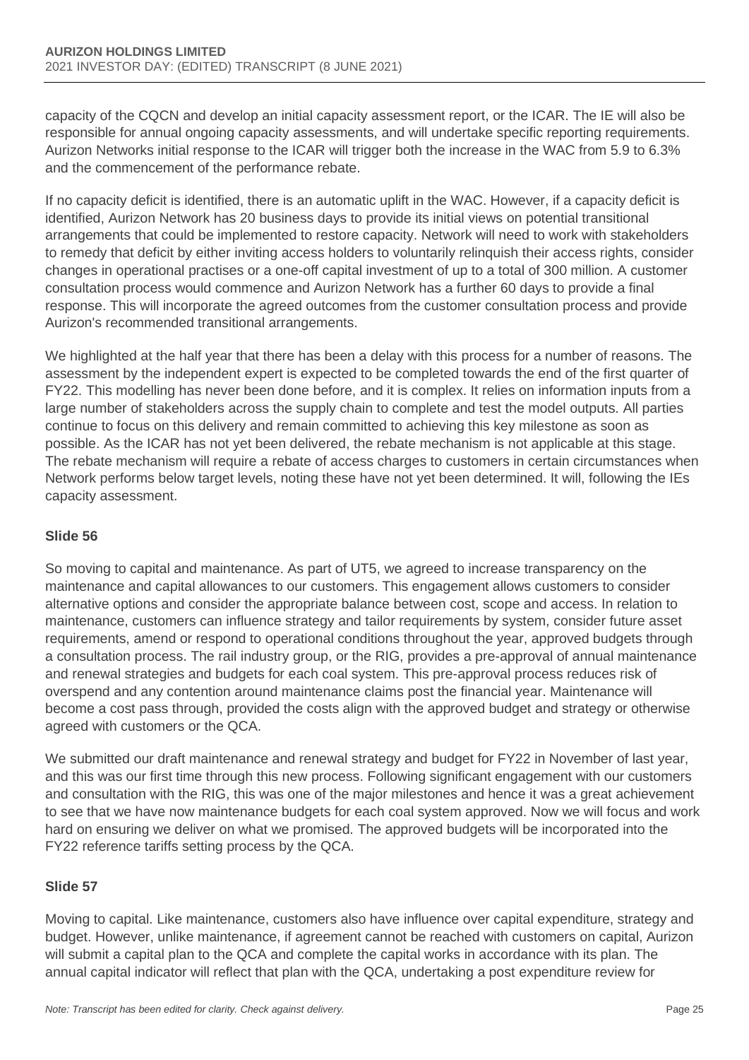capacity of the CQCN and develop an initial capacity assessment report, or the ICAR. The IE will also be responsible for annual ongoing capacity assessments, and will undertake specific reporting requirements. Aurizon Networks initial response to the ICAR will trigger both the increase in the WAC from 5.9 to 6.3% and the commencement of the performance rebate.

If no capacity deficit is identified, there is an automatic uplift in the WAC. However, if a capacity deficit is identified, Aurizon Network has 20 business days to provide its initial views on potential transitional arrangements that could be implemented to restore capacity. Network will need to work with stakeholders to remedy that deficit by either inviting access holders to voluntarily relinquish their access rights, consider changes in operational practises or a one-off capital investment of up to a total of 300 million. A customer consultation process would commence and Aurizon Network has a further 60 days to provide a final response. This will incorporate the agreed outcomes from the customer consultation process and provide Aurizon's recommended transitional arrangements.

We highlighted at the half year that there has been a delay with this process for a number of reasons. The assessment by the independent expert is expected to be completed towards the end of the first quarter of FY22. This modelling has never been done before, and it is complex. It relies on information inputs from a large number of stakeholders across the supply chain to complete and test the model outputs. All parties continue to focus on this delivery and remain committed to achieving this key milestone as soon as possible. As the ICAR has not yet been delivered, the rebate mechanism is not applicable at this stage. The rebate mechanism will require a rebate of access charges to customers in certain circumstances when Network performs below target levels, noting these have not yet been determined. It will, following the IEs capacity assessment.

**Slide 56**

So moving to capital and maintenance. As part of UT5, we agreed to increase transparency on the maintenance and capital allowances to our customers. This engagement allows customers to consider alternative options and consider the appropriate balance between cost, scope and access. In relation to maintenance, customers can influence strategy and tailor requirements by system, consider future asset requirements, amend or respond to operational conditions throughout the year, approved budgets through a consultation process. The rail industry group, or the RIG, provides a pre-approval of annual maintenance and renewal strategies and budgets for each coal system. This pre-approval process reduces risk of overspend and any contention around maintenance claims post the financial year. Maintenance will become a cost pass through, provided the costs align with the approved budget and strategy or otherwise agreed with customers or the QCA.

We submitted our draft maintenance and renewal strategy and budget for FY22 in November of last year, and this was our first time through this new process. Following significant engagement with our customers and consultation with the RIG, this was one of the major milestones and hence it was a great achievement to see that we have now maintenance budgets for each coal system approved. Now we will focus and work hard on ensuring we deliver on what we promised. The approved budgets will be incorporated into the FY22 reference tariffs setting process by the QCA.

**Slide 57**

Moving to capital. Like maintenance, customers also have influence over capital expenditure, strategy and budget. However, unlike maintenance, if agreement cannot be reached with customers on capital, Aurizon will submit a capital plan to the QCA and complete the capital works in accordance with its plan. The annual capital indicator will reflect that plan with the QCA, undertaking a post expenditure review for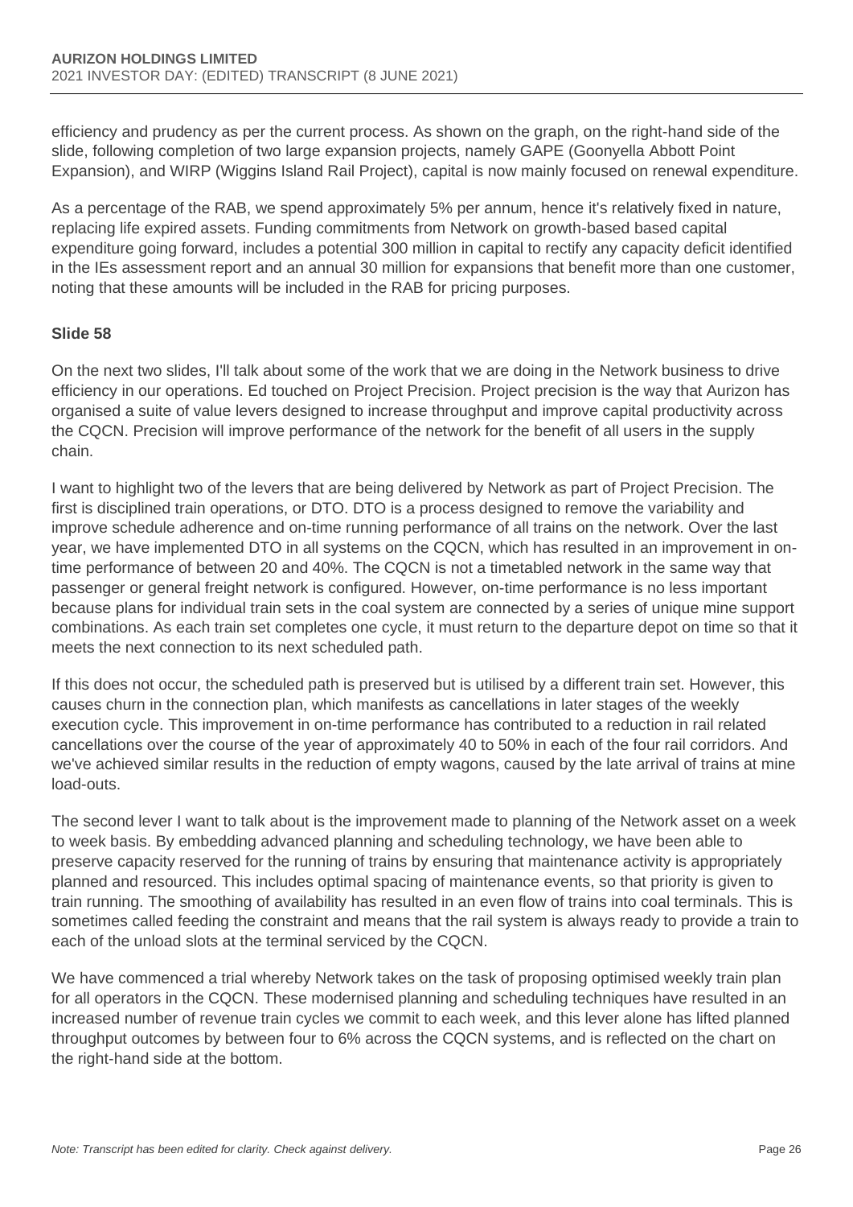efficiency and prudency as per the current process. As shown on the graph, on the right-hand side of the slide, following completion of two large expansion projects, namely GAPE (Goonyella Abbott Point Expansion), and WIRP (Wiggins Island Rail Project), capital is now mainly focused on renewal expenditure.

As a percentage of the RAB, we spend approximately 5% per annum, hence it's relatively fixed in nature, replacing life expired assets. Funding commitments from Network on growth-based based capital expenditure going forward, includes a potential 300 million in capital to rectify any capacity deficit identified in the IEs assessment report and an annual 30 million for expansions that benefit more than one customer, noting that these amounts will be included in the RAB for pricing purposes.

**Slide 58**

On the next two slides, I'll talk about some of the work that we are doing in the Network business to drive efficiency in our operations. Ed touched on Project Precision. Project precision is the way that Aurizon has organised a suite of value levers designed to increase throughput and improve capital productivity across the CQCN. Precision will improve performance of the network for the benefit of all users in the supply chain.

I want to highlight two of the levers that are being delivered by Network as part of Project Precision. The first is disciplined train operations, or DTO. DTO is a process designed to remove the variability and improve schedule adherence and on-time running performance of all trains on the network. Over the last year, we have implemented DTO in all systems on the CQCN, which has resulted in an improvement in on-time performance of between 20 and 40%. The CQCN is not a timetabled network in the same way that passenger or general freight network is configured. However, on-time performance is no less important because plans for individual train sets in the coal system are connected by a series of unique mine support combinations. As each train set completes one cycle, it must return to the departure depot on time so that it meets the next connection to its next scheduled path.

If this does not occur, the scheduled path is preserved but is utilised by a different train set. However, this causes churn in the connection plan, which manifests as cancellations in later stages of the weekly execution cycle. This improvement in on-time performance has contributed to a reduction in rail related cancellations over the course of the year of approximately 40 to 50% in each of the four rail corridors. And we've achieved similar results in the reduction of empty wagons, caused by the late arrival of trains at mine load-outs.

The second lever I want to talk about is the improvement made to planning of the Network asset on a week to week basis. By embedding advanced planning and scheduling technology, we have been able to preserve capacity reserved for the running of trains by ensuring that maintenance activity is appropriately planned and resourced. This includes optimal spacing of maintenance events, so that priority is given to train running. The smoothing of availability has resulted in an even flow of trains into coal terminals. This is sometimes called feeding the constraint and means that the rail system is always ready to provide a train to each of the unload slots at the terminal serviced by the CQCN.

We have commenced a trial whereby Network takes on the task of proposing optimised weekly train plan for all operators in the CQCN. These modernised planning and scheduling techniques have resulted in an increased number of revenue train cycles we commit to each week, and this lever alone has lifted planned throughput outcomes by between four to 6% across the CQCN systems, and is reflected on the chart on the right-hand side at the bottom.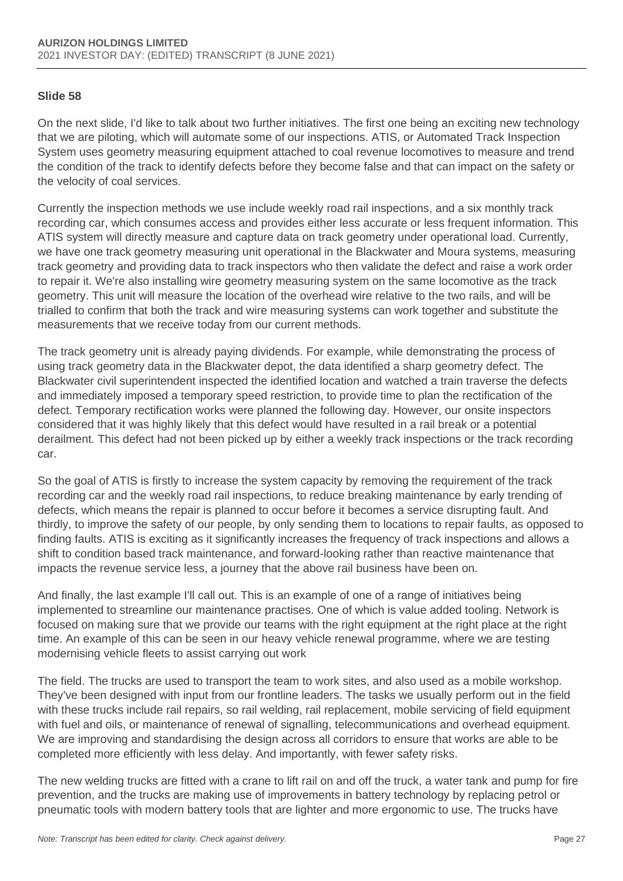**Slide 58**

On the next slide, I'd like to talk about two further initiatives. The first one being an exciting new technology that we are piloting, which will automate some of our inspections. ATIS, or Automated Track Inspection System uses geometry measuring equipment attached to coal revenue locomotives to measure and trend the condition of the track to identify defects before they become false and that can impact on the safety or the velocity of coal services.

Currently the inspection methods we use include weekly road rail inspections, and a six monthly track recording car, which consumes access and provides either less accurate or less frequent information. This ATIS system will directly measure and capture data on track geometry under operational load. Currently, we have one track geometry measuring unit operational in the Blackwater and Moura systems, measuring track geometry and providing data to track inspectors who then validate the defect and raise a work order to repair it. We're also installing wire geometry measuring system on the same locomotive as the track geometry. This unit will measure the location of the overhead wire relative to the two rails, and will be trialled to confirm that both the track and wire measuring systems can work together and substitute the measurements that we receive today from our current methods.

The track geometry unit is already paying dividends. For example, while demonstrating the process of using track geometry data in the Blackwater depot, the data identified a sharp geometry defect. The Blackwater civil superintendent inspected the identified location and watched a train traverse the defects and immediately imposed a temporary speed restriction, to provide time to plan the rectification of the defect. Temporary rectification works were planned the following day. However, our onsite inspectors considered that it was highly likely that this defect would have resulted in a rail break or a potential derailment. This defect had not been picked up by either a weekly track inspections or the track recording car.

So the goal of ATIS is firstly to increase the system capacity by removing the requirement of the track recording car and the weekly road rail inspections, to reduce breaking maintenance by early trending of defects, which means the repair is planned to occur before it becomes a service disrupting fault. And thirdly, to improve the safety of our people, by only sending them to locations to repair faults, as opposed to finding faults. ATIS is exciting as it significantly increases the frequency of track inspections and allows a shift to condition based track maintenance, and forward-looking rather than reactive maintenance that impacts the revenue service less, a journey that the above rail business have been on.

And finally, the last example I'll call out. This is an example of one of a range of initiatives being implemented to streamline our maintenance practises. One of which is value added tooling. Network is focused on making sure that we provide our teams with the right equipment at the right place at the right time. An example of this can be seen in our heavy vehicle renewal programme, where we are testing modernising vehicle fleets to assist carrying out work

The field. The trucks are used to transport the team to work sites, and also used as a mobile workshop. They've been designed with input from our frontline leaders. The tasks we usually perform out in the field with these trucks include rail repairs, so rail welding, rail replacement, mobile servicing of field equipment with fuel and oils, or maintenance of renewal of signalling, telecommunications and overhead equipment. We are improving and standardising the design across all corridors to ensure that works are able to be completed more efficiently with less delay. And importantly, with fewer safety risks.

The new welding trucks are fitted with a crane to lift rail on and off the truck, a water tank and pump for fire prevention, and the trucks are making use of improvements in battery technology by replacing petrol or pneumatic tools with modern battery tools that are lighter and more ergonomic to use. The trucks have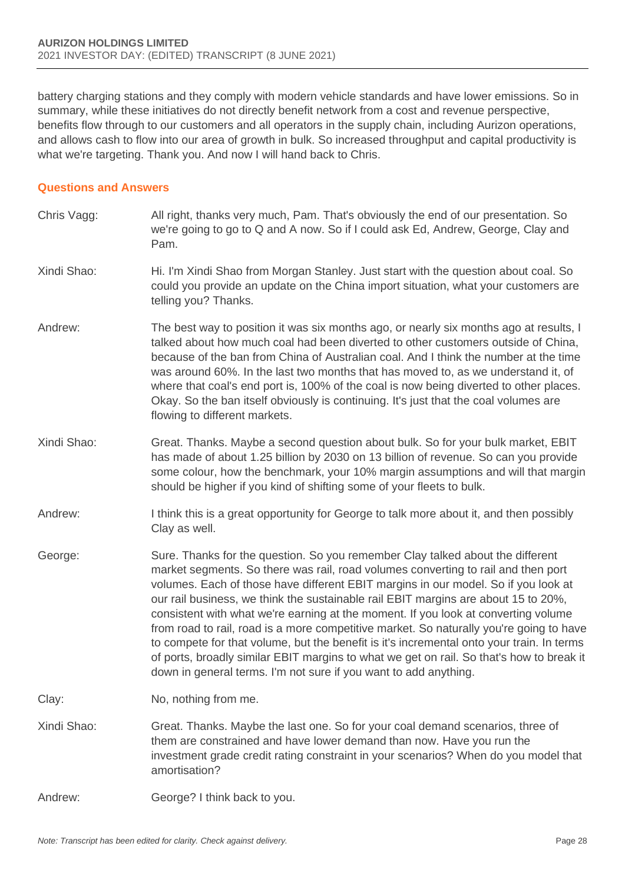battery charging stations and they comply with modern vehicle standards and have lower emissions. So in summary, while these initiatives do not directly benefit network from a cost and revenue perspective, benefits flow through to our customers and all operators in the supply chain, including Aurizon operations, and allows cash to flow into our area of growth in bulk. So increased throughput and capital productivity is what we're targeting. Thank you. And now I will hand back to Chris.

## Questions and Answers

**Chris Vagg:** All right, thanks very much, Pam. That's obviously the end of our presentation. So we're going to go to Q and A now. So if I could ask Ed, Andrew, George, Clay and Pam.

**Xindi Shao:** Hi. I'm Xindi Shao from Morgan Stanley. Just start with the question about coal. So could you provide an update on the China import situation, what your customers are telling you? Thanks.

**Andrew:** The best way to position it was six months ago, or nearly six months ago at results, I talked about how much coal had been diverted to other customers outside of China, because of the ban from China of Australian coal. And I think the number at the time was around 60%. In the last two months that has moved to, as we understand it, of where that coal's end port is, 100% of the coal is now being diverted to other places. Okay. So the ban itself obviously is continuing. It's just that the coal volumes are flowing to different markets.

**Xindi Shao:** Great. Thanks. Maybe a second question about bulk. So for your bulk market, EBIT has made of about 1.25 billion by 2030 on 13 billion of revenue. So can you provide some colour, how the benchmark, your 10% margin assumptions and will that margin should be higher if you kind of shifting some of your fleets to bulk.

**Andrew:** I think this is a great opportunity for George to talk more about it, and then possibly Clay as well.

**George:** Sure. Thanks for the question. So you remember Clay talked about the different market segments. So there was rail, road volumes converting to rail and then port volumes. Each of those have different EBIT margins in our model. So if you look at our rail business, we think the sustainable rail EBIT margins are about 15 to 20%, consistent with what we're earning at the moment. If you look at converting volume from road to rail, road is a more competitive market. So naturally you're going to have to compete for that volume, but the benefit is it's incremental onto your train. In terms of ports, broadly similar EBIT margins to what we get on rail. So that's how to break it down in general terms. I'm not sure if you want to add anything.

**Clay:** No, nothing from me.

**Xindi Shao:** Great. Thanks. Maybe the last one. So for your coal demand scenarios, three of them are constrained and have lower demand than now. Have you run the investment grade credit rating constraint in your scenarios? When do you model that amortisation?

**Andrew:** George? I think back to you.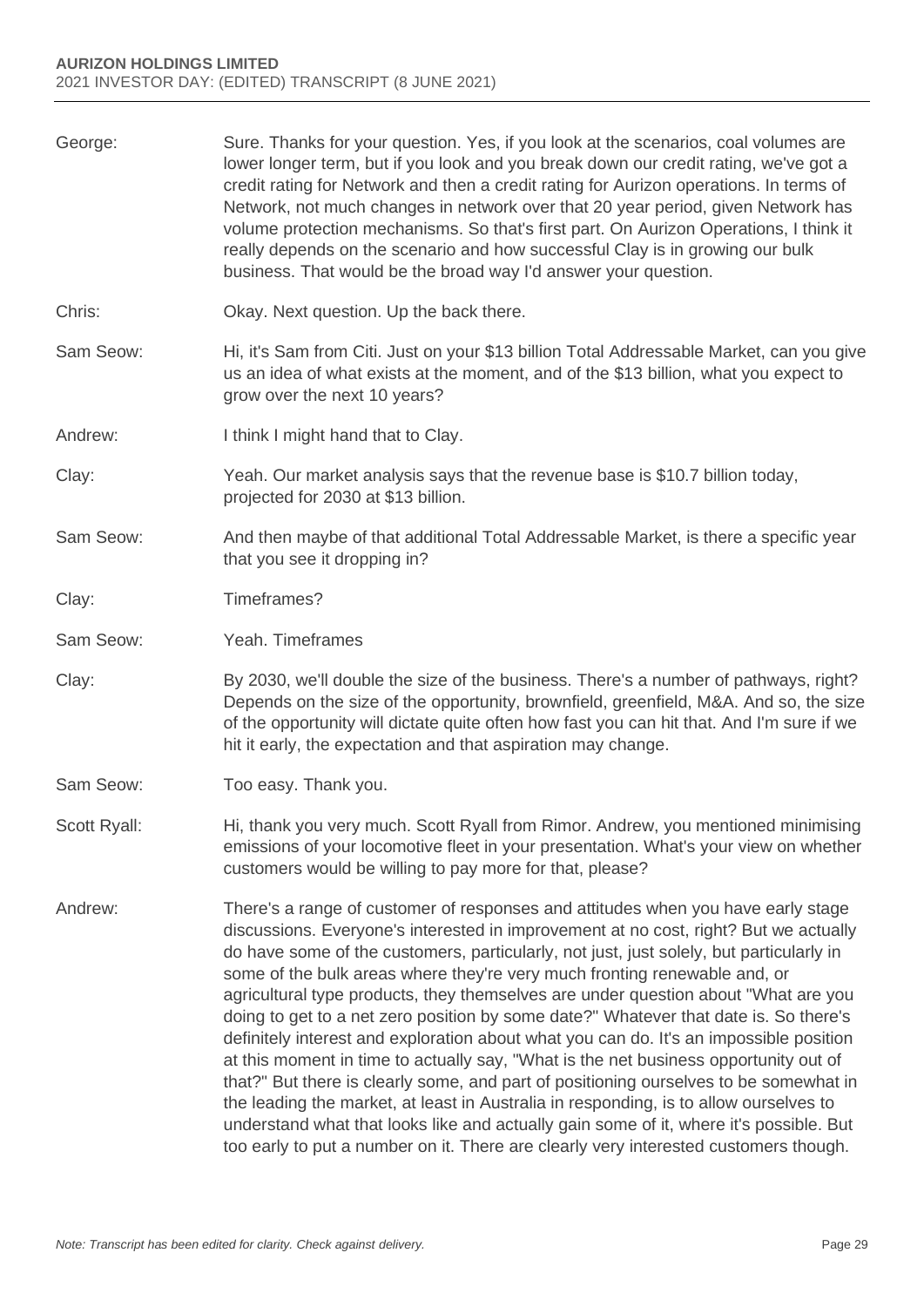George: Sure. Thanks for your question. Yes, if you look at the scenarios, coal volumes are lower longer term, but if you look and you break down our credit rating, we've got a credit rating for Network and then a credit rating for Aurizon operations. In terms of Network, not much changes in network over that 20 year period, given Network has volume protection mechanisms. So that's first part. On Aurizon Operations, I think it really depends on the scenario and how successful Clay is in growing our bulk business. That would be the broad way I'd answer your question.

Chris: Okay. Next question. Up the back there.

Sam Seow: Hi, it's Sam from Citi. Just on your $13 billion Total Addressable Market, can you give us an idea of what exists at the moment, and of the $13 billion, what you expect to grow over the next 10 years?

Andrew: I think I might hand that to Clay.

Clay: Yeah. Our market analysis says that the revenue base is $10.7 billion today, projected for 2030 at $13 billion.

Sam Seow: And then maybe of that additional Total Addressable Market, is there a specific year that you see it dropping in?

Clay: Timeframes?

Sam Seow: Yeah. Timeframes

Clay: By 2030, we'll double the size of the business. There's a number of pathways, right? Depends on the size of the opportunity, brownfield, greenfield, M&A. And so, the size of the opportunity will dictate quite often how fast you can hit that. And I'm sure if we hit it early, the expectation and that aspiration may change.

Sam Seow: Too easy. Thank you.

Scott Ryall: Hi, thank you very much. Scott Ryall from Rimor. Andrew, you mentioned minimising emissions of your locomotive fleet in your presentation. What's your view on whether customers would be willing to pay more for that, please?

Andrew: There's a range of customer of responses and attitudes when you have early stage discussions. Everyone's interested in improvement at no cost, right? But we actually do have some of the customers, particularly, not just, just solely, but particularly in some of the bulk areas where they're very much fronting renewable and, or agricultural type products, they themselves are under question about "What are you doing to get to a net zero position by some date?" Whatever that date is. So there's definitely interest and exploration about what you can do. It's an impossible position at this moment in time to actually say, "What is the net business opportunity out of that?" But there is clearly some, and part of positioning ourselves to be somewhat in the leading the market, at least in Australia in responding, is to allow ourselves to understand what that looks like and actually gain some of it, where it's possible. But too early to put a number on it. There are clearly very interested customers though.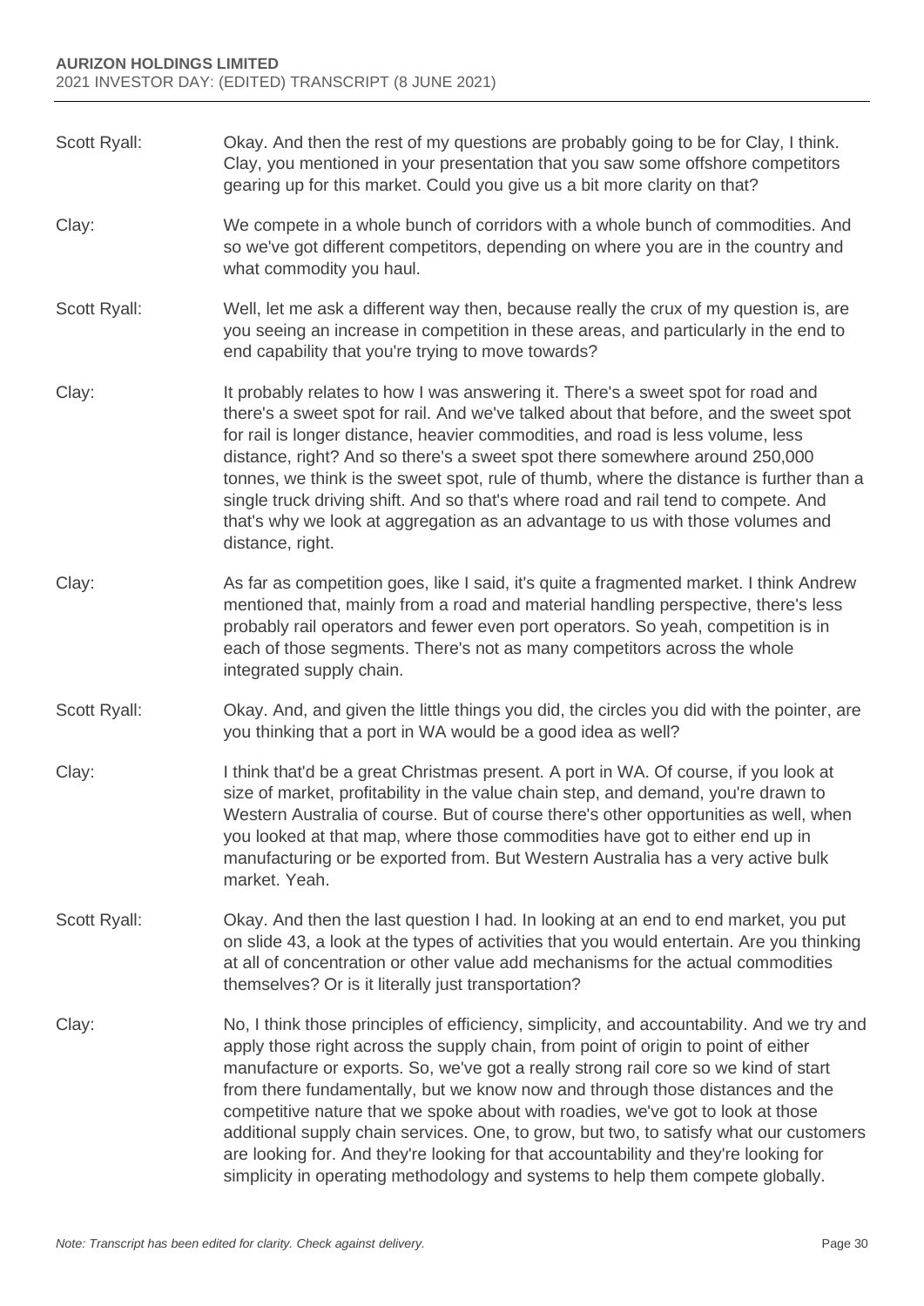Scott Ryall: Okay. And then the rest of my questions are probably going to be for Clay, I think. Clay, you mentioned in your presentation that you saw some offshore competitors gearing up for this market. Could you give us a bit more clarity on that?

Clay: We compete in a whole bunch of corridors with a whole bunch of commodities. And so we've got different competitors, depending on where you are in the country and what commodity you haul.

Scott Ryall: Well, let me ask a different way then, because really the crux of my question is, are you seeing an increase in competition in these areas, and particularly in the end to end capability that you're trying to move towards?

Clay: It probably relates to how I was answering it. There's a sweet spot for road and there's a sweet spot for rail. And we've talked about that before, and the sweet spot for rail is longer distance, heavier commodities, and road is less volume, less distance, right? And so there's a sweet spot there somewhere around 250,000 tonnes, we think is the sweet spot, rule of thumb, where the distance is further than a single truck driving shift. And so that's where road and rail tend to compete. And that's why we look at aggregation as an advantage to us with those volumes and distance, right.

Clay: As far as competition goes, like I said, it's quite a fragmented market. I think Andrew mentioned that, mainly from a road and material handling perspective, there's less probably rail operators and fewer even port operators. So yeah, competition is in each of those segments. There's not as many competitors across the whole integrated supply chain.

Scott Ryall: Okay. And, and given the little things you did, the circles you did with the pointer, are you thinking that a port in WA would be a good idea as well?

Clay: I think that'd be a great Christmas present. A port in WA. Of course, if you look at size of market, profitability in the value chain step, and demand, you're drawn to Western Australia of course. But of course there's other opportunities as well, when you looked at that map, where those commodities have got to either end up in manufacturing or be exported from. But Western Australia has a very active bulk market. Yeah.

Scott Ryall: Okay. And then the last question I had. In looking at an end to end market, you put on slide 43, a look at the types of activities that you would entertain. Are you thinking at all of concentration or other value add mechanisms for the actual commodities themselves? Or is it literally just transportation?

Clay: No, I think those principles of efficiency, simplicity, and accountability. And we try and apply those right across the supply chain, from point of origin to point of either manufacture or exports. So, we've got a really strong rail core so we kind of start from there fundamentally, but we know now and through those distances and the competitive nature that we spoke about with roadies, we've got to look at those additional supply chain services. One, to grow, but two, to satisfy what our customers are looking for. And they're looking for that accountability and they're looking for simplicity in operating methodology and systems to help them compete globally.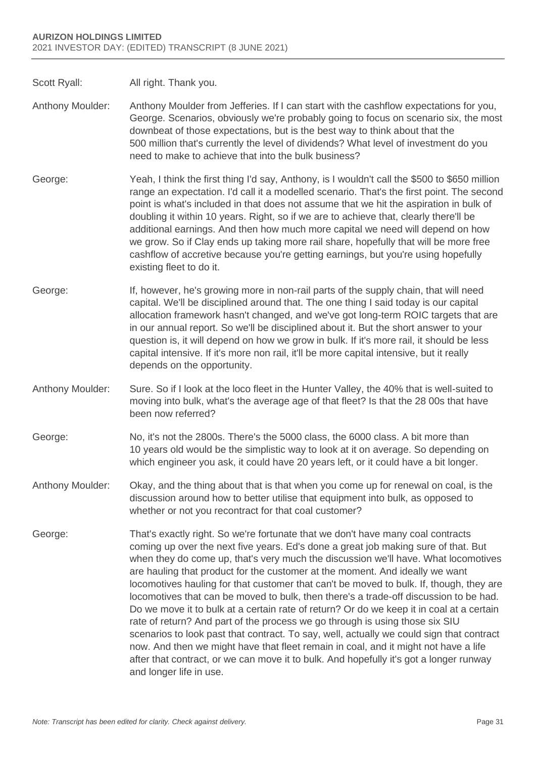Scott Ryall: All right. Thank you.

Anthony Moulder: Anthony Moulder from Jefferies. If I can start with the cashflow expectations for you, George. Scenarios, obviously we're probably going to focus on scenario six, the most downbeat of those expectations, but is the best way to think about that the 500 million that's currently the level of dividends? What level of investment do you need to make to achieve that into the bulk business?

George: Yeah, I think the first thing I'd say, Anthony, is I wouldn't call the $500 to $650 million range an expectation. I'd call it a modelled scenario. That's the first point. The second point is what's included in that does not assume that we hit the aspiration in bulk of doubling it within 10 years. Right, so if we are to achieve that, clearly there'll be additional earnings. And then how much more capital we need will depend on how we grow. So if Clay ends up taking more rail share, hopefully that will be more free cashflow of accretive because you're getting earnings, but you're using hopefully existing fleet to do it.

George: If, however, he's growing more in non-rail parts of the supply chain, that will need capital. We'll be disciplined around that. The one thing I said today is our capital allocation framework hasn't changed, and we've got long-term ROIC targets that are in our annual report. So we'll be disciplined about it. But the short answer to your question is, it will depend on how we grow in bulk. If it's more rail, it should be less capital intensive. If it's more non rail, it'll be more capital intensive, but it really depends on the opportunity.

Anthony Moulder: Sure. So if I look at the loco fleet in the Hunter Valley, the 40% that is well-suited to moving into bulk, what's the average age of that fleet? Is that the 28 00s that have been now referred?

George: No, it's not the 2800s. There's the 5000 class, the 6000 class. A bit more than 10 years old would be the simplistic way to look at it on average. So depending on which engineer you ask, it could have 20 years left, or it could have a bit longer.

Anthony Moulder: Okay, and the thing about that is that when you come up for renewal on coal, is the discussion around how to better utilise that equipment into bulk, as opposed to whether or not you recontract for that coal customer?

George: That's exactly right. So we're fortunate that we don't have many coal contracts coming up over the next five years. Ed's done a great job making sure of that. But when they do come up, that's very much the discussion we'll have. What locomotives are hauling that product for the customer at the moment. And ideally we want locomotives hauling for that customer that can't be moved to bulk. If, though, they are locomotives that can be moved to bulk, then there's a trade-off discussion to be had. Do we move it to bulk at a certain rate of return? Or do we keep it in coal at a certain rate of return? And part of the process we go through is using those six SIU scenarios to look past that contract. To say, well, actually we could sign that contract now. And then we might have that fleet remain in coal, and it might not have a life after that contract, or we can move it to bulk. And hopefully it's got a longer runway and longer life in use.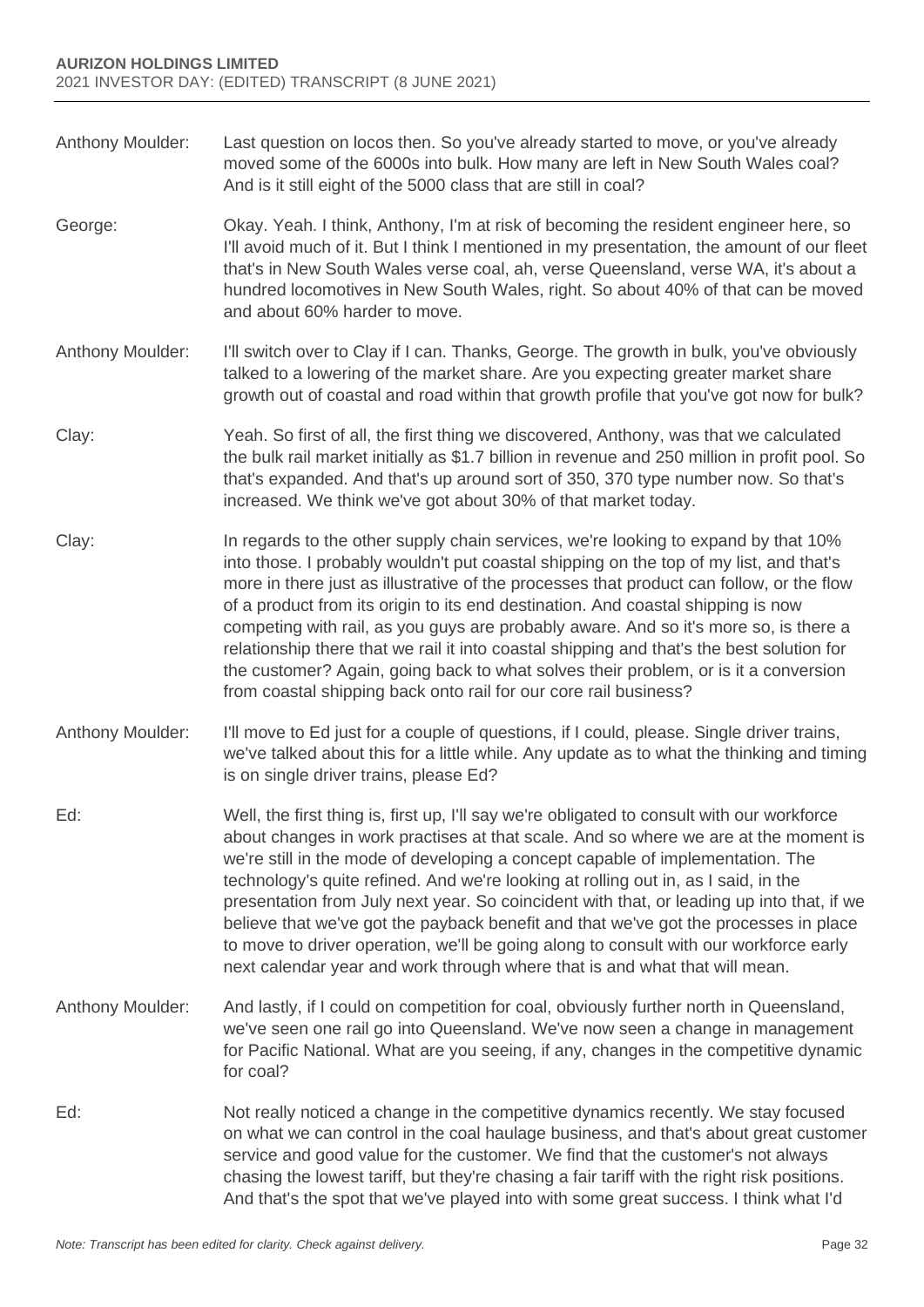Anthony Moulder: Last question on locos then. So you've already started to move, or you've already moved some of the 6000s into bulk. How many are left in New South Wales coal? And is it still eight of the 5000 class that are still in coal?

George: Okay. Yeah. I think, Anthony, I'm at risk of becoming the resident engineer here, so I'll avoid much of it. But I think I mentioned in my presentation, the amount of our fleet that's in New South Wales verse coal, ah, verse Queensland, verse WA, it's about a hundred locomotives in New South Wales, right. So about 40% of that can be moved and about 60% harder to move.

Anthony Moulder: I'll switch over to Clay if I can. Thanks, George. The growth in bulk, you've obviously talked to a lowering of the market share. Are you expecting greater market share growth out of coastal and road within that growth profile that you've got now for bulk?

Clay: Yeah. So first of all, the first thing we discovered, Anthony, was that we calculated the bulk rail market initially as $1.7 billion in revenue and 250 million in profit pool. So that's expanded. And that's up around sort of 350, 370 type number now. So that's increased. We think we've got about 30% of that market today.

Clay: In regards to the other supply chain services, we're looking to expand by that 10% into those. I probably wouldn't put coastal shipping on the top of my list, and that's more in there just as illustrative of the processes that product can follow, or the flow of a product from its origin to its end destination. And coastal shipping is now competing with rail, as you guys are probably aware. And so it's more so, is there a relationship there that we rail it into coastal shipping and that's the best solution for the customer? Again, going back to what solves their problem, or is it a conversion from coastal shipping back onto rail for our core rail business?

Anthony Moulder: I'll move to Ed just for a couple of questions, if I could, please. Single driver trains, we've talked about this for a little while. Any update as to what the thinking and timing is on single driver trains, please Ed?

Ed: Well, the first thing is, first up, I'll say we're obligated to consult with our workforce about changes in work practises at that scale. And so where we are at the moment is we're still in the mode of developing a concept capable of implementation. The technology's quite refined. And we're looking at rolling out in, as I said, in the presentation from July next year. So coincident with that, or leading up into that, if we believe that we've got the payback benefit and that we've got the processes in place to move to driver operation, we'll be going along to consult with our workforce early next calendar year and work through where that is and what that will mean.

Anthony Moulder: And lastly, if I could on competition for coal, obviously further north in Queensland, we've seen one rail go into Queensland. We've now seen a change in management for Pacific National. What are you seeing, if any, changes in the competitive dynamic for coal?

Ed: Not really noticed a change in the competitive dynamics recently. We stay focused on what we can control in the coal haulage business, and that's about great customer service and good value for the customer. We find that the customer's not always chasing the lowest tariff, but they're chasing a fair tariff with the right risk positions. And that's the spot that we've played into with some great success. I think what I'd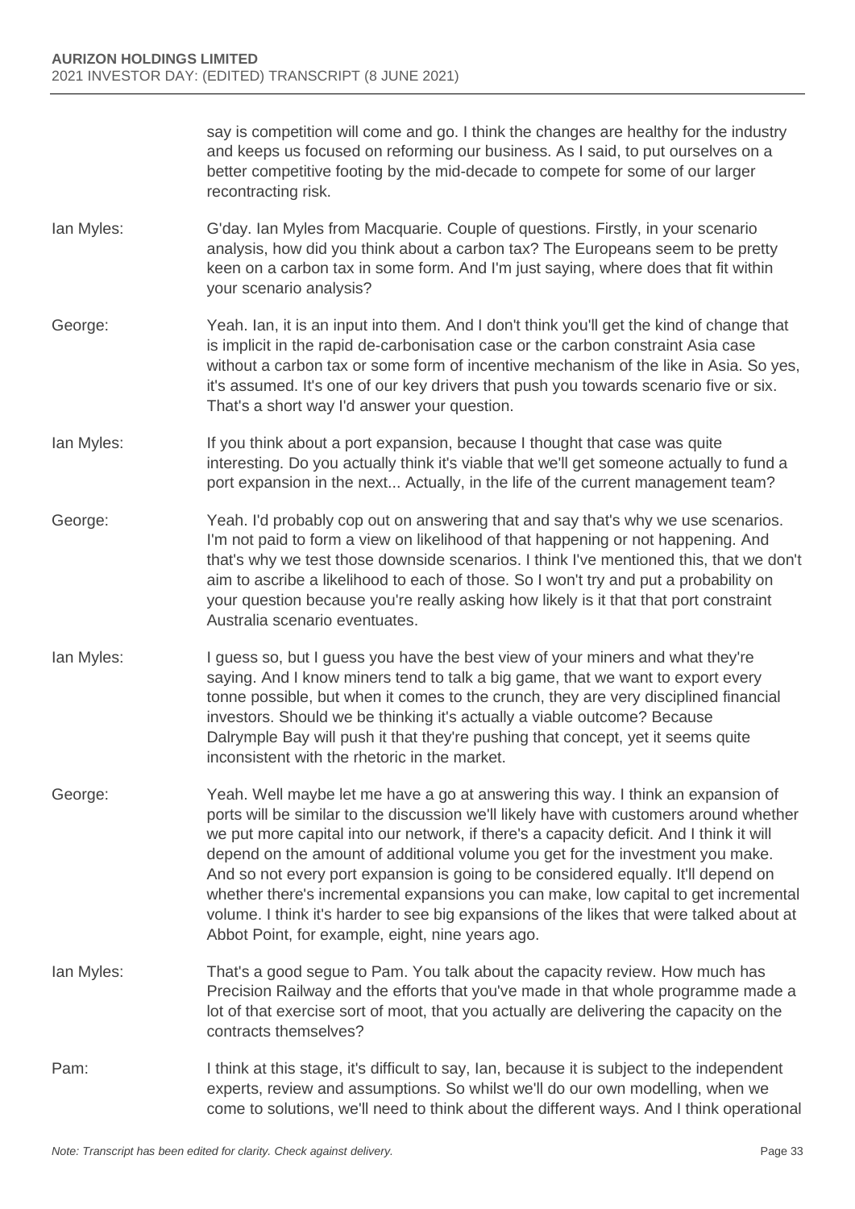say is competition will come and go. I think the changes are healthy for the industry and keeps us focused on reforming our business. As I said, to put ourselves on a better competitive footing by the mid-decade to compete for some of our larger recontracting risk.

Ian Myles: G'day. Ian Myles from Macquarie. Couple of questions. Firstly, in your scenario analysis, how did you think about a carbon tax? The Europeans seem to be pretty keen on a carbon tax in some form. And I'm just saying, where does that fit within your scenario analysis?

George: Yeah. Ian, it is an input into them. And I don't think you'll get the kind of change that is implicit in the rapid de-carbonisation case or the carbon constraint Asia case without a carbon tax or some form of incentive mechanism of the like in Asia. So yes, it's assumed. It's one of our key drivers that push you towards scenario five or six. That's a short way I'd answer your question.

Ian Myles: If you think about a port expansion, because I thought that case was quite interesting. Do you actually think it's viable that we'll get someone actually to fund a port expansion in the next... Actually, in the life of the current management team?

George: Yeah. I'd probably cop out on answering that and say that's why we use scenarios. I'm not paid to form a view on likelihood of that happening or not happening. And that's why we test those downside scenarios. I think I've mentioned this, that we don't aim to ascribe a likelihood to each of those. So I won't try and put a probability on your question because you're really asking how likely is it that that port constraint Australia scenario eventuates.

Ian Myles: I guess so, but I guess you have the best view of your miners and what they're saying. And I know miners tend to talk a big game, that we want to export every tonne possible, but when it comes to the crunch, they are very disciplined financial investors. Should we be thinking it's actually a viable outcome? Because Dalrymple Bay will push it that they're pushing that concept, yet it seems quite inconsistent with the rhetoric in the market.

George: Yeah. Well maybe let me have a go at answering this way. I think an expansion of ports will be similar to the discussion we'll likely have with customers around whether we put more capital into our network, if there's a capacity deficit. And I think it will depend on the amount of additional volume you get for the investment you make. And so not every port expansion is going to be considered equally. It'll depend on whether there's incremental expansions you can make, low capital to get incremental volume. I think it's harder to see big expansions of the likes that were talked about at Abbot Point, for example, eight, nine years ago.

Ian Myles: That's a good segue to Pam. You talk about the capacity review. How much has Precision Railway and the efforts that you've made in that whole programme made a lot of that exercise sort of moot, that you actually are delivering the capacity on the contracts themselves?

Pam: I think at this stage, it's difficult to say, Ian, because it is subject to the independent experts, review and assumptions. So whilst we'll do our own modelling, when we come to solutions, we'll need to think about the different ways. And I think operational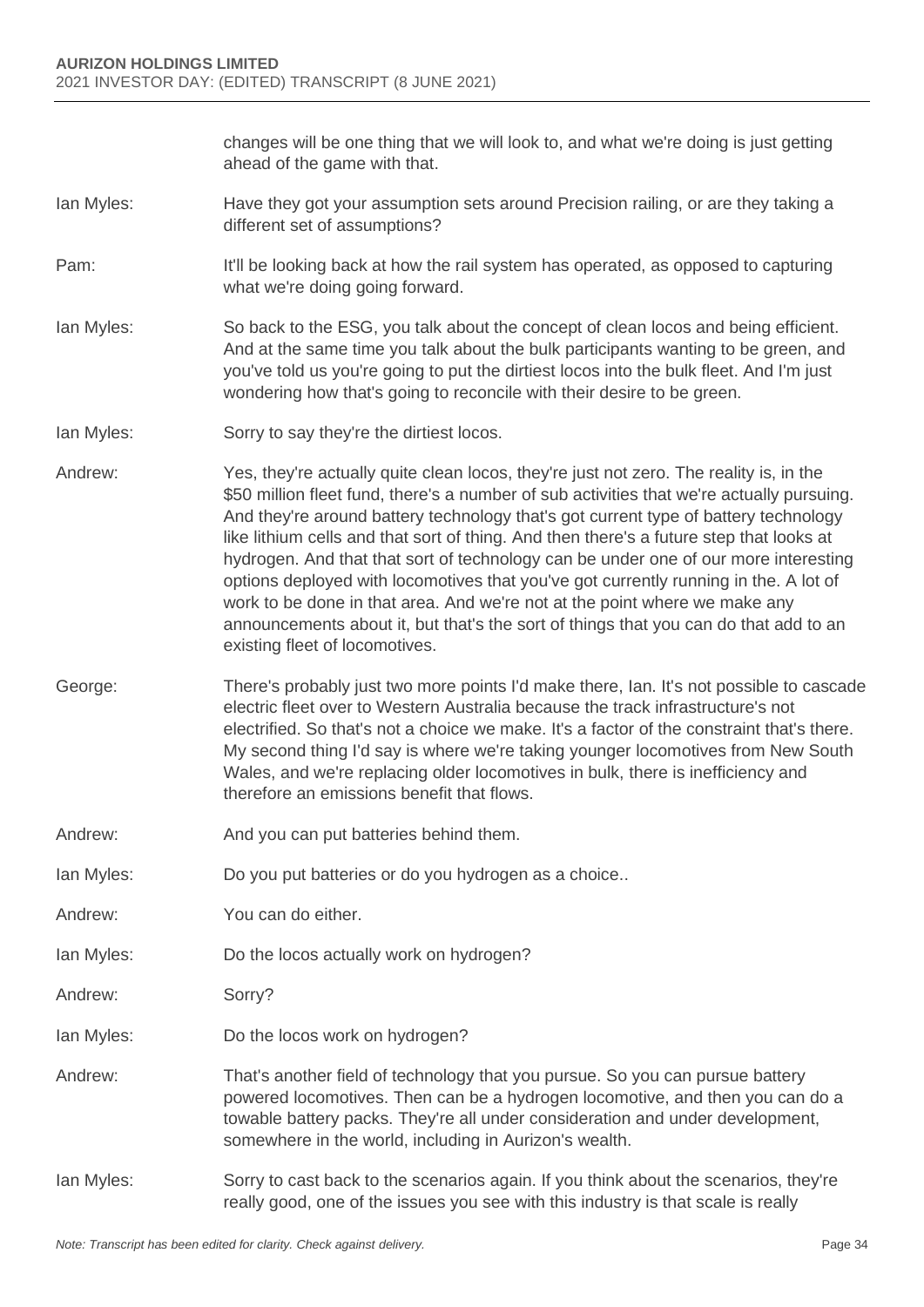changes will be one thing that we will look to, and what we're doing is just getting ahead of the game with that.

Ian Myles: Have they got your assumption sets around Precision railing, or are they taking a different set of assumptions?

Pam: It'll be looking back at how the rail system has operated, as opposed to capturing what we're doing going forward.

Ian Myles: So back to the ESG, you talk about the concept of clean locos and being efficient. And at the same time you talk about the bulk participants wanting to be green, and you've told us you're going to put the dirtiest locos into the bulk fleet. And I'm just wondering how that's going to reconcile with their desire to be green.

Ian Myles: Sorry to say they're the dirtiest locos.

Andrew: Yes, they're actually quite clean locos, they're just not zero. The reality is, in the $50 million fleet fund, there's a number of sub activities that we're actually pursuing. And they're around battery technology that's got current type of battery technology like lithium cells and that sort of thing. And then there's a future step that looks at hydrogen. And that that sort of technology can be under one of our more interesting options deployed with locomotives that you've got currently running in the. A lot of work to be done in that area. And we're not at the point where we make any announcements about it, but that's the sort of things that you can do that add to an existing fleet of locomotives.

George: There's probably just two more points I'd make there, Ian. It's not possible to cascade electric fleet over to Western Australia because the track infrastructure's not electrified. So that's not a choice we make. It's a factor of the constraint that's there. My second thing I'd say is where we're taking younger locomotives from New South Wales, and we're replacing older locomotives in bulk, there is inefficiency and therefore an emissions benefit that flows.

Andrew: And you can put batteries behind them.

Ian Myles: Do you put batteries or do you hydrogen as a choice..

Andrew: You can do either.

Ian Myles: Do the locos actually work on hydrogen?

Andrew: Sorry?

Ian Myles: Do the locos work on hydrogen?

Andrew: That's another field of technology that you pursue. So you can pursue battery powered locomotives. Then can be a hydrogen locomotive, and then you can do a towable battery packs. They're all under consideration and under development, somewhere in the world, including in Aurizon's wealth.

Ian Myles: Sorry to cast back to the scenarios again. If you think about the scenarios, they're really good, one of the issues you see with this industry is that scale is really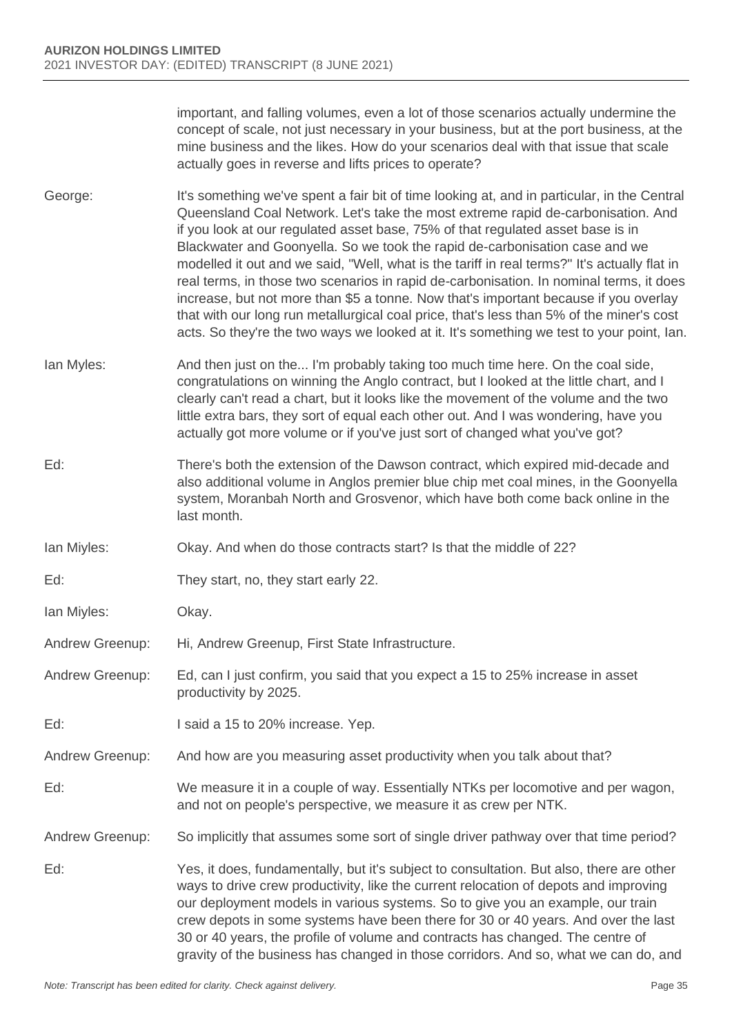important, and falling volumes, even a lot of those scenarios actually undermine the concept of scale, not just necessary in your business, but at the port business, at the mine business and the likes. How do your scenarios deal with that issue that scale actually goes in reverse and lifts prices to operate?

George: It's something we've spent a fair bit of time looking at, and in particular, in the Central Queensland Coal Network. Let's take the most extreme rapid de-carbonisation. And if you look at our regulated asset base, 75% of that regulated asset base is in Blackwater and Goonyella. So we took the rapid de-carbonisation case and we modelled it out and we said, "Well, what is the tariff in real terms?" It's actually flat in real terms, in those two scenarios in rapid de-carbonisation. In nominal terms, it does increase, but not more than $5 a tonne. Now that's important because if you overlay that with our long run metallurgical coal price, that's less than 5% of the miner's cost acts. So they're the two ways we looked at it. It's something we test to your point, Ian.

Ian Myles: And then just on the... I'm probably taking too much time here. On the coal side, congratulations on winning the Anglo contract, but I looked at the little chart, and I clearly can't read a chart, but it looks like the movement of the volume and the two little extra bars, they sort of equal each other out. And I was wondering, have you actually got more volume or if you've just sort of changed what you've got?

Ed: There's both the extension of the Dawson contract, which expired mid-decade and also additional volume in Anglos premier blue chip met coal mines, in the Goonyella system, Moranbah North and Grosvenor, which have both come back online in the last month.

Ian Miyles: Okay. And when do those contracts start? Is that the middle of 22?

Ed: They start, no, they start early 22.

Ian Miyles: Okay.

Andrew Greenup: Hi, Andrew Greenup, First State Infrastructure.

Andrew Greenup: Ed, can I just confirm, you said that you expect a 15 to 25% increase in asset productivity by 2025.

Ed: I said a 15 to 20% increase. Yep.

Andrew Greenup: And how are you measuring asset productivity when you talk about that?

Ed: We measure it in a couple of way. Essentially NTKs per locomotive and per wagon, and not on people's perspective, we measure it as crew per NTK.

Andrew Greenup: So implicitly that assumes some sort of single driver pathway over that time period?

Ed: Yes, it does, fundamentally, but it's subject to consultation. But also, there are other ways to drive crew productivity, like the current relocation of depots and improving our deployment models in various systems. So to give you an example, our train crew depots in some systems have been there for 30 or 40 years. And over the last 30 or 40 years, the profile of volume and contracts has changed. The centre of gravity of the business has changed in those corridors. And so, what we can do, and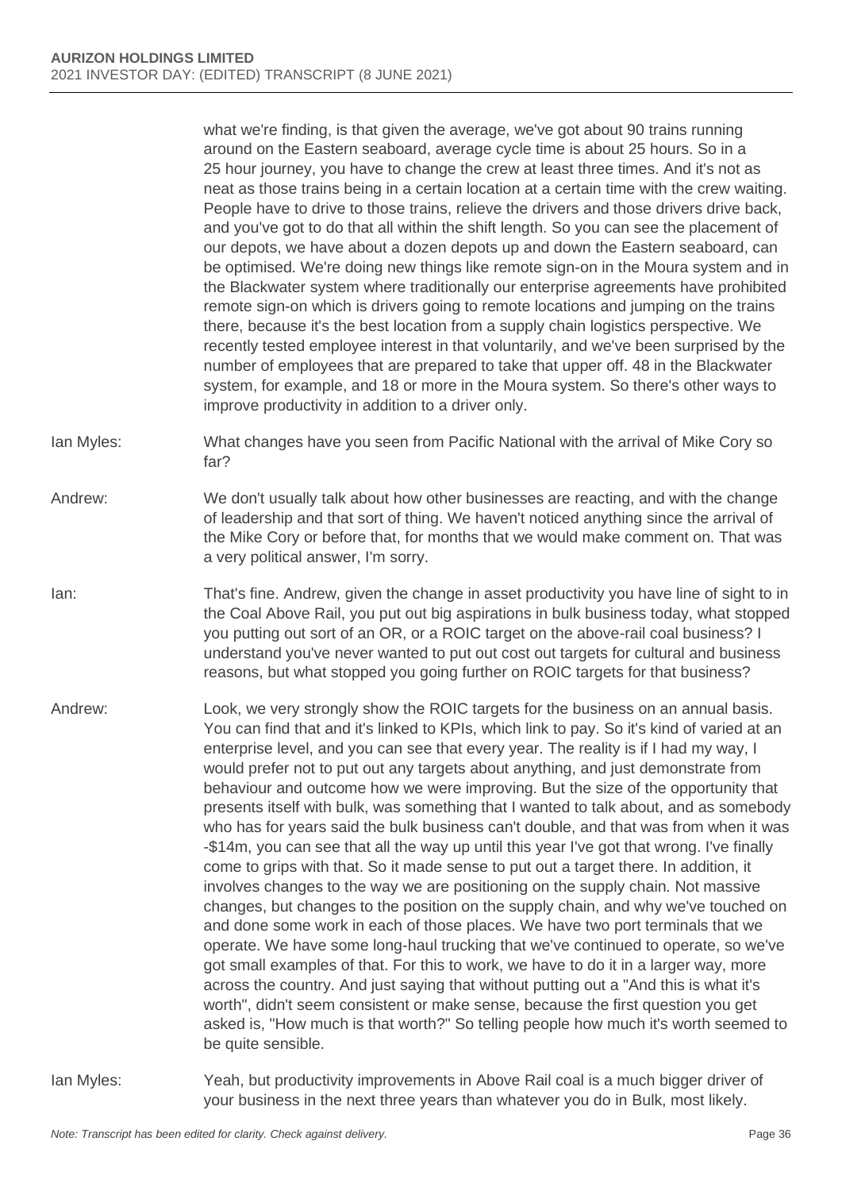what we're finding, is that given the average, we've got about 90 trains running around on the Eastern seaboard, average cycle time is about 25 hours. So in a 25 hour journey, you have to change the crew at least three times. And it's not as neat as those trains being in a certain location at a certain time with the crew waiting. People have to drive to those trains, relieve the drivers and those drivers drive back, and you've got to do that all within the shift length. So you can see the placement of our depots, we have about a dozen depots up and down the Eastern seaboard, can be optimised. We're doing new things like remote sign-on in the Moura system and in the Blackwater system where traditionally our enterprise agreements have prohibited remote sign-on which is drivers going to remote locations and jumping on the trains there, because it's the best location from a supply chain logistics perspective. We recently tested employee interest in that voluntarily, and we've been surprised by the number of employees that are prepared to take that upper off. 48 in the Blackwater system, for example, and 18 or more in the Moura system. So there's other ways to improve productivity in addition to a driver only.

Ian Myles: What changes have you seen from Pacific National with the arrival of Mike Cory so far?

Andrew: We don't usually talk about how other businesses are reacting, and with the change of leadership and that sort of thing. We haven't noticed anything since the arrival of the Mike Cory or before that, for months that we would make comment on. That was a very political answer, I'm sorry.

Ian: That's fine. Andrew, given the change in asset productivity you have line of sight to in the Coal Above Rail, you put out big aspirations in bulk business today, what stopped you putting out sort of an OR, or a ROIC target on the above-rail coal business? I understand you've never wanted to put out cost out targets for cultural and business reasons, but what stopped you going further on ROIC targets for that business?

Andrew: Look, we very strongly show the ROIC targets for the business on an annual basis. You can find that and it's linked to KPIs, which link to pay. So it's kind of varied at an enterprise level, and you can see that every year. The reality is if I had my way, I would prefer not to put out any targets about anything, and just demonstrate from behaviour and outcome how we were improving. But the size of the opportunity that presents itself with bulk, was something that I wanted to talk about, and as somebody who has for years said the bulk business can't double, and that was from when it was -$14m, you can see that all the way up until this year I've got that wrong. I've finally come to grips with that. So it made sense to put out a target there. In addition, it involves changes to the way we are positioning on the supply chain. Not massive changes, but changes to the position on the supply chain, and why we've touched on and done some work in each of those places. We have two port terminals that we operate. We have some long-haul trucking that we've continued to operate, so we've got small examples of that. For this to work, we have to do it in a larger way, more across the country. And just saying that without putting out a "And this is what it's worth", didn't seem consistent or make sense, because the first question you get asked is, "How much is that worth?" So telling people how much it's worth seemed to be quite sensible.

Ian Myles: Yeah, but productivity improvements in Above Rail coal is a much bigger driver of your business in the next three years than whatever you do in Bulk, most likely.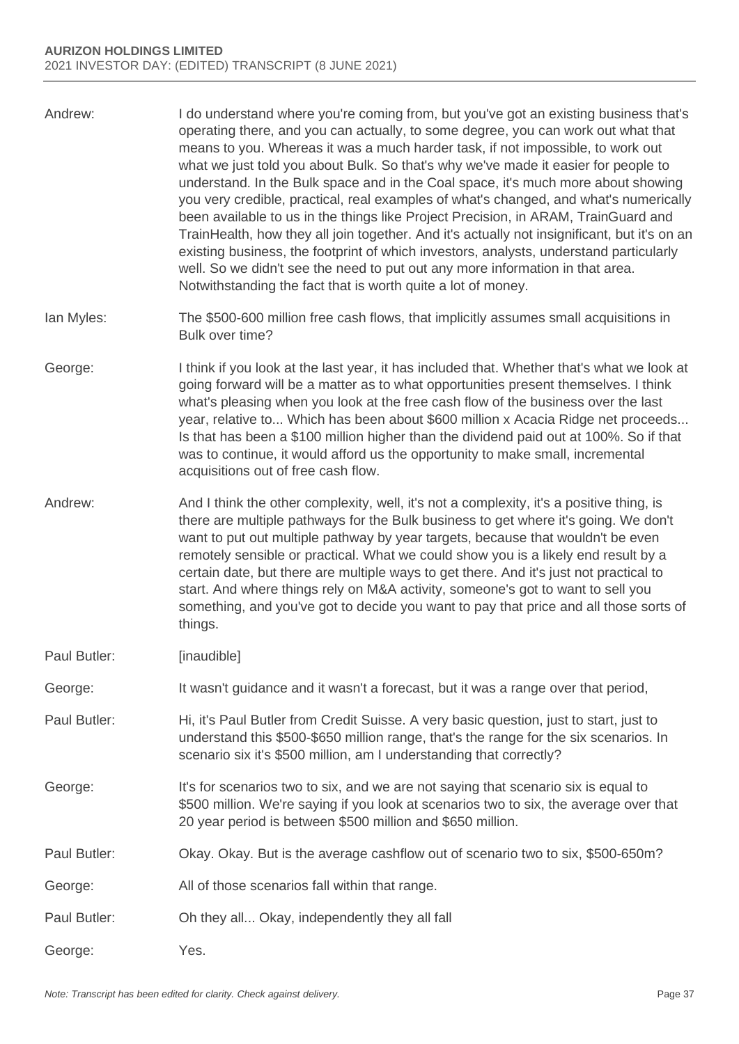Andrew: I do understand where you're coming from, but you've got an existing business that's operating there, and you can actually, to some degree, you can work out what that means to you. Whereas it was a much harder task, if not impossible, to work out what we just told you about Bulk. So that's why we've made it easier for people to understand. In the Bulk space and in the Coal space, it's much more about showing you very credible, practical, real examples of what's changed, and what's numerically been available to us in the things like Project Precision, in ARAM, TrainGuard and TrainHealth, how they all join together. And it's actually not insignificant, but it's on an existing business, the footprint of which investors, analysts, understand particularly well. So we didn't see the need to put out any more information in that area. Notwithstanding the fact that is worth quite a lot of money.

Ian Myles: The $500-600 million free cash flows, that implicitly assumes small acquisitions in Bulk over time?

George: I think if you look at the last year, it has included that. Whether that's what we look at going forward will be a matter as to what opportunities present themselves. I think what's pleasing when you look at the free cash flow of the business over the last year, relative to... Which has been about $600 million x Acacia Ridge net proceeds... Is that has been a $100 million higher than the dividend paid out at 100%. So if that was to continue, it would afford us the opportunity to make small, incremental acquisitions out of free cash flow.

Andrew: And I think the other complexity, well, it's not a complexity, it's a positive thing, is there are multiple pathways for the Bulk business to get where it's going. We don't want to put out multiple pathway by year targets, because that wouldn't be even remotely sensible or practical. What we could show you is a likely end result by a certain date, but there are multiple ways to get there. And it's just not practical to start. And where things rely on M&A activity, someone's got to want to sell you something, and you've got to decide you want to pay that price and all those sorts of things.

Paul Butler: [inaudible]

George: It wasn't guidance and it wasn't a forecast, but it was a range over that period,

Paul Butler: Hi, it's Paul Butler from Credit Suisse. A very basic question, just to start, just to understand this $500-$650 million range, that's the range for the six scenarios. In scenario six it's $500 million, am I understanding that correctly?

George: It's for scenarios two to six, and we are not saying that scenario six is equal to $500 million. We're saying if you look at scenarios two to six, the average over that 20 year period is between $500 million and $650 million.

Paul Butler: Okay. Okay. But is the average cashflow out of scenario two to six, $500-650m?

George: All of those scenarios fall within that range.

Paul Butler: Oh they all... Okay, independently they all fall

George: Yes.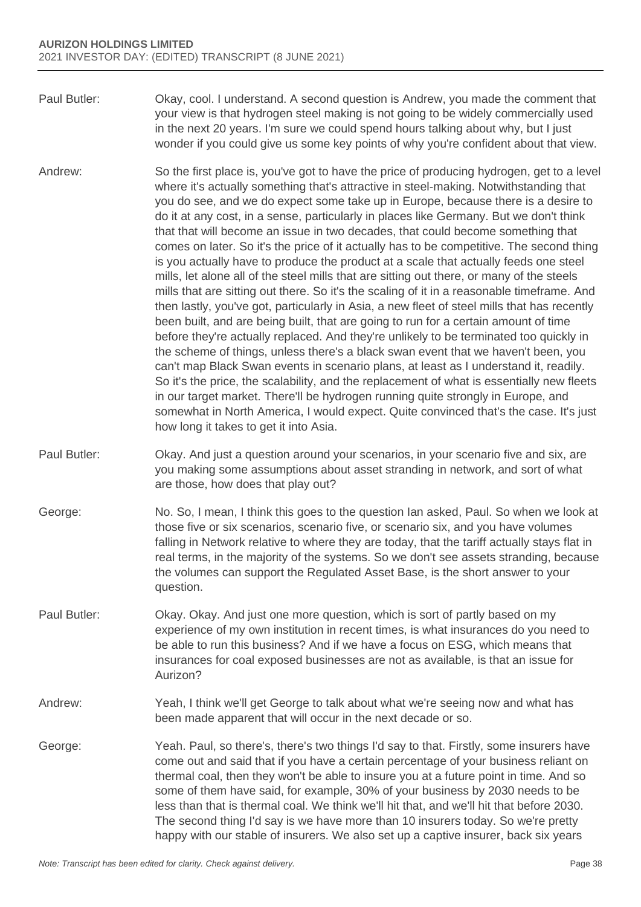Paul Butler: Okay, cool. I understand. A second question is Andrew, you made the comment that your view is that hydrogen steel making is not going to be widely commercially used in the next 20 years. I'm sure we could spend hours talking about why, but I just wonder if you could give us some key points of why you're confident about that view.

Andrew: So the first place is, you've got to have the price of producing hydrogen, get to a level where it's actually something that's attractive in steel-making. Notwithstanding that you do see, and we do expect some take up in Europe, because there is a desire to do it at any cost, in a sense, particularly in places like Germany. But we don't think that that will become an issue in two decades, that could become something that comes on later. So it's the price of it actually has to be competitive. The second thing is you actually have to produce the product at a scale that actually feeds one steel mills, let alone all of the steel mills that are sitting out there, or many of the steels mills that are sitting out there. So it's the scaling of it in a reasonable timeframe. And then lastly, you've got, particularly in Asia, a new fleet of steel mills that has recently been built, and are being built, that are going to run for a certain amount of time before they're actually replaced. And they're unlikely to be terminated too quickly in the scheme of things, unless there's a black swan event that we haven't been, you can't map Black Swan events in scenario plans, at least as I understand it, readily. So it's the price, the scalability, and the replacement of what is essentially new fleets in our target market. There'll be hydrogen running quite strongly in Europe, and somewhat in North America, I would expect. Quite convinced that's the case. It's just how long it takes to get it into Asia.

Paul Butler: Okay. And just a question around your scenarios, in your scenario five and six, are you making some assumptions about asset stranding in network, and sort of what are those, how does that play out?

George: No. So, I mean, I think this goes to the question Ian asked, Paul. So when we look at those five or six scenarios, scenario five, or scenario six, and you have volumes falling in Network relative to where they are today, that the tariff actually stays flat in real terms, in the majority of the systems. So we don't see assets stranding, because the volumes can support the Regulated Asset Base, is the short answer to your question.

Paul Butler: Okay. Okay. And just one more question, which is sort of partly based on my experience of my own institution in recent times, is what insurances do you need to be able to run this business? And if we have a focus on ESG, which means that insurances for coal exposed businesses are not as available, is that an issue for Aurizon?

Andrew: Yeah, I think we'll get George to talk about what we're seeing now and what has been made apparent that will occur in the next decade or so.

George: Yeah. Paul, so there's, there's two things I'd say to that. Firstly, some insurers have come out and said that if you have a certain percentage of your business reliant on thermal coal, then they won't be able to insure you at a future point in time. And so some of them have said, for example, 30% of your business by 2030 needs to be less than that is thermal coal. We think we'll hit that, and we'll hit that before 2030. The second thing I'd say is we have more than 10 insurers today. So we're pretty happy with our stable of insurers. We also set up a captive insurer, back six years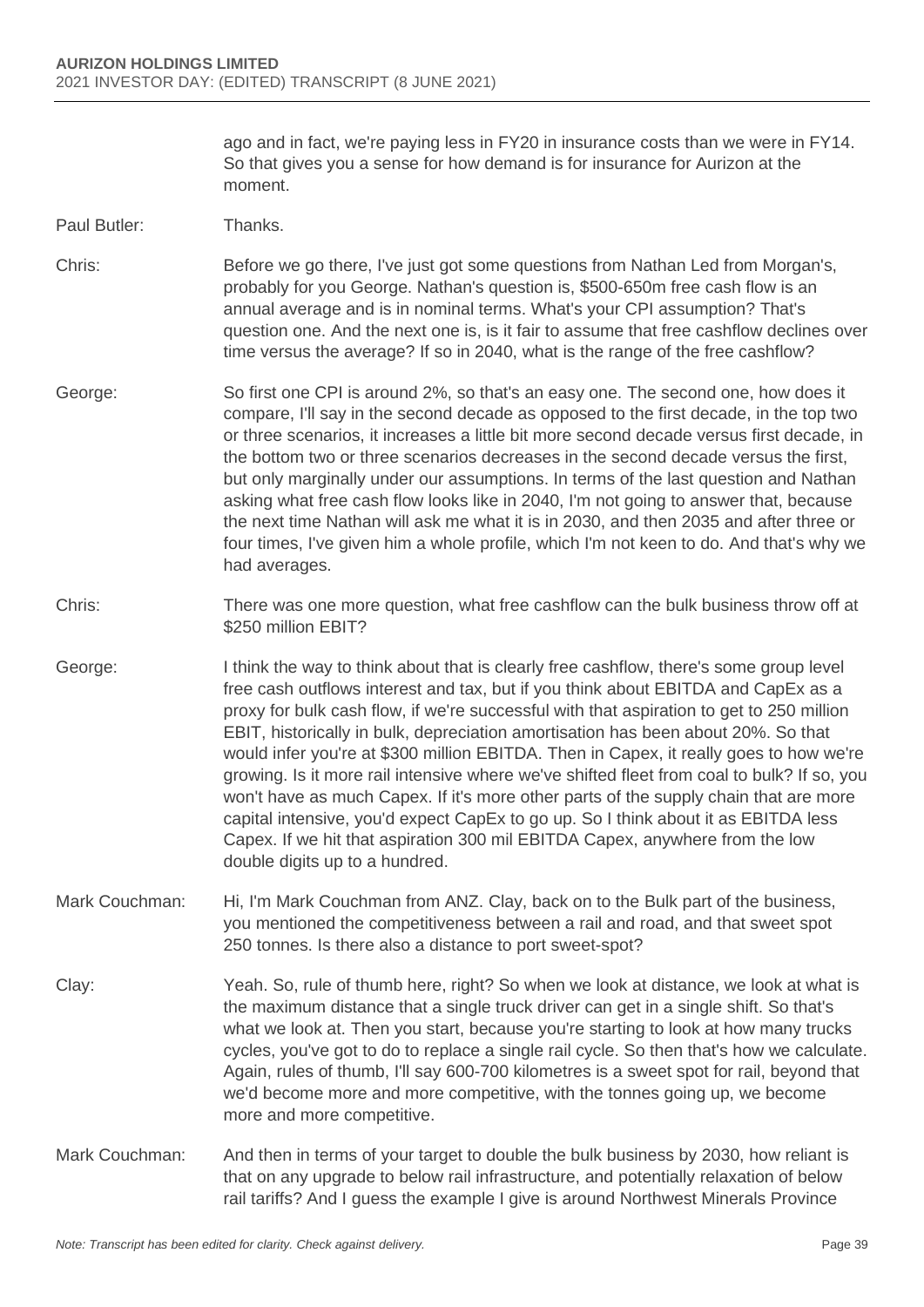ago and in fact, we're paying less in FY20 in insurance costs than we were in FY14. So that gives you a sense for how demand is for insurance for Aurizon at the moment.

**Paul Butler:** Thanks.

**Chris:** Before we go there, I've just got some questions from Nathan Led from Morgan's, probably for you George. Nathan's question is, $500-650m free cash flow is an annual average and is in nominal terms. What's your CPI assumption? That's question one. And the next one is, is it fair to assume that free cashflow declines over time versus the average? If so in 2040, what is the range of the free cashflow?

**George:** So first one CPI is around 2%, so that's an easy one. The second one, how does it compare, I'll say in the second decade as opposed to the first decade, in the top two or three scenarios, it increases a little bit more second decade versus first decade, in the bottom two or three scenarios decreases in the second decade versus the first, but only marginally under our assumptions. In terms of the last question and Nathan asking what free cash flow looks like in 2040, I'm not going to answer that, because the next time Nathan will ask me what it is in 2030, and then 2035 and after three or four times, I've given him a whole profile, which I'm not keen to do. And that's why we had averages.

**Chris:** There was one more question, what free cashflow can the bulk business throw off at $250 million EBIT?

**George:** I think the way to think about that is clearly free cashflow, there's some group level free cash outflows interest and tax, but if you think about EBITDA and CapEx as a proxy for bulk cash flow, if we're successful with that aspiration to get to 250 million EBIT, historically in bulk, depreciation amortisation has been about 20%. So that would infer you're at $300 million EBITDA. Then in Capex, it really goes to how we're growing. Is it more rail intensive where we've shifted fleet from coal to bulk? If so, you won't have as much Capex. If it's more other parts of the supply chain that are more capital intensive, you'd expect CapEx to go up. So I think about it as EBITDA less Capex. If we hit that aspiration 300 mil EBITDA Capex, anywhere from the low double digits up to a hundred.

**Mark Couchman:** Hi, I'm Mark Couchman from ANZ. Clay, back on to the Bulk part of the business, you mentioned the competitiveness between a rail and road, and that sweet spot 250 tonnes. Is there also a distance to port sweet-spot?

**Clay:** Yeah. So, rule of thumb here, right? So when we look at distance, we look at what is the maximum distance that a single truck driver can get in a single shift. So that's what we look at. Then you start, because you're starting to look at how many trucks cycles, you've got to do to replace a single rail cycle. So then that's how we calculate. Again, rules of thumb, I'll say 600-700 kilometres is a sweet spot for rail, beyond that we'd become more and more competitive, with the tonnes going up, we become more and more competitive.

**Mark Couchman:** And then in terms of your target to double the bulk business by 2030, how reliant is that on any upgrade to below rail infrastructure, and potentially relaxation of below rail tariffs? And I guess the example I give is around Northwest Minerals Province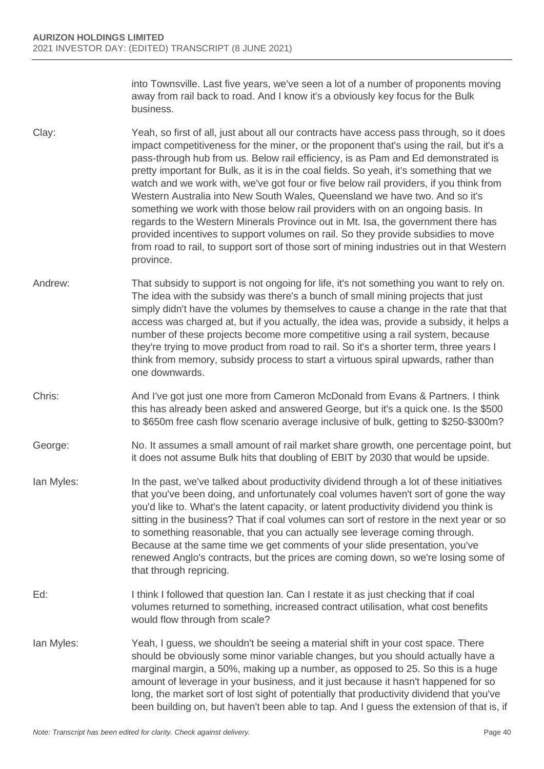into Townsville. Last five years, we've seen a lot of a number of proponents moving away from rail back to road. And I know it's a obviously key focus for the Bulk business.

Clay: Yeah, so first of all, just about all our contracts have access pass through, so it does impact competitiveness for the miner, or the proponent that's using the rail, but it's a pass-through hub from us. Below rail efficiency, is as Pam and Ed demonstrated is pretty important for Bulk, as it is in the coal fields. So yeah, it's something that we watch and we work with, we've got four or five below rail providers, if you think from Western Australia into New South Wales, Queensland we have two. And so it's something we work with those below rail providers with on an ongoing basis. In regards to the Western Minerals Province out in Mt. Isa, the government there has provided incentives to support volumes on rail. So they provide subsidies to move from road to rail, to support sort of those sort of mining industries out in that Western province.

Andrew: That subsidy to support is not ongoing for life, it's not something you want to rely on. The idea with the subsidy was there's a bunch of small mining projects that just simply didn't have the volumes by themselves to cause a change in the rate that that access was charged at, but if you actually, the idea was, provide a subsidy, it helps a number of these projects become more competitive using a rail system, because they're trying to move product from road to rail. So it's a shorter term, three years I think from memory, subsidy process to start a virtuous spiral upwards, rather than one downwards.

Chris: And I've got just one more from Cameron McDonald from Evans & Partners. I think this has already been asked and answered George, but it's a quick one. Is the $500 to $650m free cash flow scenario average inclusive of bulk, getting to $250-$300m?

George: No. It assumes a small amount of rail market share growth, one percentage point, but it does not assume Bulk hits that doubling of EBIT by 2030 that would be upside.

Ian Myles: In the past, we've talked about productivity dividend through a lot of these initiatives that you've been doing, and unfortunately coal volumes haven't sort of gone the way you'd like to. What's the latent capacity, or latent productivity dividend you think is sitting in the business? That if coal volumes can sort of restore in the next year or so to something reasonable, that you can actually see leverage coming through. Because at the same time we get comments of your slide presentation, you've renewed Anglo's contracts, but the prices are coming down, so we're losing some of that through repricing.

Ed: I think I followed that question Ian. Can I restate it as just checking that if coal volumes returned to something, increased contract utilisation, what cost benefits would flow through from scale?

Ian Myles: Yeah, I guess, we shouldn't be seeing a material shift in your cost space. There should be obviously some minor variable changes, but you should actually have a marginal margin, a 50%, making up a number, as opposed to 25. So this is a huge amount of leverage in your business, and it just because it hasn't happened for so long, the market sort of lost sight of potentially that productivity dividend that you've been building on, but haven't been able to tap. And I guess the extension of that is, if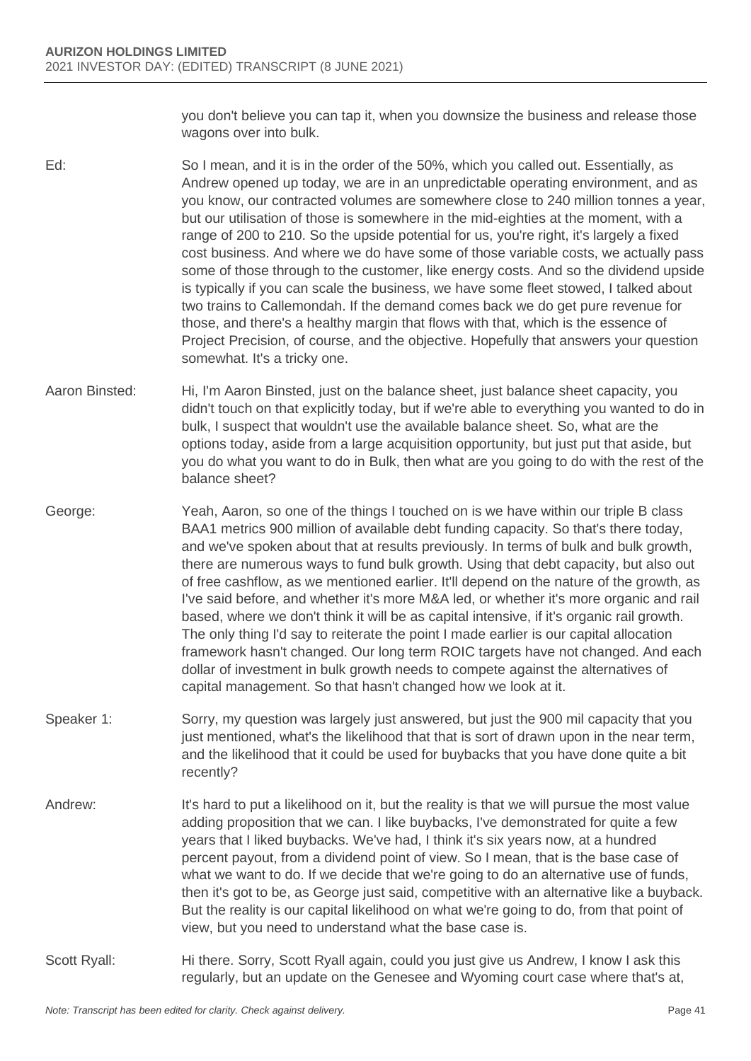you don't believe you can tap it, when you downsize the business and release those wagons over into bulk.

**Ed:** So I mean, and it is in the order of the 50%, which you called out. Essentially, as Andrew opened up today, we are in an unpredictable operating environment, and as you know, our contracted volumes are somewhere close to 240 million tonnes a year, but our utilisation of those is somewhere in the mid-eighties at the moment, with a range of 200 to 210. So the upside potential for us, you're right, it's largely a fixed cost business. And where we do have some of those variable costs, we actually pass some of those through to the customer, like energy costs. And so the dividend upside is typically if you can scale the business, we have some fleet stowed, I talked about two trains to Callemondah. If the demand comes back we do get pure revenue for those, and there's a healthy margin that flows with that, which is the essence of Project Precision, of course, and the objective. Hopefully that answers your question somewhat. It's a tricky one.

**Aaron Binsted:** Hi, I'm Aaron Binsted, just on the balance sheet, just balance sheet capacity, you didn't touch on that explicitly today, but if we're able to everything you wanted to do in bulk, I suspect that wouldn't use the available balance sheet. So, what are the options today, aside from a large acquisition opportunity, but just put that aside, but you do what you want to do in Bulk, then what are you going to do with the rest of the balance sheet?

**George:** Yeah, Aaron, so one of the things I touched on is we have within our triple B class BAA1 metrics 900 million of available debt funding capacity. So that's there today, and we've spoken about that at results previously. In terms of bulk and bulk growth, there are numerous ways to fund bulk growth. Using that debt capacity, but also out of free cashflow, as we mentioned earlier. It'll depend on the nature of the growth, as I've said before, and whether it's more M&A led, or whether it's more organic and rail based, where we don't think it will be as capital intensive, if it's organic rail growth. The only thing I'd say to reiterate the point I made earlier is our capital allocation framework hasn't changed. Our long term ROIC targets have not changed. And each dollar of investment in bulk growth needs to compete against the alternatives of capital management. So that hasn't changed how we look at it.

**Speaker 1:** Sorry, my question was largely just answered, but just the 900 mil capacity that you just mentioned, what's the likelihood that that is sort of drawn upon in the near term, and the likelihood that it could be used for buybacks that you have done quite a bit recently?

**Andrew:** It's hard to put a likelihood on it, but the reality is that we will pursue the most value adding proposition that we can. I like buybacks, I've demonstrated for quite a few years that I liked buybacks. We've had, I think it's six years now, at a hundred percent payout, from a dividend point of view. So I mean, that is the base case of what we want to do. If we decide that we're going to do an alternative use of funds, then it's got to be, as George just said, competitive with an alternative like a buyback. But the reality is our capital likelihood on what we're going to do, from that point of view, but you need to understand what the base case is.

**Scott Ryall:** Hi there. Sorry, Scott Ryall again, could you just give us Andrew, I know I ask this regularly, but an update on the Genesee and Wyoming court case where that's at,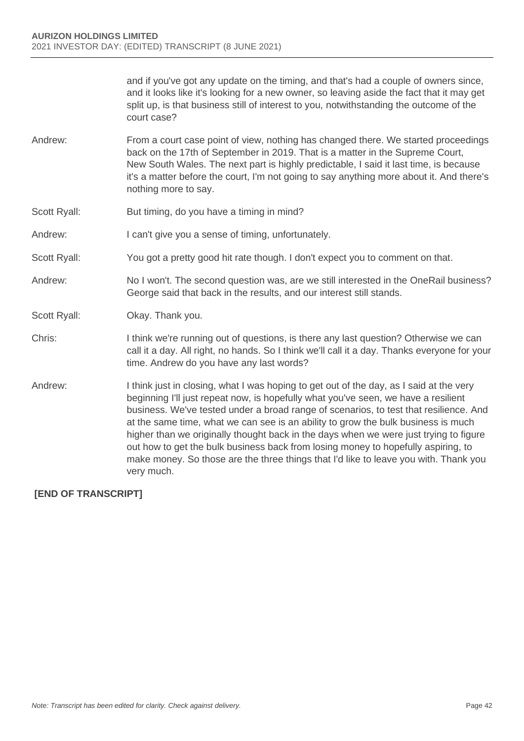and if you've got any update on the timing, and that's had a couple of owners since, and it looks like it's looking for a new owner, so leaving aside the fact that it may get split up, is that business still of interest to you, notwithstanding the outcome of the court case?

Andrew: From a court case point of view, nothing has changed there. We started proceedings back on the 17th of September in 2019. That is a matter in the Supreme Court, New South Wales. The next part is highly predictable, I said it last time, is because it's a matter before the court, I'm not going to say anything more about it. And there's nothing more to say.

Scott Ryall: But timing, do you have a timing in mind?

Andrew: I can't give you a sense of timing, unfortunately.

Scott Ryall: You got a pretty good hit rate though. I don't expect you to comment on that.

Andrew: No I won't. The second question was, are we still interested in the OneRail business? George said that back in the results, and our interest still stands.

Scott Ryall: Okay. Thank you.

Chris: I think we're running out of questions, is there any last question? Otherwise we can call it a day. All right, no hands. So I think we'll call it a day. Thanks everyone for your time. Andrew do you have any last words?

Andrew: I think just in closing, what I was hoping to get out of the day, as I said at the very beginning I'll just repeat now, is hopefully what you've seen, we have a resilient business. We've tested under a broad range of scenarios, to test that resilience. And at the same time, what we can see is an ability to grow the bulk business is much higher than we originally thought back in the days when we were just trying to figure out how to get the bulk business back from losing money to hopefully aspiring, to make money. So those are the three things that I'd like to leave you with. Thank you very much.

**[END OF TRANSCRIPT]**

*Note: Transcript has been edited for clarity. Check against delivery.*